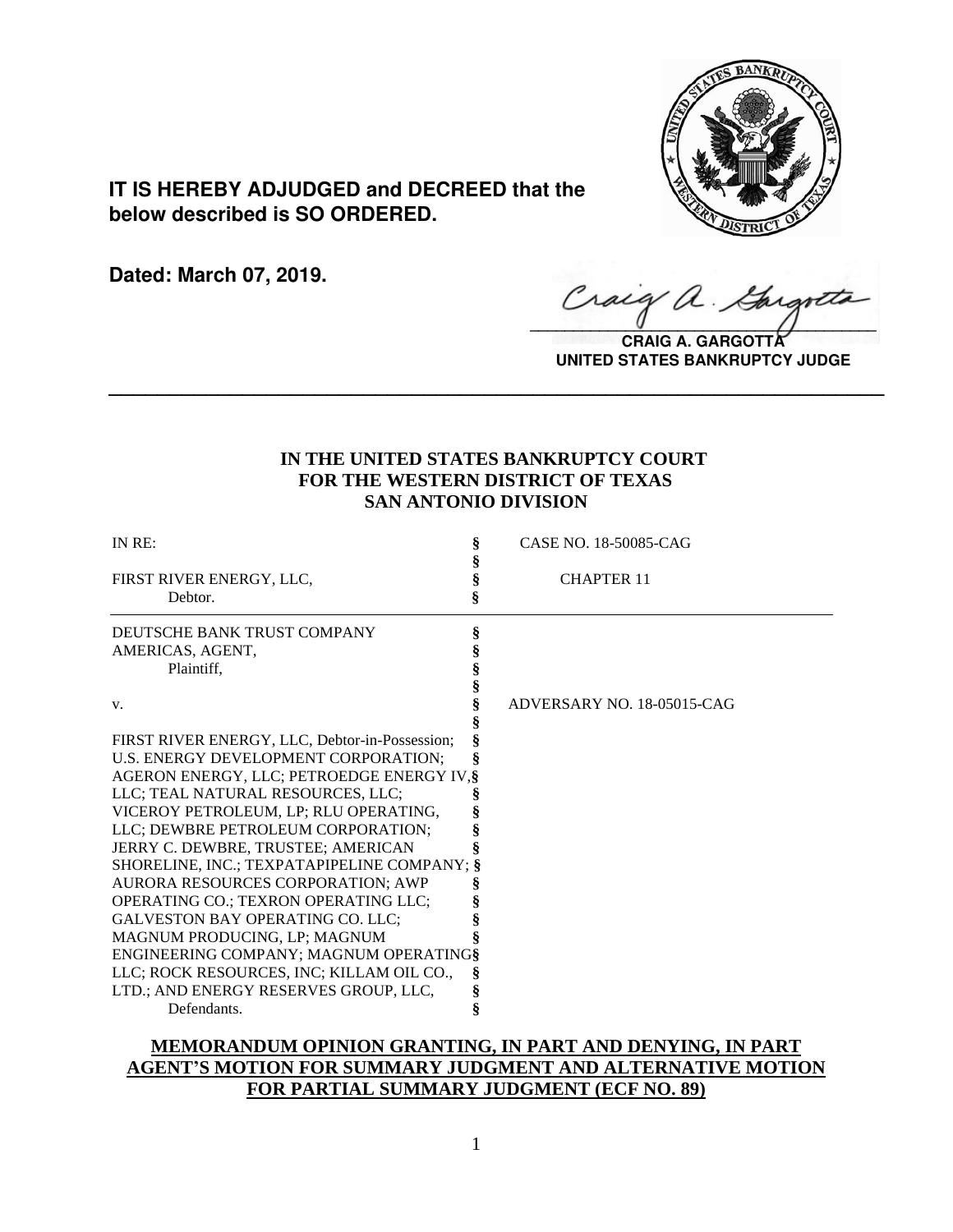**IT IS HEREBY ADJUDGED and DECREED that the below described is SO ORDERED.**

**Dated: March 07, 2019.**

**CRAIG A. GARGOTTA**
**UNITED STATES BANKRUPTCY JUDGE**

---

**IN THE UNITED STATES BANKRUPTCY COURT**
**FOR THE WESTERN DISTRICT OF TEXAS**
**SAN ANTONIO DIVISION**

| | | |
|---|---|---|
| IN RE: | § | CASE NO. 18-50085-CAG |
| | § | |
| FIRST RIVER ENERGY, LLC, Debtor. | § | CHAPTER 11 |
| DEUTSCHE BANK TRUST COMPANY AMERICAS, AGENT, Plaintiff, | § | |
| v. | § | ADVERSARY NO. 18-05015-CAG |
| FIRST RIVER ENERGY, LLC, Debtor-in-Possession; U.S. ENERGY DEVELOPMENT CORPORATION; AGERON ENERGY, LLC; PETROEDGE ENERGY IV, LLC; TEAL NATURAL RESOURCES, LLC; VICEROY PETROLEUM, LP; RLU OPERATING, LLC; DEWBRE PETROLEUM CORPORATION; JERRY C. DEWBRE, TRUSTEE; AMERICAN SHORELINE, INC.; TEXPATAPIPELINE COMPANY; AURORA RESOURCES CORPORATION; AWP OPERATING CO.; TEXRON OPERATING LLC; GALVESTON BAY OPERATING CO. LLC; MAGNUM PRODUCING, LP; MAGNUM ENGINEERING COMPANY; MAGNUM OPERATING LLC; ROCK RESOURCES, INC; KILLAM OIL CO., LTD.; AND ENERGY RESERVES GROUP, LLC, Defendants. | § | |

**MEMORANDUM OPINION GRANTING, IN PART AND DENYING, IN PART AGENT'S MOTION FOR SUMMARY JUDGMENT AND ALTERNATIVE MOTION FOR PARTIAL SUMMARY JUDGMENT (ECF NO. 89)**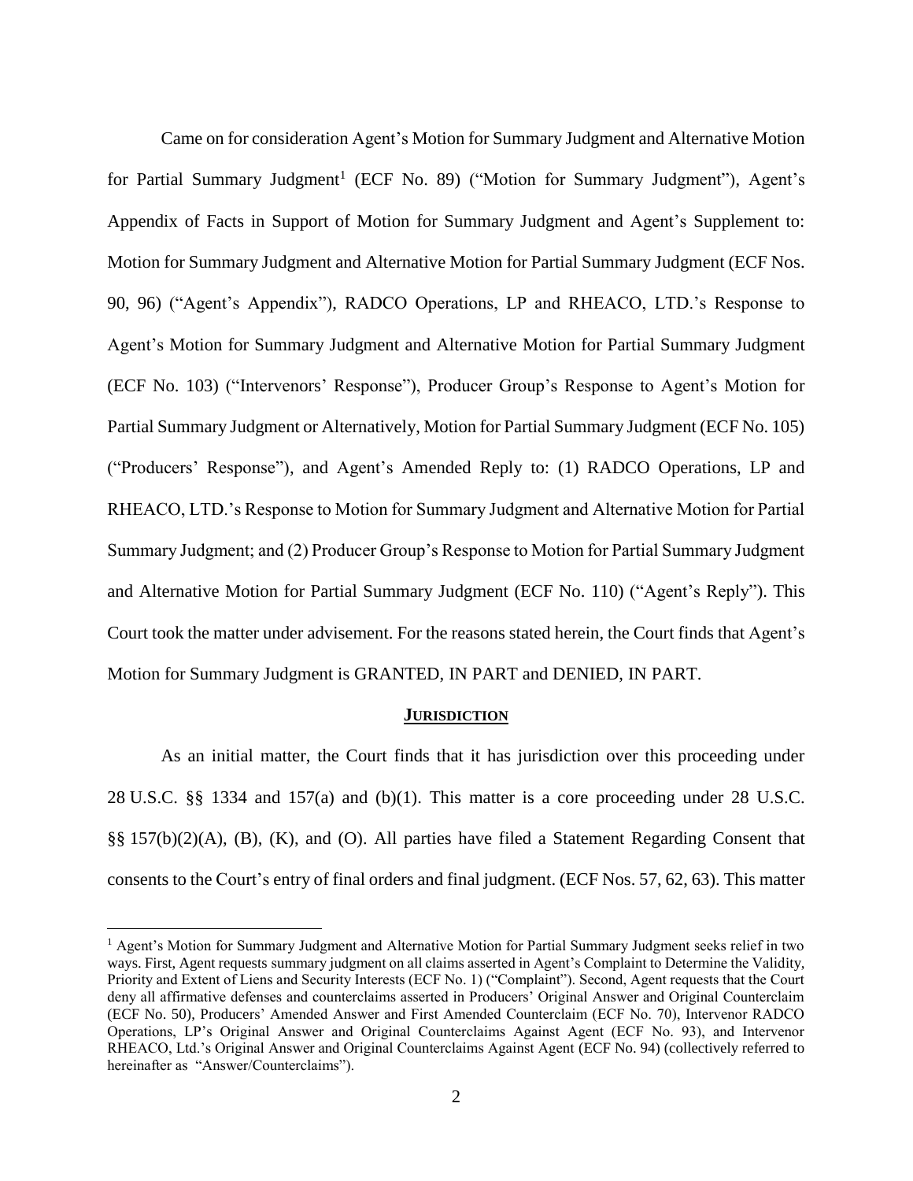Came on for consideration Agent's Motion for Summary Judgment and Alternative Motion for Partial Summary Judgment[1] (ECF No. 89) ("Motion for Summary Judgment"), Agent's Appendix of Facts in Support of Motion for Summary Judgment and Agent's Supplement to: Motion for Summary Judgment and Alternative Motion for Partial Summary Judgment (ECF Nos. 90, 96) ("Agent's Appendix"), RADCO Operations, LP and RHEACO, LTD.'s Response to Agent's Motion for Summary Judgment and Alternative Motion for Partial Summary Judgment (ECF No. 103) ("Intervenors' Response"), Producer Group's Response to Agent's Motion for Partial Summary Judgment or Alternatively, Motion for Partial Summary Judgment (ECF No. 105) ("Producers' Response"), and Agent's Amended Reply to: (1) RADCO Operations, LP and RHEACO, LTD.'s Response to Motion for Summary Judgment and Alternative Motion for Partial Summary Judgment; and (2) Producer Group's Response to Motion for Partial Summary Judgment and Alternative Motion for Partial Summary Judgment (ECF No. 110) ("Agent's Reply"). This Court took the matter under advisement. For the reasons stated herein, the Court finds that Agent's Motion for Summary Judgment is GRANTED, IN PART and DENIED, IN PART.

## JURISDICTION

As an initial matter, the Court finds that it has jurisdiction over this proceeding under 28 U.S.C. §§ 1334 and 157(a) and (b)(1). This matter is a core proceeding under 28 U.S.C. §§ 157(b)(2)(A), (B), (K), and (O). All parties have filed a Statement Regarding Consent that consents to the Court's entry of final orders and final judgment. (ECF Nos. 57, 62, 63). This matter

[1] Agent's Motion for Summary Judgment and Alternative Motion for Partial Summary Judgment seeks relief in two ways. First, Agent requests summary judgment on all claims asserted in Agent's Complaint to Determine the Validity, Priority and Extent of Liens and Security Interests (ECF No. 1) ("Complaint"). Second, Agent requests that the Court deny all affirmative defenses and counterclaims asserted in Producers' Original Answer and Original Counterclaim (ECF No. 50), Producers' Amended Answer and First Amended Counterclaim (ECF No. 70), Intervenor RADCO Operations, LP's Original Answer and Original Counterclaims Against Agent (ECF No. 93), and Intervenor RHEACO, Ltd.'s Original Answer and Original Counterclaims Against Agent (ECF No. 94) (collectively referred to hereinafter as "Answer/Counterclaims").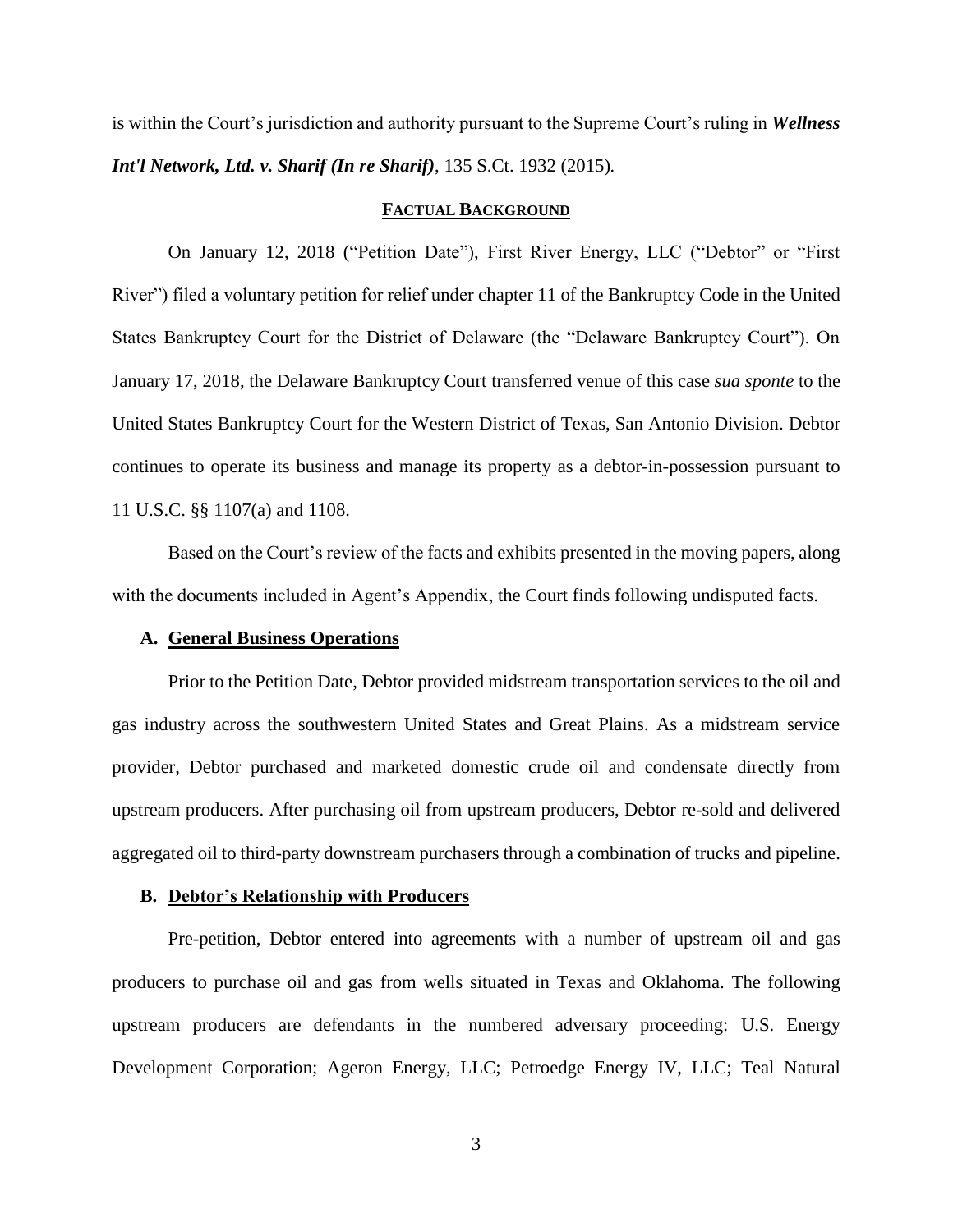is within the Court's jurisdiction and authority pursuant to the Supreme Court's ruling in ***Wellness Int'l Network, Ltd. v. Sharif (In re Sharif)***, 135 S.Ct. 1932 (2015).

## FACTUAL BACKGROUND

On January 12, 2018 ("Petition Date"), First River Energy, LLC ("Debtor" or "First River") filed a voluntary petition for relief under chapter 11 of the Bankruptcy Code in the United States Bankruptcy Court for the District of Delaware (the "Delaware Bankruptcy Court"). On January 17, 2018, the Delaware Bankruptcy Court transferred venue of this case *sua sponte* to the United States Bankruptcy Court for the Western District of Texas, San Antonio Division. Debtor continues to operate its business and manage its property as a debtor-in-possession pursuant to 11 U.S.C. §§ 1107(a) and 1108.

Based on the Court's review of the facts and exhibits presented in the moving papers, along with the documents included in Agent's Appendix, the Court finds following undisputed facts.

### A. General Business Operations

Prior to the Petition Date, Debtor provided midstream transportation services to the oil and gas industry across the southwestern United States and Great Plains. As a midstream service provider, Debtor purchased and marketed domestic crude oil and condensate directly from upstream producers. After purchasing oil from upstream producers, Debtor re-sold and delivered aggregated oil to third-party downstream purchasers through a combination of trucks and pipeline.

### B. Debtor's Relationship with Producers

Pre-petition, Debtor entered into agreements with a number of upstream oil and gas producers to purchase oil and gas from wells situated in Texas and Oklahoma. The following upstream producers are defendants in the numbered adversary proceeding: U.S. Energy Development Corporation; Ageron Energy, LLC; Petroedge Energy IV, LLC; Teal Natural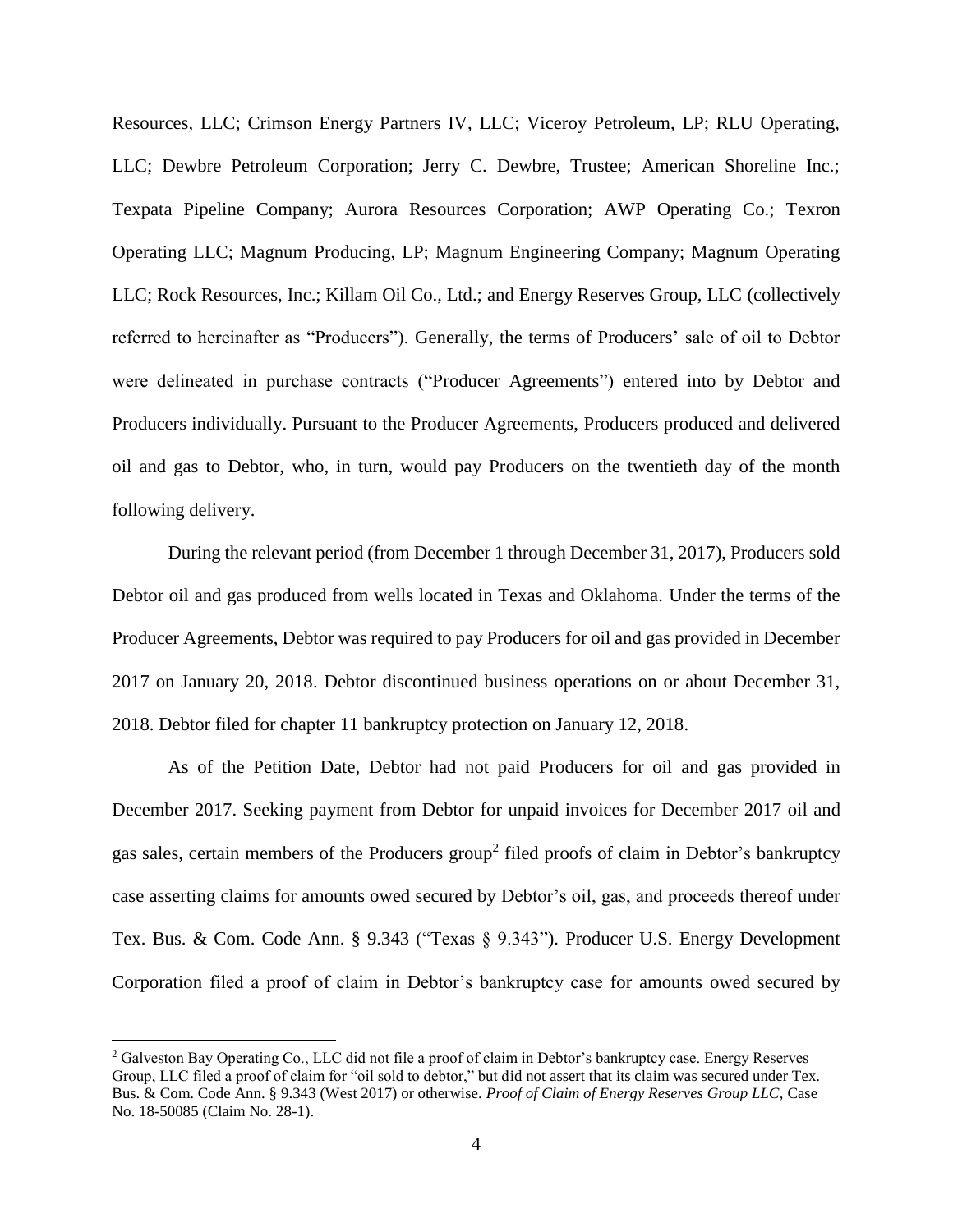Resources, LLC; Crimson Energy Partners IV, LLC; Viceroy Petroleum, LP; RLU Operating, LLC; Dewbre Petroleum Corporation; Jerry C. Dewbre, Trustee; American Shoreline Inc.; Texpata Pipeline Company; Aurora Resources Corporation; AWP Operating Co.; Texron Operating LLC; Magnum Producing, LP; Magnum Engineering Company; Magnum Operating LLC; Rock Resources, Inc.; Killam Oil Co., Ltd.; and Energy Reserves Group, LLC (collectively referred to hereinafter as "Producers"). Generally, the terms of Producers' sale of oil to Debtor were delineated in purchase contracts ("Producer Agreements") entered into by Debtor and Producers individually. Pursuant to the Producer Agreements, Producers produced and delivered oil and gas to Debtor, who, in turn, would pay Producers on the twentieth day of the month following delivery.

During the relevant period (from December 1 through December 31, 2017), Producers sold Debtor oil and gas produced from wells located in Texas and Oklahoma. Under the terms of the Producer Agreements, Debtor was required to pay Producers for oil and gas provided in December 2017 on January 20, 2018. Debtor discontinued business operations on or about December 31, 2018. Debtor filed for chapter 11 bankruptcy protection on January 12, 2018.

As of the Petition Date, Debtor had not paid Producers for oil and gas provided in December 2017. Seeking payment from Debtor for unpaid invoices for December 2017 oil and gas sales, certain members of the Producers group[2] filed proofs of claim in Debtor's bankruptcy case asserting claims for amounts owed secured by Debtor's oil, gas, and proceeds thereof under Tex. Bus. & Com. Code Ann. § 9.343 ("Texas § 9.343"). Producer U.S. Energy Development Corporation filed a proof of claim in Debtor's bankruptcy case for amounts owed secured by

[2] Galveston Bay Operating Co., LLC did not file a proof of claim in Debtor's bankruptcy case. Energy Reserves Group, LLC filed a proof of claim for "oil sold to debtor," but did not assert that its claim was secured under Tex. Bus. & Com. Code Ann. § 9.343 (West 2017) or otherwise. *Proof of Claim of Energy Reserves Group LLC*, Case No. 18-50085 (Claim No. 28-1).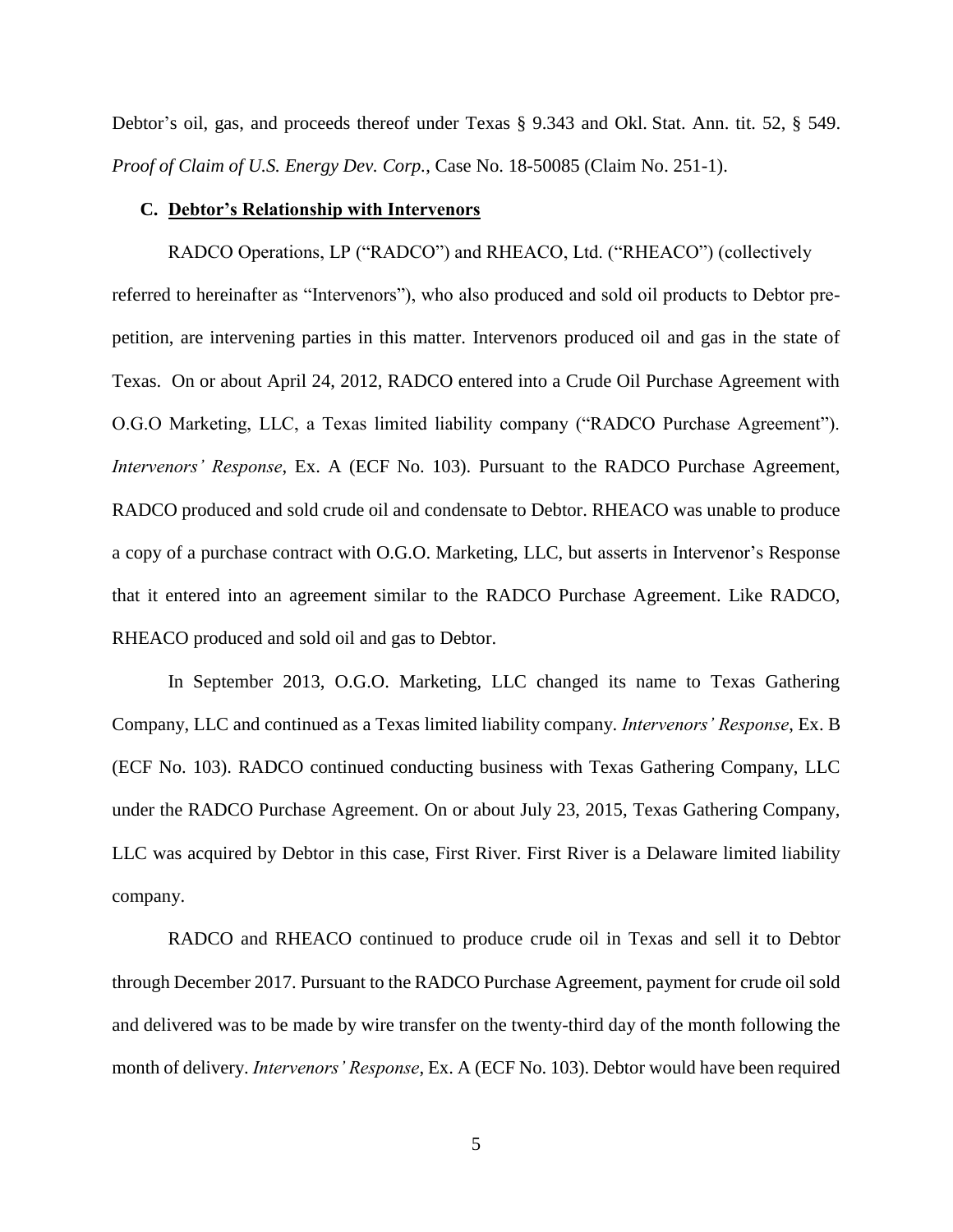Debtor's oil, gas, and proceeds thereof under Texas § 9.343 and Okl. Stat. Ann. tit. 52, § 549. *Proof of Claim of U.S. Energy Dev. Corp.*, Case No. 18-50085 (Claim No. 251-1).

### C. Debtor's Relationship with Intervenors

RADCO Operations, LP ("RADCO") and RHEACO, Ltd. ("RHEACO") (collectively referred to hereinafter as "Intervenors"), who also produced and sold oil products to Debtor pre-petition, are intervening parties in this matter. Intervenors produced oil and gas in the state of Texas. On or about April 24, 2012, RADCO entered into a Crude Oil Purchase Agreement with O.G.O Marketing, LLC, a Texas limited liability company ("RADCO Purchase Agreement"). *Intervenors' Response*, Ex. A (ECF No. 103). Pursuant to the RADCO Purchase Agreement, RADCO produced and sold crude oil and condensate to Debtor. RHEACO was unable to produce a copy of a purchase contract with O.G.O. Marketing, LLC, but asserts in Intervenor's Response that it entered into an agreement similar to the RADCO Purchase Agreement. Like RADCO, RHEACO produced and sold oil and gas to Debtor.

In September 2013, O.G.O. Marketing, LLC changed its name to Texas Gathering Company, LLC and continued as a Texas limited liability company. *Intervenors' Response*, Ex. B (ECF No. 103). RADCO continued conducting business with Texas Gathering Company, LLC under the RADCO Purchase Agreement. On or about July 23, 2015, Texas Gathering Company, LLC was acquired by Debtor in this case, First River. First River is a Delaware limited liability company.

RADCO and RHEACO continued to produce crude oil in Texas and sell it to Debtor through December 2017. Pursuant to the RADCO Purchase Agreement, payment for crude oil sold and delivered was to be made by wire transfer on the twenty-third day of the month following the month of delivery. *Intervenors' Response*, Ex. A (ECF No. 103). Debtor would have been required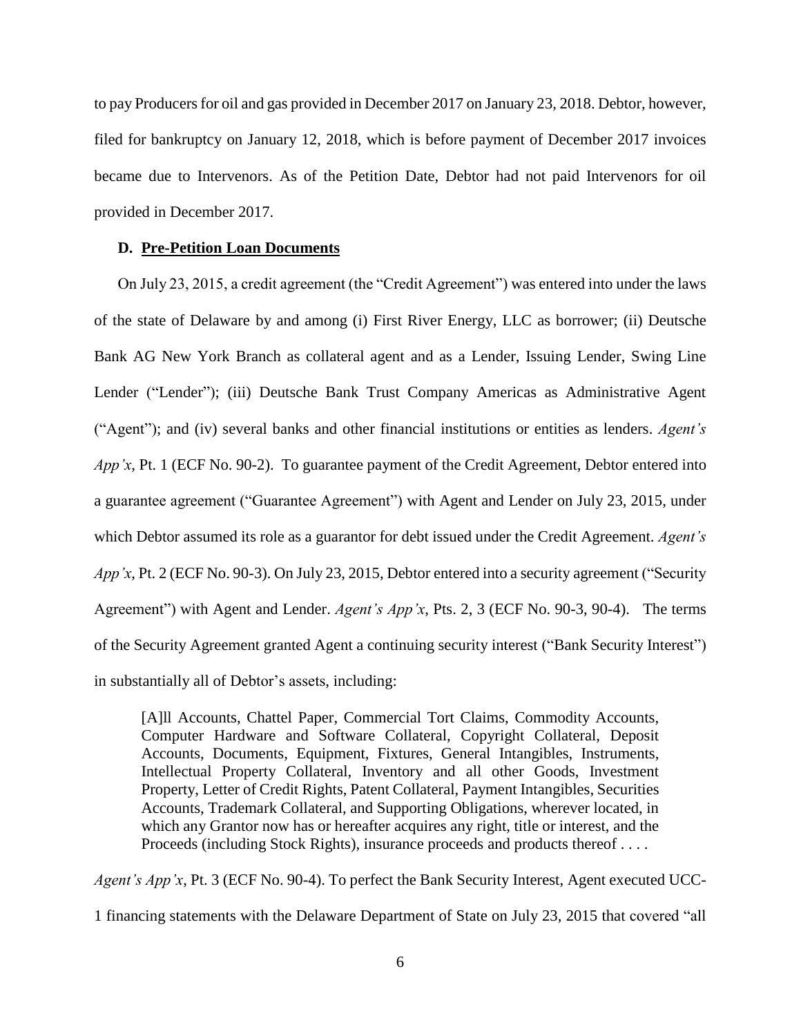to pay Producers for oil and gas provided in December 2017 on January 23, 2018. Debtor, however, filed for bankruptcy on January 12, 2018, which is before payment of December 2017 invoices became due to Intervenors. As of the Petition Date, Debtor had not paid Intervenors for oil provided in December 2017.

### D. Pre-Petition Loan Documents

On July 23, 2015, a credit agreement (the "Credit Agreement") was entered into under the laws of the state of Delaware by and among (i) First River Energy, LLC as borrower; (ii) Deutsche Bank AG New York Branch as collateral agent and as a Lender, Issuing Lender, Swing Line Lender ("Lender"); (iii) Deutsche Bank Trust Company Americas as Administrative Agent ("Agent"); and (iv) several banks and other financial institutions or entities as lenders. *Agent's App'x*, Pt. 1 (ECF No. 90-2). To guarantee payment of the Credit Agreement, Debtor entered into a guarantee agreement ("Guarantee Agreement") with Agent and Lender on July 23, 2015, under which Debtor assumed its role as a guarantor for debt issued under the Credit Agreement. *Agent's App'x*, Pt. 2 (ECF No. 90-3). On July 23, 2015, Debtor entered into a security agreement ("Security Agreement") with Agent and Lender. *Agent's App'x*, Pts. 2, 3 (ECF No. 90-3, 90-4). The terms of the Security Agreement granted Agent a continuing security interest ("Bank Security Interest") in substantially all of Debtor's assets, including:

> [A]ll Accounts, Chattel Paper, Commercial Tort Claims, Commodity Accounts, Computer Hardware and Software Collateral, Copyright Collateral, Deposit Accounts, Documents, Equipment, Fixtures, General Intangibles, Instruments, Intellectual Property Collateral, Inventory and all other Goods, Investment Property, Letter of Credit Rights, Patent Collateral, Payment Intangibles, Securities Accounts, Trademark Collateral, and Supporting Obligations, wherever located, in which any Grantor now has or hereafter acquires any right, title or interest, and the Proceeds (including Stock Rights), insurance proceeds and products thereof . . . .

*Agent's App'x*, Pt. 3 (ECF No. 90-4). To perfect the Bank Security Interest, Agent executed UCC-1 financing statements with the Delaware Department of State on July 23, 2015 that covered "all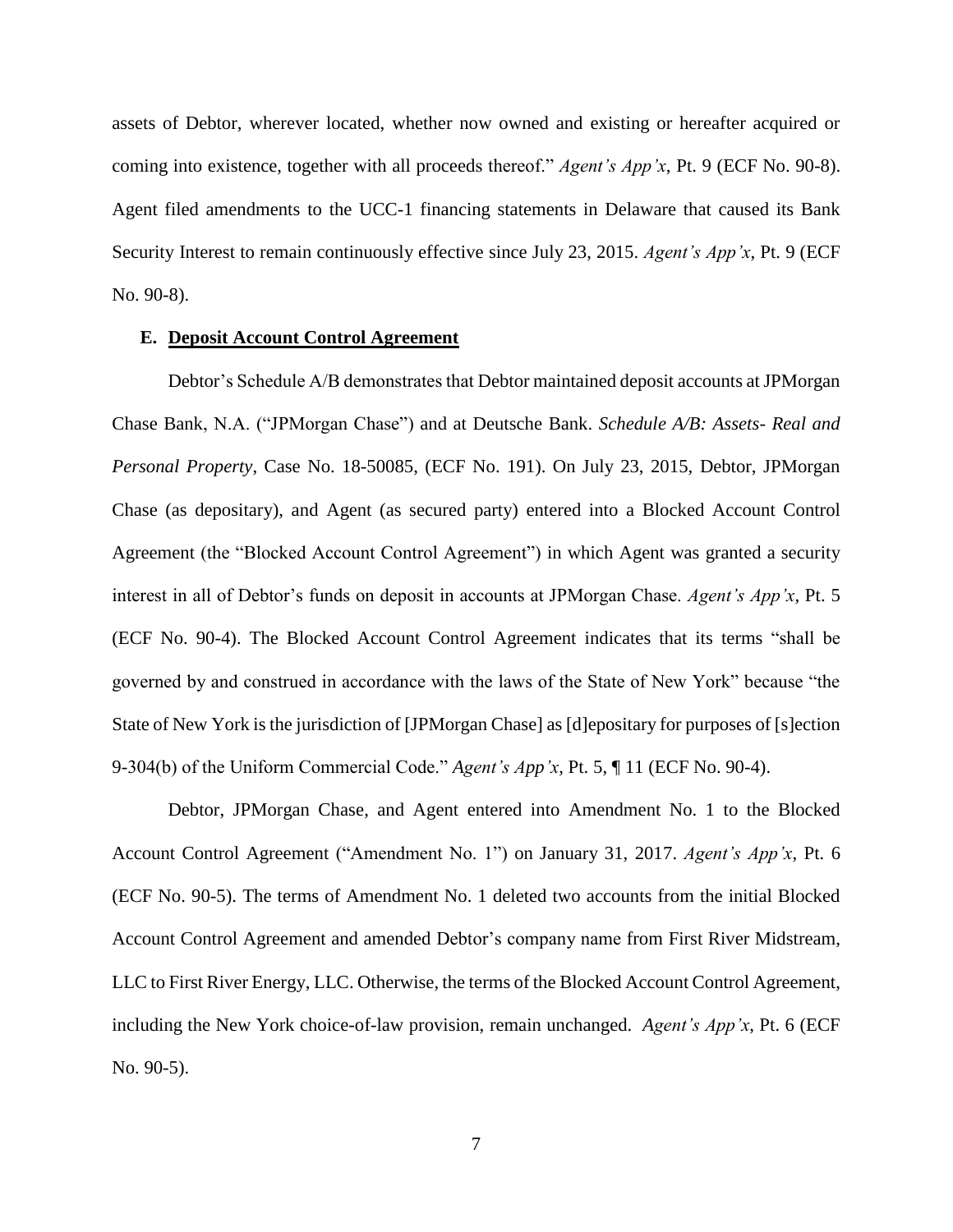assets of Debtor, wherever located, whether now owned and existing or hereafter acquired or coming into existence, together with all proceeds thereof." *Agent's App'x*, Pt. 9 (ECF No. 90-8). Agent filed amendments to the UCC-1 financing statements in Delaware that caused its Bank Security Interest to remain continuously effective since July 23, 2015. *Agent's App'x*, Pt. 9 (ECF No. 90-8).

### E. Deposit Account Control Agreement

Debtor's Schedule A/B demonstrates that Debtor maintained deposit accounts at JPMorgan Chase Bank, N.A. ("JPMorgan Chase") and at Deutsche Bank. *Schedule A/B: Assets- Real and Personal Property*, Case No. 18-50085, (ECF No. 191). On July 23, 2015, Debtor, JPMorgan Chase (as depositary), and Agent (as secured party) entered into a Blocked Account Control Agreement (the "Blocked Account Control Agreement") in which Agent was granted a security interest in all of Debtor's funds on deposit in accounts at JPMorgan Chase. *Agent's App'x*, Pt. 5 (ECF No. 90-4). The Blocked Account Control Agreement indicates that its terms "shall be governed by and construed in accordance with the laws of the State of New York" because "the State of New York is the jurisdiction of [JPMorgan Chase] as [d]epositary for purposes of [s]ection 9-304(b) of the Uniform Commercial Code." *Agent's App'x*, Pt. 5, ¶ 11 (ECF No. 90-4).

Debtor, JPMorgan Chase, and Agent entered into Amendment No. 1 to the Blocked Account Control Agreement ("Amendment No. 1") on January 31, 2017. *Agent's App'x*, Pt. 6 (ECF No. 90-5). The terms of Amendment No. 1 deleted two accounts from the initial Blocked Account Control Agreement and amended Debtor's company name from First River Midstream, LLC to First River Energy, LLC. Otherwise, the terms of the Blocked Account Control Agreement, including the New York choice-of-law provision, remain unchanged. *Agent's App'x*, Pt. 6 (ECF No. 90-5).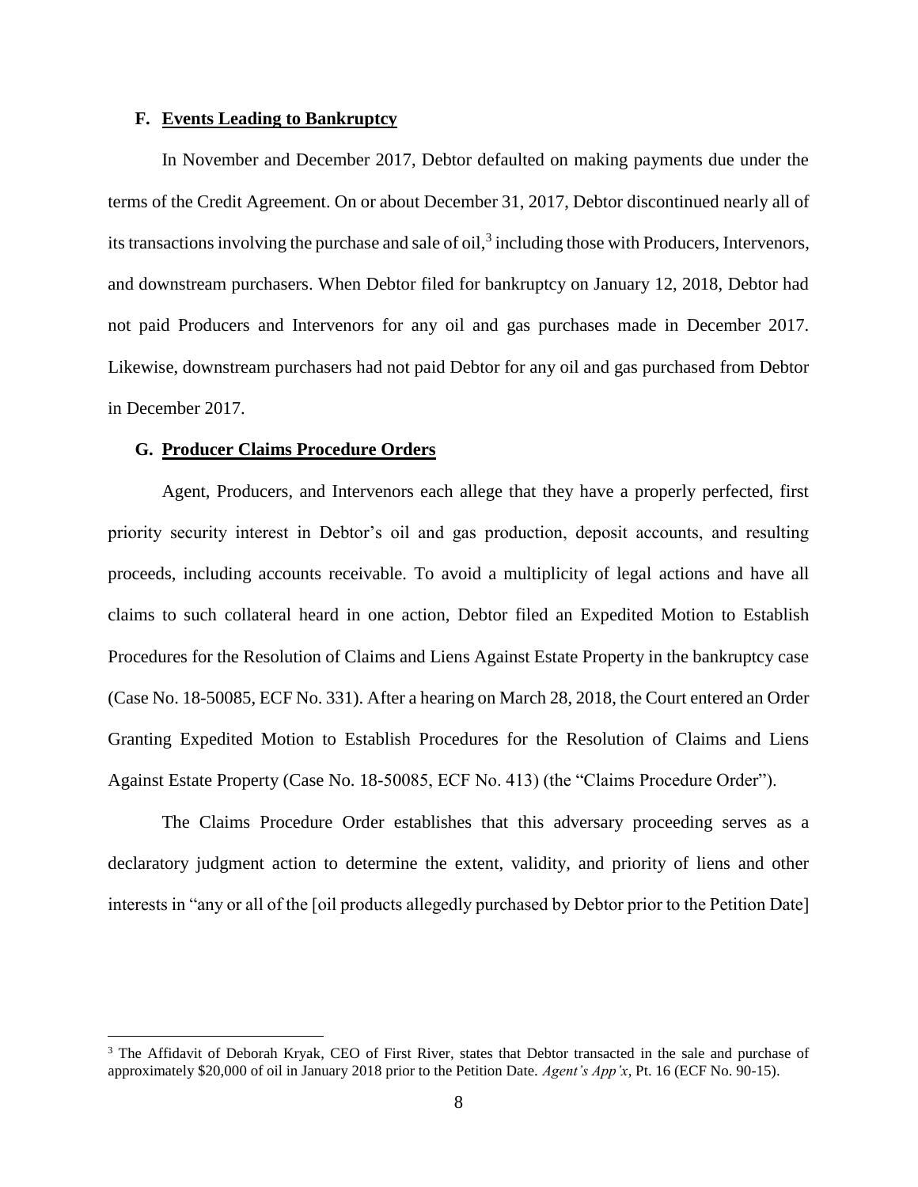### F. **Events Leading to Bankruptcy**

In November and December 2017, Debtor defaulted on making payments due under the terms of the Credit Agreement. On or about December 31, 2017, Debtor discontinued nearly all of its transactions involving the purchase and sale of oil,[3] including those with Producers, Intervenors, and downstream purchasers. When Debtor filed for bankruptcy on January 12, 2018, Debtor had not paid Producers and Intervenors for any oil and gas purchases made in December 2017. Likewise, downstream purchasers had not paid Debtor for any oil and gas purchased from Debtor in December 2017.

### G. **Producer Claims Procedure Orders**

Agent, Producers, and Intervenors each allege that they have a properly perfected, first priority security interest in Debtor's oil and gas production, deposit accounts, and resulting proceeds, including accounts receivable. To avoid a multiplicity of legal actions and have all claims to such collateral heard in one action, Debtor filed an Expedited Motion to Establish Procedures for the Resolution of Claims and Liens Against Estate Property in the bankruptcy case (Case No. 18-50085, ECF No. 331). After a hearing on March 28, 2018, the Court entered an Order Granting Expedited Motion to Establish Procedures for the Resolution of Claims and Liens Against Estate Property (Case No. 18-50085, ECF No. 413) (the "Claims Procedure Order").

The Claims Procedure Order establishes that this adversary proceeding serves as a declaratory judgment action to determine the extent, validity, and priority of liens and other interests in "any or all of the [oil products allegedly purchased by Debtor prior to the Petition Date]

---

[3] The Affidavit of Deborah Kryak, CEO of First River, states that Debtor transacted in the sale and purchase of approximately $20,000 of oil in January 2018 prior to the Petition Date. *Agent's App'x*, Pt. 16 (ECF No. 90-15).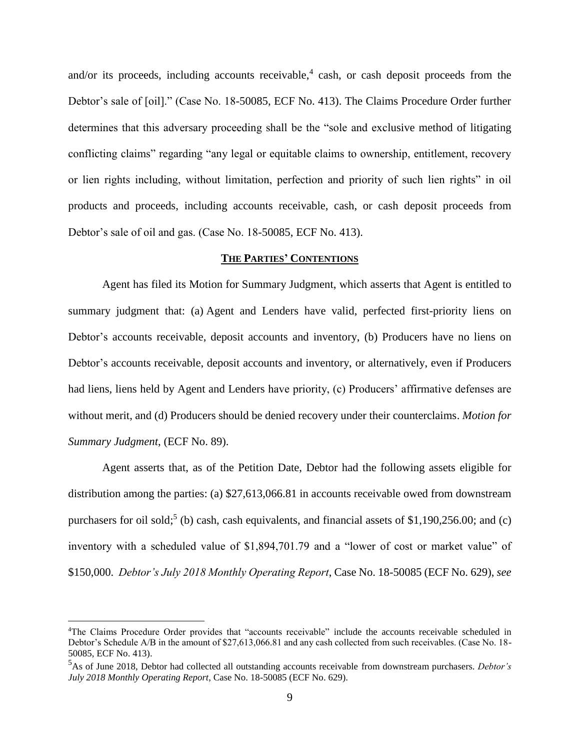and/or its proceeds, including accounts receivable,[4] cash, or cash deposit proceeds from the Debtor's sale of [oil]." (Case No. 18-50085, ECF No. 413). The Claims Procedure Order further determines that this adversary proceeding shall be the "sole and exclusive method of litigating conflicting claims" regarding "any legal or equitable claims to ownership, entitlement, recovery or lien rights including, without limitation, perfection and priority of such lien rights" in oil products and proceeds, including accounts receivable, cash, or cash deposit proceeds from Debtor's sale of oil and gas. (Case No. 18-50085, ECF No. 413).

## **THE PARTIES' CONTENTIONS**

Agent has filed its Motion for Summary Judgment, which asserts that Agent is entitled to summary judgment that: (a) Agent and Lenders have valid, perfected first-priority liens on Debtor's accounts receivable, deposit accounts and inventory, (b) Producers have no liens on Debtor's accounts receivable, deposit accounts and inventory, or alternatively, even if Producers had liens, liens held by Agent and Lenders have priority, (c) Producers' affirmative defenses are without merit, and (d) Producers should be denied recovery under their counterclaims. *Motion for Summary Judgment*, (ECF No. 89).

Agent asserts that, as of the Petition Date, Debtor had the following assets eligible for distribution among the parties: (a) $27,613,066.81 in accounts receivable owed from downstream purchasers for oil sold;[5] (b) cash, cash equivalents, and financial assets of $1,190,256.00; and (c) inventory with a scheduled value of $1,894,701.79 and a "lower of cost or market value" of $150,000. *Debtor's July 2018 Monthly Operating Report*, Case No. 18-50085 (ECF No. 629), *see*

---

[4]The Claims Procedure Order provides that "accounts receivable" include the accounts receivable scheduled in Debtor's Schedule A/B in the amount of $27,613,066.81 and any cash collected from such receivables. (Case No. 18-50085, ECF No. 413).

[5]As of June 2018, Debtor had collected all outstanding accounts receivable from downstream purchasers. *Debtor's July 2018 Monthly Operating Report*, Case No. 18-50085 (ECF No. 629).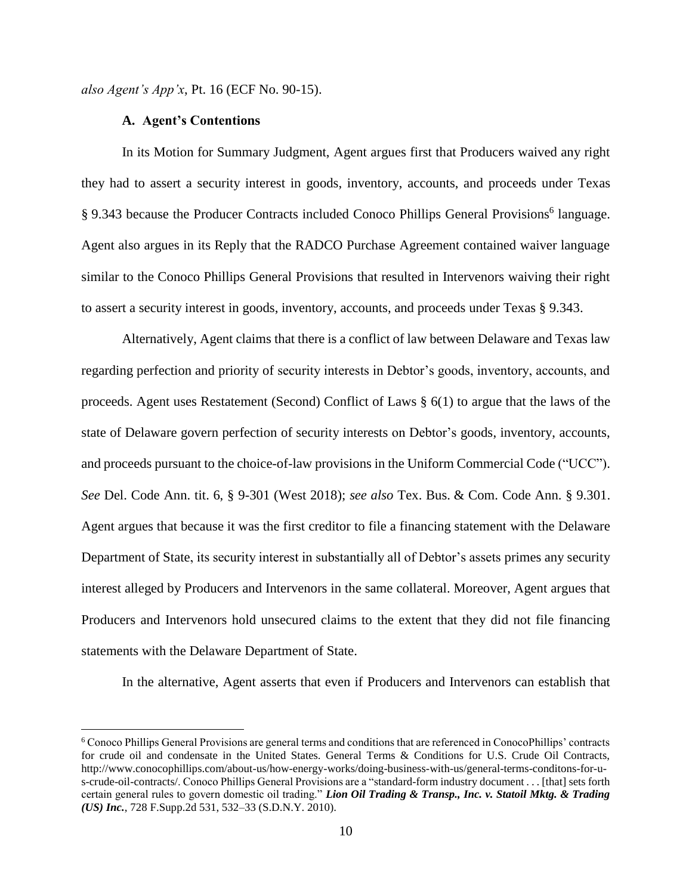*also Agent's App'x*, Pt. 16 (ECF No. 90-15).

### A. Agent's Contentions

In its Motion for Summary Judgment, Agent argues first that Producers waived any right they had to assert a security interest in goods, inventory, accounts, and proceeds under Texas § 9.343 because the Producer Contracts included Conoco Phillips General Provisions[6] language. Agent also argues in its Reply that the RADCO Purchase Agreement contained waiver language similar to the Conoco Phillips General Provisions that resulted in Intervenors waiving their right to assert a security interest in goods, inventory, accounts, and proceeds under Texas § 9.343.

Alternatively, Agent claims that there is a conflict of law between Delaware and Texas law regarding perfection and priority of security interests in Debtor's goods, inventory, accounts, and proceeds. Agent uses Restatement (Second) Conflict of Laws § 6(1) to argue that the laws of the state of Delaware govern perfection of security interests on Debtor's goods, inventory, accounts, and proceeds pursuant to the choice-of-law provisions in the Uniform Commercial Code ("UCC"). *See* Del. Code Ann. tit. 6, § 9-301 (West 2018); *see also* Tex. Bus. & Com. Code Ann. § 9.301. Agent argues that because it was the first creditor to file a financing statement with the Delaware Department of State, its security interest in substantially all of Debtor's assets primes any security interest alleged by Producers and Intervenors in the same collateral. Moreover, Agent argues that Producers and Intervenors hold unsecured claims to the extent that they did not file financing statements with the Delaware Department of State.

In the alternative, Agent asserts that even if Producers and Intervenors can establish that

---

[6] Conoco Phillips General Provisions are general terms and conditions that are referenced in ConocoPhillips' contracts for crude oil and condensate in the United States. General Terms & Conditions for U.S. Crude Oil Contracts, http://www.conocophillips.com/about-us/how-energy-works/doing-business-with-us/general-terms-conditons-for-u-s-crude-oil-contracts/. Conoco Phillips General Provisions are a "standard-form industry document . . . [that] sets forth certain general rules to govern domestic oil trading." ***Lion Oil Trading & Transp., Inc. v. Statoil Mktg. & Trading (US) Inc.***, 728 F.Supp.2d 531, 532–33 (S.D.N.Y. 2010).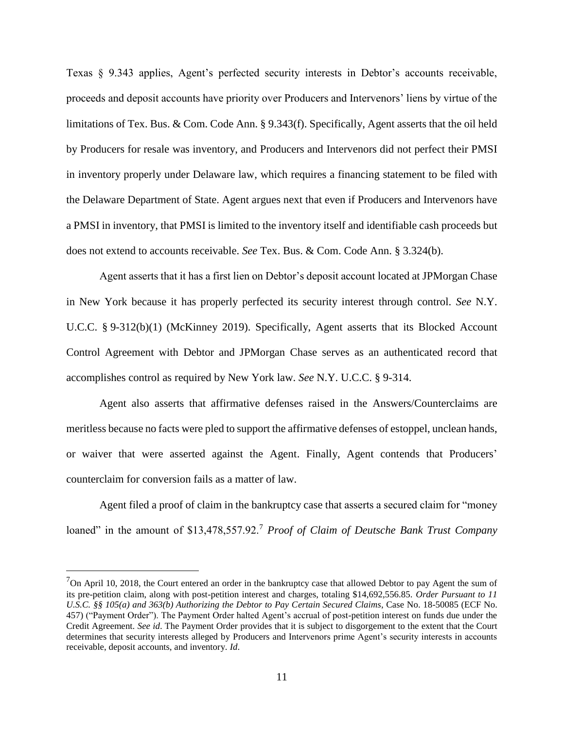Texas § 9.343 applies, Agent's perfected security interests in Debtor's accounts receivable, proceeds and deposit accounts have priority over Producers and Intervenors' liens by virtue of the limitations of Tex. Bus. & Com. Code Ann. § 9.343(f). Specifically, Agent asserts that the oil held by Producers for resale was inventory, and Producers and Intervenors did not perfect their PMSI in inventory properly under Delaware law, which requires a financing statement to be filed with the Delaware Department of State. Agent argues next that even if Producers and Intervenors have a PMSI in inventory, that PMSI is limited to the inventory itself and identifiable cash proceeds but does not extend to accounts receivable. *See* Tex. Bus. & Com. Code Ann. § 3.324(b).

Agent asserts that it has a first lien on Debtor's deposit account located at JPMorgan Chase in New York because it has properly perfected its security interest through control. *See* N.Y. U.C.C. § 9-312(b)(1) (McKinney 2019). Specifically, Agent asserts that its Blocked Account Control Agreement with Debtor and JPMorgan Chase serves as an authenticated record that accomplishes control as required by New York law. *See* N.Y. U.C.C. § 9-314.

Agent also asserts that affirmative defenses raised in the Answers/Counterclaims are meritless because no facts were pled to support the affirmative defenses of estoppel, unclean hands, or waiver that were asserted against the Agent. Finally, Agent contends that Producers' counterclaim for conversion fails as a matter of law.

Agent filed a proof of claim in the bankruptcy case that asserts a secured claim for "money loaned" in the amount of $13,478,557.92.[7] *Proof of Claim of Deutsche Bank Trust Company*

---

[7] On April 10, 2018, the Court entered an order in the bankruptcy case that allowed Debtor to pay Agent the sum of its pre-petition claim, along with post-petition interest and charges, totaling $14,692,556.85. *Order Pursuant to 11 U.S.C. §§ 105(a) and 363(b) Authorizing the Debtor to Pay Certain Secured Claims*, Case No. 18-50085 (ECF No. 457) ("Payment Order"). The Payment Order halted Agent's accrual of post-petition interest on funds due under the Credit Agreement. *See id*. The Payment Order provides that it is subject to disgorgement to the extent that the Court determines that security interests alleged by Producers and Intervenors prime Agent's security interests in accounts receivable, deposit accounts, and inventory. *Id*.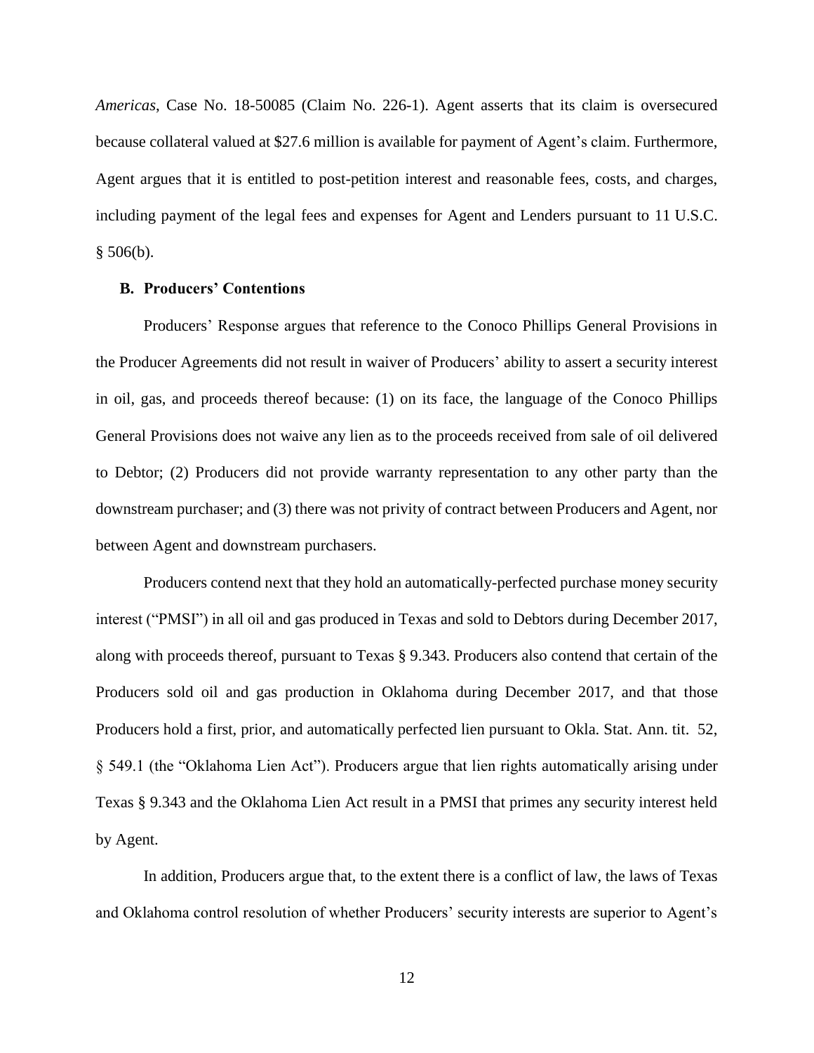*Americas*, Case No. 18-50085 (Claim No. 226-1). Agent asserts that its claim is oversecured because collateral valued at $27.6 million is available for payment of Agent's claim. Furthermore, Agent argues that it is entitled to post-petition interest and reasonable fees, costs, and charges, including payment of the legal fees and expenses for Agent and Lenders pursuant to 11 U.S.C. § 506(b).

### B. Producers' Contentions

Producers' Response argues that reference to the Conoco Phillips General Provisions in the Producer Agreements did not result in waiver of Producers' ability to assert a security interest in oil, gas, and proceeds thereof because: (1) on its face, the language of the Conoco Phillips General Provisions does not waive any lien as to the proceeds received from sale of oil delivered to Debtor; (2) Producers did not provide warranty representation to any other party than the downstream purchaser; and (3) there was not privity of contract between Producers and Agent, nor between Agent and downstream purchasers.

Producers contend next that they hold an automatically-perfected purchase money security interest ("PMSI") in all oil and gas produced in Texas and sold to Debtors during December 2017, along with proceeds thereof, pursuant to Texas § 9.343. Producers also contend that certain of the Producers sold oil and gas production in Oklahoma during December 2017, and that those Producers hold a first, prior, and automatically perfected lien pursuant to Okla. Stat. Ann. tit. 52, § 549.1 (the "Oklahoma Lien Act"). Producers argue that lien rights automatically arising under Texas § 9.343 and the Oklahoma Lien Act result in a PMSI that primes any security interest held by Agent.

In addition, Producers argue that, to the extent there is a conflict of law, the laws of Texas and Oklahoma control resolution of whether Producers' security interests are superior to Agent's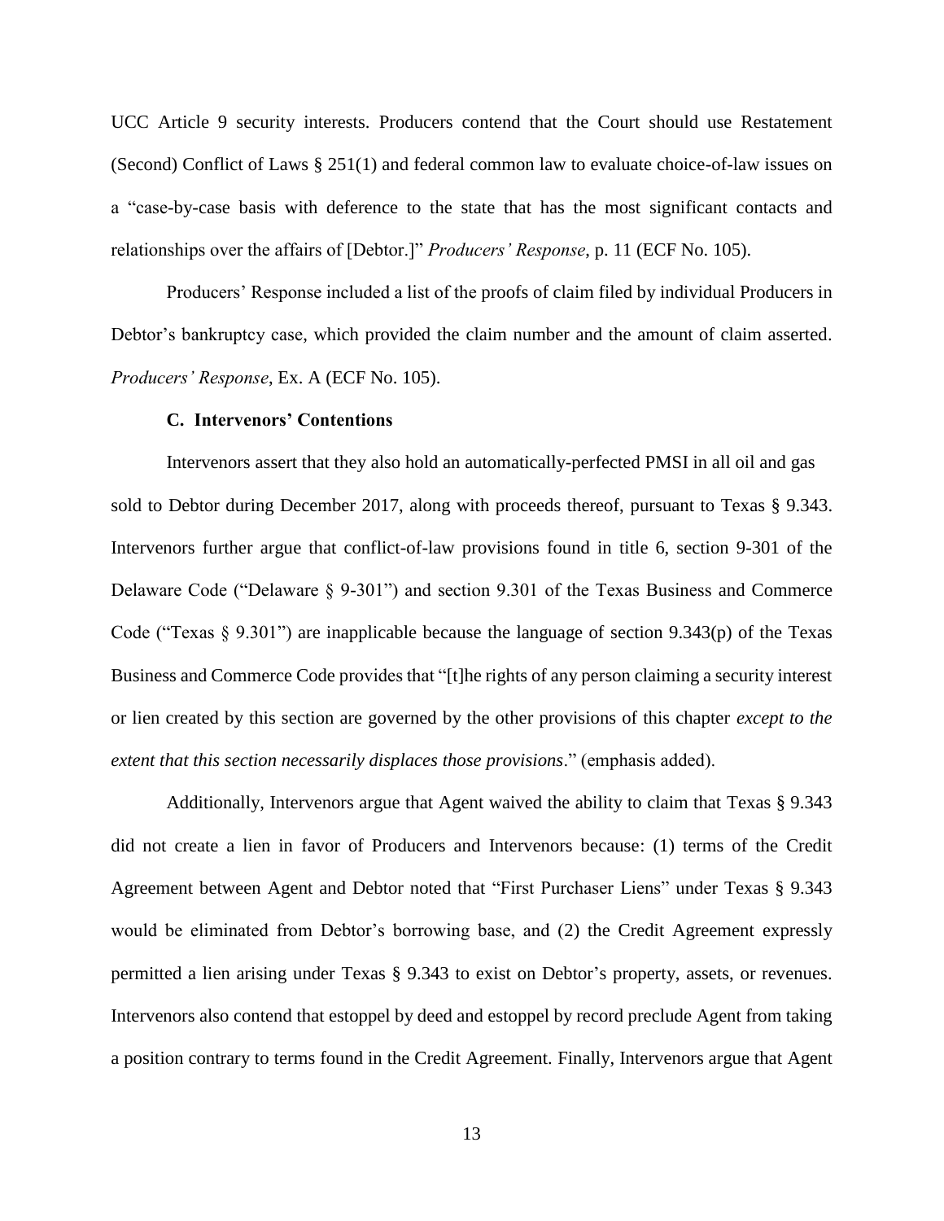UCC Article 9 security interests. Producers contend that the Court should use Restatement (Second) Conflict of Laws § 251(1) and federal common law to evaluate choice-of-law issues on a "case-by-case basis with deference to the state that has the most significant contacts and relationships over the affairs of [Debtor.]" *Producers' Response*, p. 11 (ECF No. 105).

Producers' Response included a list of the proofs of claim filed by individual Producers in Debtor's bankruptcy case, which provided the claim number and the amount of claim asserted. *Producers' Response*, Ex. A (ECF No. 105).

### C. Intervenors' Contentions

Intervenors assert that they also hold an automatically-perfected PMSI in all oil and gas sold to Debtor during December 2017, along with proceeds thereof, pursuant to Texas § 9.343. Intervenors further argue that conflict-of-law provisions found in title 6, section 9-301 of the Delaware Code ("Delaware § 9-301") and section 9.301 of the Texas Business and Commerce Code ("Texas § 9.301") are inapplicable because the language of section 9.343(p) of the Texas Business and Commerce Code provides that "[t]he rights of any person claiming a security interest or lien created by this section are governed by the other provisions of this chapter *except to the extent that this section necessarily displaces those provisions*." (emphasis added).

Additionally, Intervenors argue that Agent waived the ability to claim that Texas § 9.343 did not create a lien in favor of Producers and Intervenors because: (1) terms of the Credit Agreement between Agent and Debtor noted that "First Purchaser Liens" under Texas § 9.343 would be eliminated from Debtor's borrowing base, and (2) the Credit Agreement expressly permitted a lien arising under Texas § 9.343 to exist on Debtor's property, assets, or revenues. Intervenors also contend that estoppel by deed and estoppel by record preclude Agent from taking a position contrary to terms found in the Credit Agreement. Finally, Intervenors argue that Agent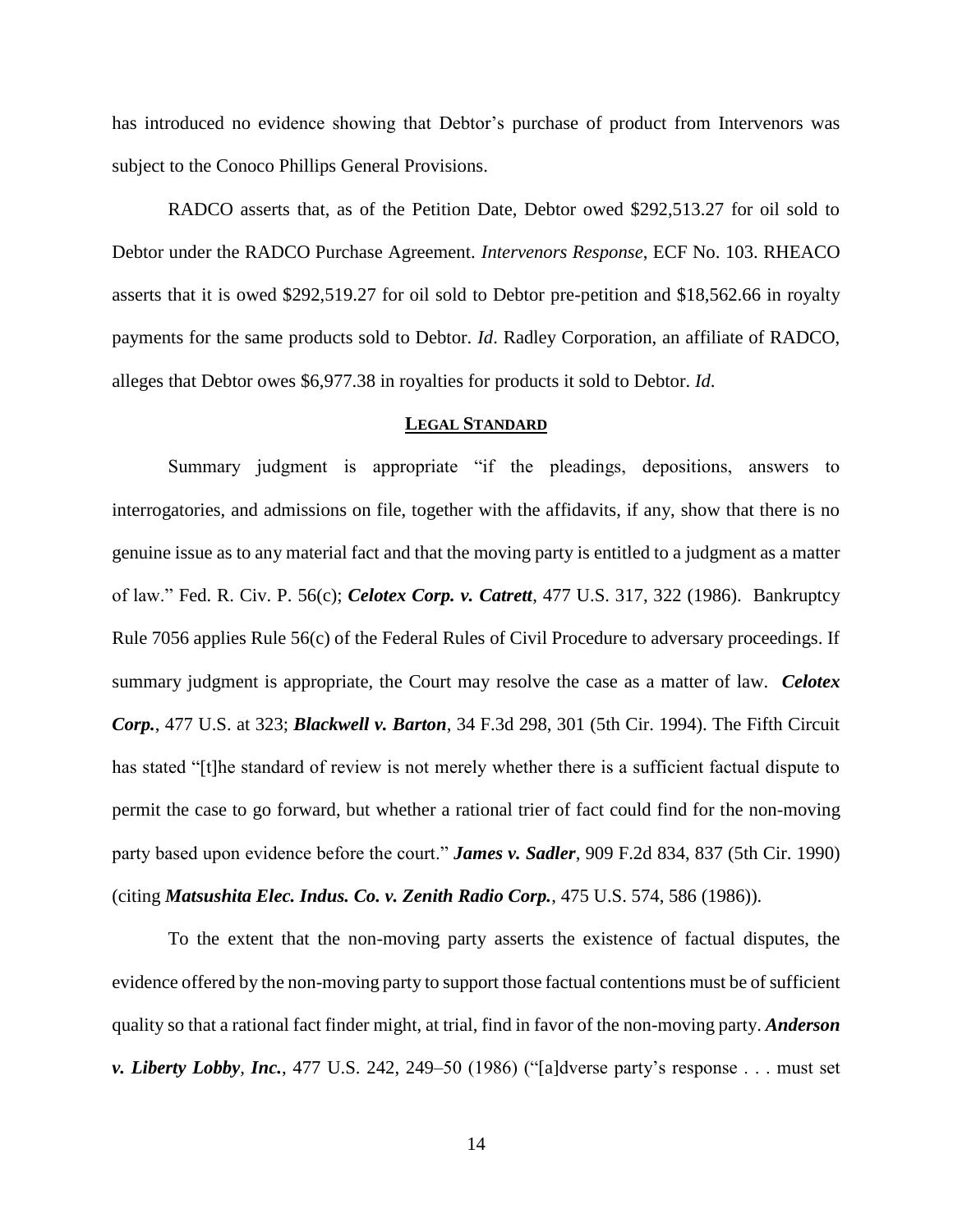has introduced no evidence showing that Debtor's purchase of product from Intervenors was subject to the Conoco Phillips General Provisions.

RADCO asserts that, as of the Petition Date, Debtor owed $292,513.27 for oil sold to Debtor under the RADCO Purchase Agreement. *Intervenors Response*, ECF No. 103. RHEACO asserts that it is owed $292,519.27 for oil sold to Debtor pre-petition and $18,562.66 in royalty payments for the same products sold to Debtor. *Id*. Radley Corporation, an affiliate of RADCO, alleges that Debtor owes $6,977.38 in royalties for products it sold to Debtor. *Id*.

## LEGAL STANDARD

Summary judgment is appropriate "if the pleadings, depositions, answers to interrogatories, and admissions on file, together with the affidavits, if any, show that there is no genuine issue as to any material fact and that the moving party is entitled to a judgment as a matter of law." Fed. R. Civ. P. 56(c); ***Celotex Corp. v. Catrett***, 477 U.S. 317, 322 (1986). Bankruptcy Rule 7056 applies Rule 56(c) of the Federal Rules of Civil Procedure to adversary proceedings. If summary judgment is appropriate, the Court may resolve the case as a matter of law. ***Celotex Corp.***, 477 U.S. at 323; ***Blackwell v. Barton***, 34 F.3d 298, 301 (5th Cir. 1994). The Fifth Circuit has stated "[t]he standard of review is not merely whether there is a sufficient factual dispute to permit the case to go forward, but whether a rational trier of fact could find for the non-moving party based upon evidence before the court." ***James v. Sadler***, 909 F.2d 834, 837 (5th Cir. 1990) (citing ***Matsushita Elec. Indus. Co. v. Zenith Radio Corp.***, 475 U.S. 574, 586 (1986)).

To the extent that the non-moving party asserts the existence of factual disputes, the evidence offered by the non-moving party to support those factual contentions must be of sufficient quality so that a rational fact finder might, at trial, find in favor of the non-moving party. ***Anderson v. Liberty Lobby, Inc.***, 477 U.S. 242, 249–50 (1986) ("[a]dverse party's response . . . must set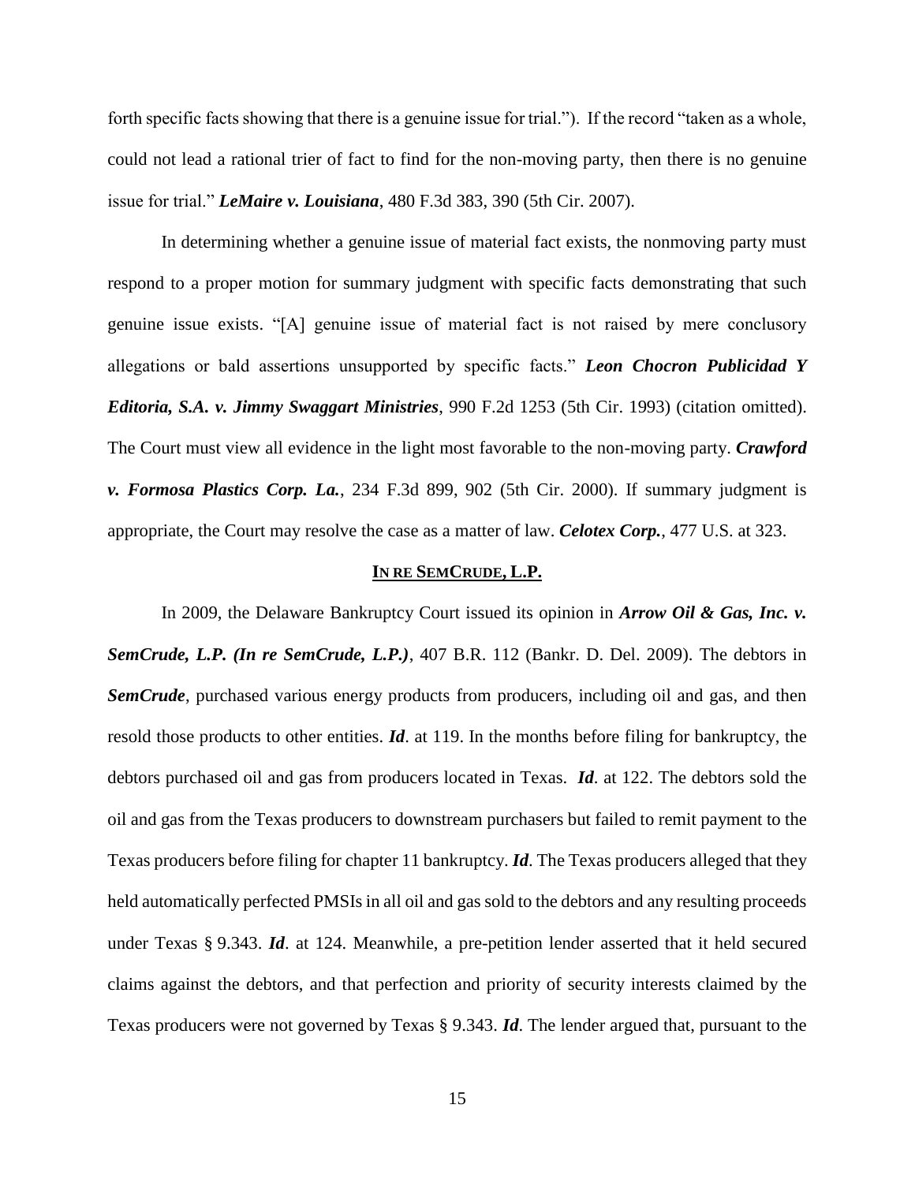forth specific facts showing that there is a genuine issue for trial."). If the record "taken as a whole, could not lead a rational trier of fact to find for the non-moving party, then there is no genuine issue for trial." ***LeMaire v. Louisiana***, 480 F.3d 383, 390 (5th Cir. 2007).

In determining whether a genuine issue of material fact exists, the nonmoving party must respond to a proper motion for summary judgment with specific facts demonstrating that such genuine issue exists. "[A] genuine issue of material fact is not raised by mere conclusory allegations or bald assertions unsupported by specific facts." ***Leon Chocron Publicidad Y Editoria, S.A. v. Jimmy Swaggart Ministries***, 990 F.2d 1253 (5th Cir. 1993) (citation omitted). The Court must view all evidence in the light most favorable to the non-moving party. ***Crawford v. Formosa Plastics Corp. La.***, 234 F.3d 899, 902 (5th Cir. 2000). If summary judgment is appropriate, the Court may resolve the case as a matter of law. ***Celotex Corp.***, 477 U.S. at 323.

## **IN RE SEMCRUDE, L.P.**

In 2009, the Delaware Bankruptcy Court issued its opinion in ***Arrow Oil & Gas, Inc. v. SemCrude, L.P. (In re SemCrude, L.P.)***, 407 B.R. 112 (Bankr. D. Del. 2009). The debtors in ***SemCrude***, purchased various energy products from producers, including oil and gas, and then resold those products to other entities. ***Id***. at 119. In the months before filing for bankruptcy, the debtors purchased oil and gas from producers located in Texas. ***Id***. at 122. The debtors sold the oil and gas from the Texas producers to downstream purchasers but failed to remit payment to the Texas producers before filing for chapter 11 bankruptcy. ***Id***. The Texas producers alleged that they held automatically perfected PMSIs in all oil and gas sold to the debtors and any resulting proceeds under Texas § 9.343. ***Id***. at 124. Meanwhile, a pre-petition lender asserted that it held secured claims against the debtors, and that perfection and priority of security interests claimed by the Texas producers were not governed by Texas § 9.343. ***Id***. The lender argued that, pursuant to the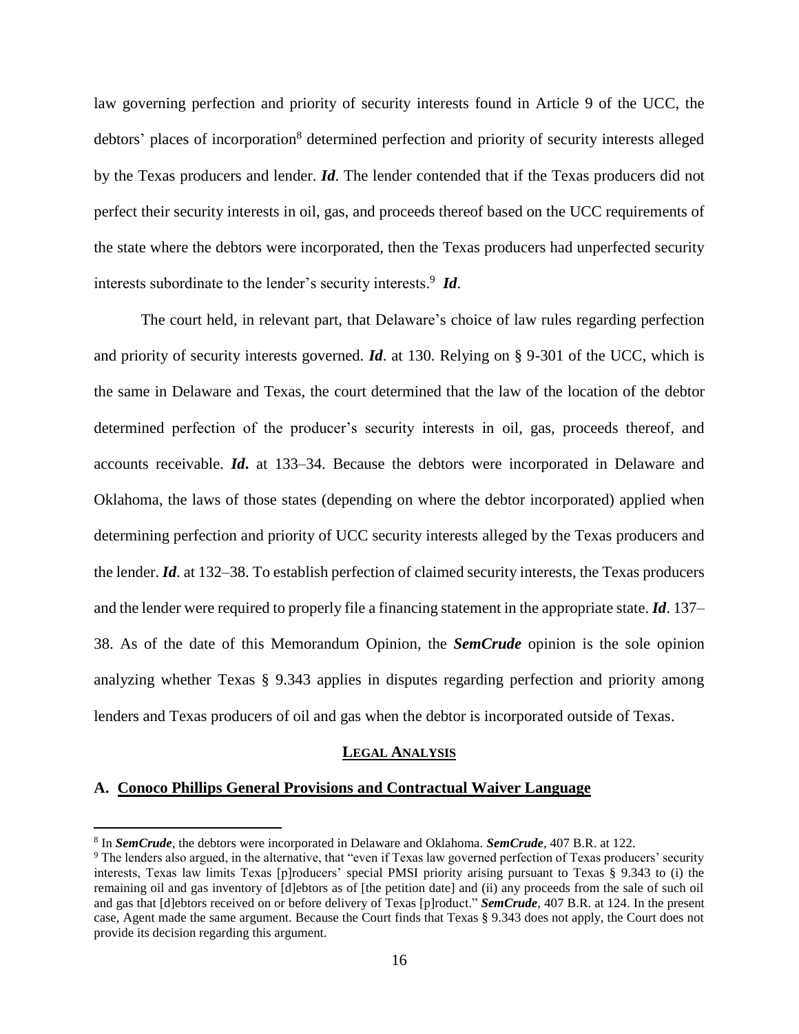law governing perfection and priority of security interests found in Article 9 of the UCC, the debtors' places of incorporation[8] determined perfection and priority of security interests alleged by the Texas producers and lender. ***Id***. The lender contended that if the Texas producers did not perfect their security interests in oil, gas, and proceeds thereof based on the UCC requirements of the state where the debtors were incorporated, then the Texas producers had unperfected security interests subordinate to the lender's security interests.[9] ***Id***.

The court held, in relevant part, that Delaware's choice of law rules regarding perfection and priority of security interests governed. ***Id***. at 130. Relying on § 9-301 of the UCC, which is the same in Delaware and Texas, the court determined that the law of the location of the debtor determined perfection of the producer's security interests in oil, gas, proceeds thereof, and accounts receivable. ***Id*.** at 133–34. Because the debtors were incorporated in Delaware and Oklahoma, the laws of those states (depending on where the debtor incorporated) applied when determining perfection and priority of UCC security interests alleged by the Texas producers and the lender. ***Id***. at 132–38. To establish perfection of claimed security interests, the Texas producers and the lender were required to properly file a financing statement in the appropriate state. ***Id***. 137–38. As of the date of this Memorandum Opinion, the ***SemCrude*** opinion is the sole opinion analyzing whether Texas § 9.343 applies in disputes regarding perfection and priority among lenders and Texas producers of oil and gas when the debtor is incorporated outside of Texas.

## LEGAL ANALYSIS

### A. Conoco Phillips General Provisions and Contractual Waiver Language

---

[8] In ***SemCrude***, the debtors were incorporated in Delaware and Oklahoma. ***SemCrude***, 407 B.R. at 122.

[9] The lenders also argued, in the alternative, that "even if Texas law governed perfection of Texas producers' security interests, Texas law limits Texas [p]roducers' special PMSI priority arising pursuant to Texas § 9.343 to (i) the remaining oil and gas inventory of [d]ebtors as of [the petition date] and (ii) any proceeds from the sale of such oil and gas that [d]ebtors received on or before delivery of Texas [p]roduct." ***SemCrude***, 407 B.R. at 124. In the present case, Agent made the same argument. Because the Court finds that Texas § 9.343 does not apply, the Court does not provide its decision regarding this argument.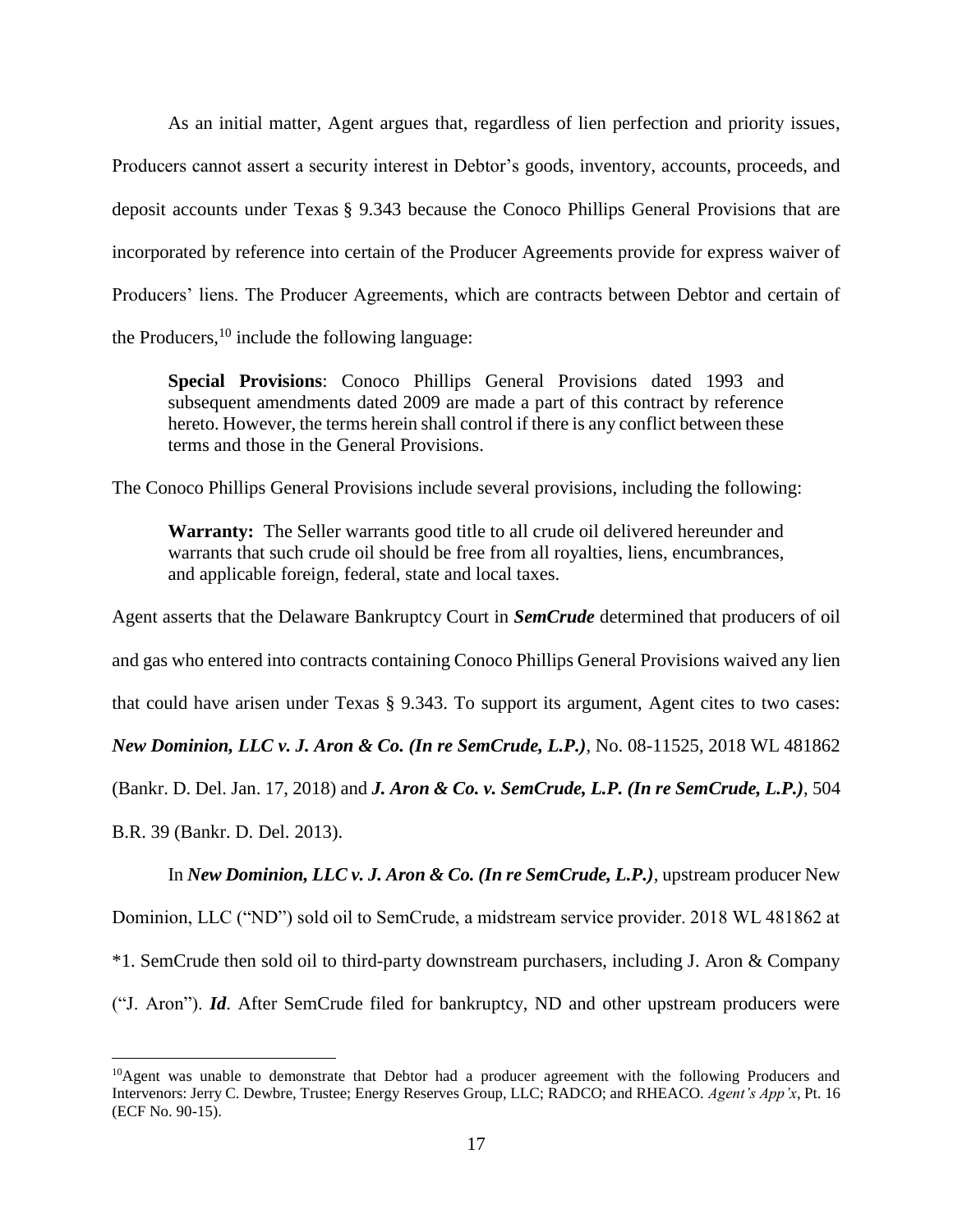As an initial matter, Agent argues that, regardless of lien perfection and priority issues, Producers cannot assert a security interest in Debtor's goods, inventory, accounts, proceeds, and deposit accounts under Texas § 9.343 because the Conoco Phillips General Provisions that are incorporated by reference into certain of the Producer Agreements provide for express waiver of Producers' liens. The Producer Agreements, which are contracts between Debtor and certain of the Producers,[10] include the following language:

> **Special Provisions**: Conoco Phillips General Provisions dated 1993 and subsequent amendments dated 2009 are made a part of this contract by reference hereto. However, the terms herein shall control if there is any conflict between these terms and those in the General Provisions.

The Conoco Phillips General Provisions include several provisions, including the following:

> **Warranty:** The Seller warrants good title to all crude oil delivered hereunder and warrants that such crude oil should be free from all royalties, liens, encumbrances, and applicable foreign, federal, state and local taxes.

Agent asserts that the Delaware Bankruptcy Court in ***SemCrude*** determined that producers of oil and gas who entered into contracts containing Conoco Phillips General Provisions waived any lien that could have arisen under Texas § 9.343. To support its argument, Agent cites to two cases: ***New Dominion, LLC v. J. Aron & Co. (In re SemCrude, L.P.)***, No. 08-11525, 2018 WL 481862 (Bankr. D. Del. Jan. 17, 2018) and ***J. Aron & Co. v. SemCrude, L.P. (In re SemCrude, L.P.)***, 504 B.R. 39 (Bankr. D. Del. 2013).

In ***New Dominion, LLC v. J. Aron & Co. (In re SemCrude, L.P.)***, upstream producer New Dominion, LLC ("ND") sold oil to SemCrude, a midstream service provider. 2018 WL 481862 at *1. SemCrude then sold oil to third-party downstream purchasers, including J. Aron & Company ("J. Aron"). ***Id***. After SemCrude filed for bankruptcy, ND and other upstream producers were

---

[10] Agent was unable to demonstrate that Debtor had a producer agreement with the following Producers and Intervenors: Jerry C. Dewbre, Trustee; Energy Reserves Group, LLC; RADCO; and RHEACO. *Agent's App'x*, Pt. 16 (ECF No. 90-15).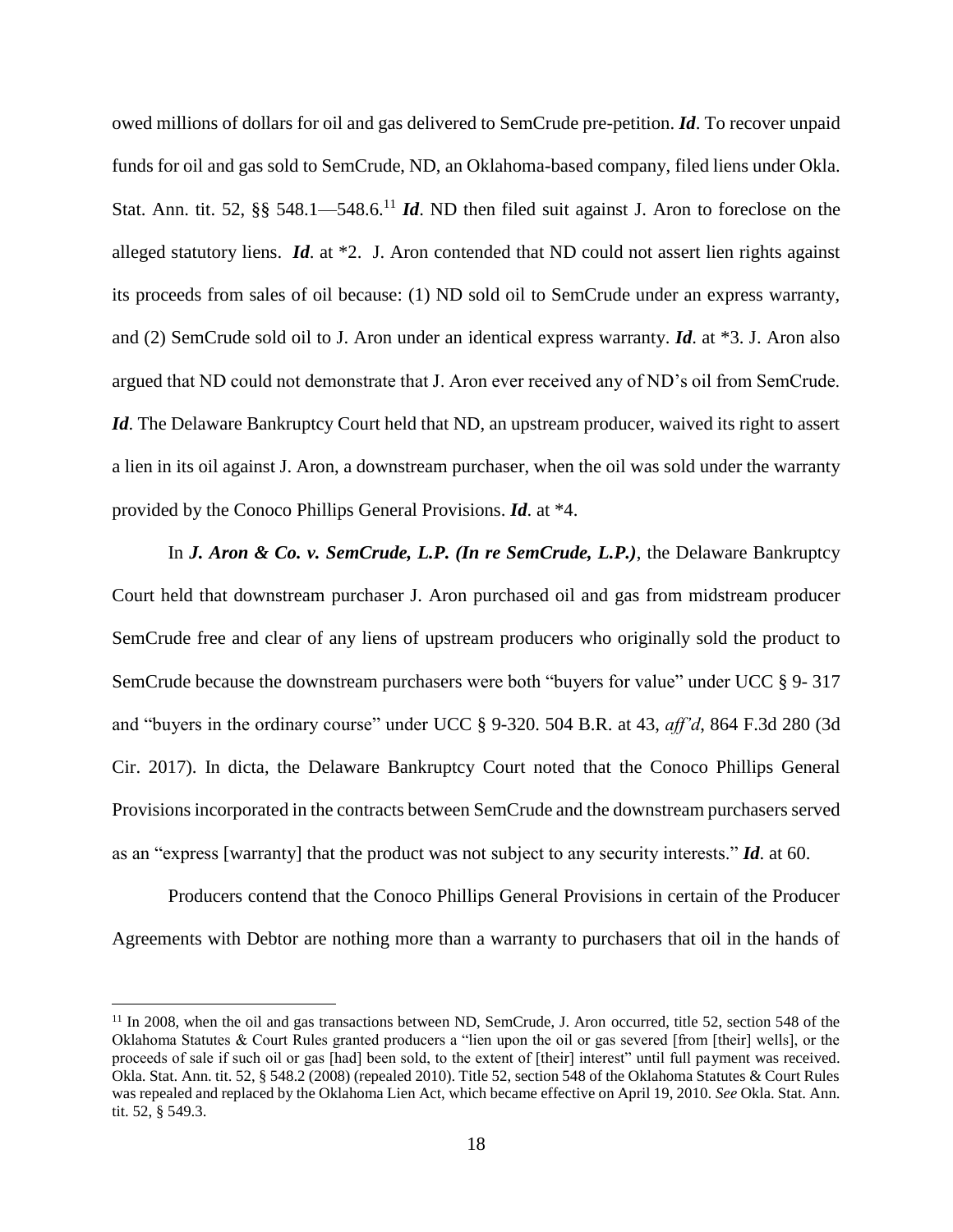owed millions of dollars for oil and gas delivered to SemCrude pre-petition. ***Id***. To recover unpaid funds for oil and gas sold to SemCrude, ND, an Oklahoma-based company, filed liens under Okla. Stat. Ann. tit. 52, §§ 548.1—548.6.[11] ***Id***. ND then filed suit against J. Aron to foreclose on the alleged statutory liens. ***Id***. at *2. J. Aron contended that ND could not assert lien rights against its proceeds from sales of oil because: (1) ND sold oil to SemCrude under an express warranty, and (2) SemCrude sold oil to J. Aron under an identical express warranty. ***Id***. at *3. J. Aron also argued that ND could not demonstrate that J. Aron ever received any of ND's oil from SemCrude. ***Id***. The Delaware Bankruptcy Court held that ND, an upstream producer, waived its right to assert a lien in its oil against J. Aron, a downstream purchaser, when the oil was sold under the warranty provided by the Conoco Phillips General Provisions. ***Id***. at *4.

In ***J. Aron & Co. v. SemCrude, L.P. (In re SemCrude, L.P.)***, the Delaware Bankruptcy Court held that downstream purchaser J. Aron purchased oil and gas from midstream producer SemCrude free and clear of any liens of upstream producers who originally sold the product to SemCrude because the downstream purchasers were both "buyers for value" under UCC § 9- 317 and "buyers in the ordinary course" under UCC § 9-320. 504 B.R. at 43, *aff'd*, 864 F.3d 280 (3d Cir. 2017). In dicta, the Delaware Bankruptcy Court noted that the Conoco Phillips General Provisions incorporated in the contracts between SemCrude and the downstream purchasers served as an "express [warranty] that the product was not subject to any security interests." ***Id***. at 60.

Producers contend that the Conoco Phillips General Provisions in certain of the Producer Agreements with Debtor are nothing more than a warranty to purchasers that oil in the hands of

[11] In 2008, when the oil and gas transactions between ND, SemCrude, J. Aron occurred, title 52, section 548 of the Oklahoma Statutes & Court Rules granted producers a "lien upon the oil or gas severed [from [their] wells], or the proceeds of sale if such oil or gas [had] been sold, to the extent of [their] interest" until full payment was received. Okla. Stat. Ann. tit. 52, § 548.2 (2008) (repealed 2010). Title 52, section 548 of the Oklahoma Statutes & Court Rules was repealed and replaced by the Oklahoma Lien Act, which became effective on April 19, 2010. *See* Okla. Stat. Ann. tit. 52, § 549.3.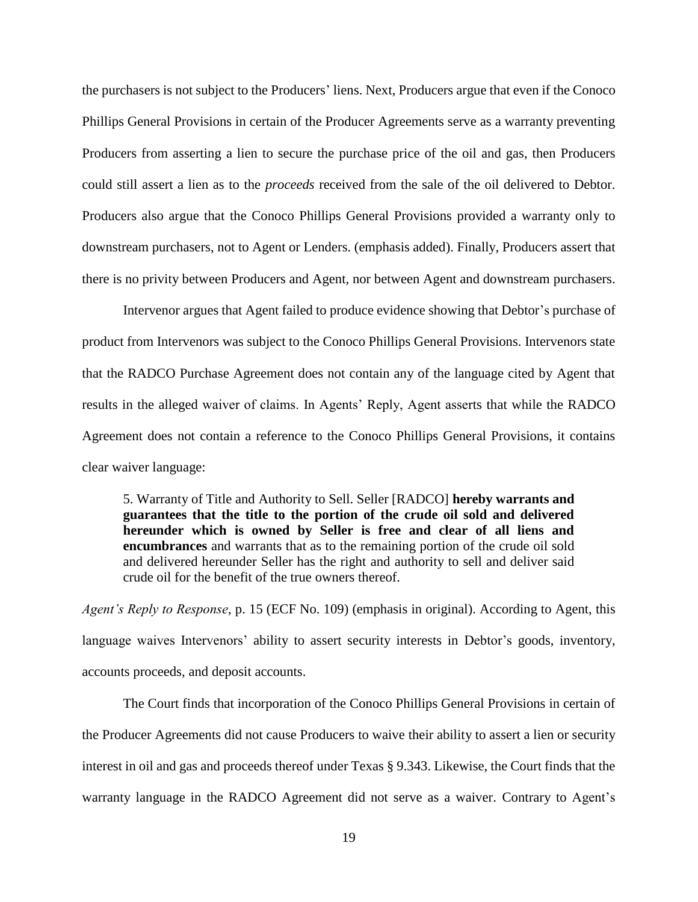the purchasers is not subject to the Producers' liens. Next, Producers argue that even if the Conoco Phillips General Provisions in certain of the Producer Agreements serve as a warranty preventing Producers from asserting a lien to secure the purchase price of the oil and gas, then Producers could still assert a lien as to the *proceeds* received from the sale of the oil delivered to Debtor. Producers also argue that the Conoco Phillips General Provisions provided a warranty only to downstream purchasers, not to Agent or Lenders. (emphasis added). Finally, Producers assert that there is no privity between Producers and Agent, nor between Agent and downstream purchasers.

Intervenor argues that Agent failed to produce evidence showing that Debtor's purchase of product from Intervenors was subject to the Conoco Phillips General Provisions. Intervenors state that the RADCO Purchase Agreement does not contain any of the language cited by Agent that results in the alleged waiver of claims. In Agents' Reply, Agent asserts that while the RADCO Agreement does not contain a reference to the Conoco Phillips General Provisions, it contains clear waiver language:

> 5. Warranty of Title and Authority to Sell. Seller [RADCO] **hereby warrants and guarantees that the title to the portion of the crude oil sold and delivered hereunder which is owned by Seller is free and clear of all liens and encumbrances** and warrants that as to the remaining portion of the crude oil sold and delivered hereunder Seller has the right and authority to sell and deliver said crude oil for the benefit of the true owners thereof.

*Agent's Reply to Response*, p. 15 (ECF No. 109) (emphasis in original). According to Agent, this language waives Intervenors' ability to assert security interests in Debtor's goods, inventory, accounts proceeds, and deposit accounts.

The Court finds that incorporation of the Conoco Phillips General Provisions in certain of the Producer Agreements did not cause Producers to waive their ability to assert a lien or security interest in oil and gas and proceeds thereof under Texas § 9.343. Likewise, the Court finds that the warranty language in the RADCO Agreement did not serve as a waiver. Contrary to Agent's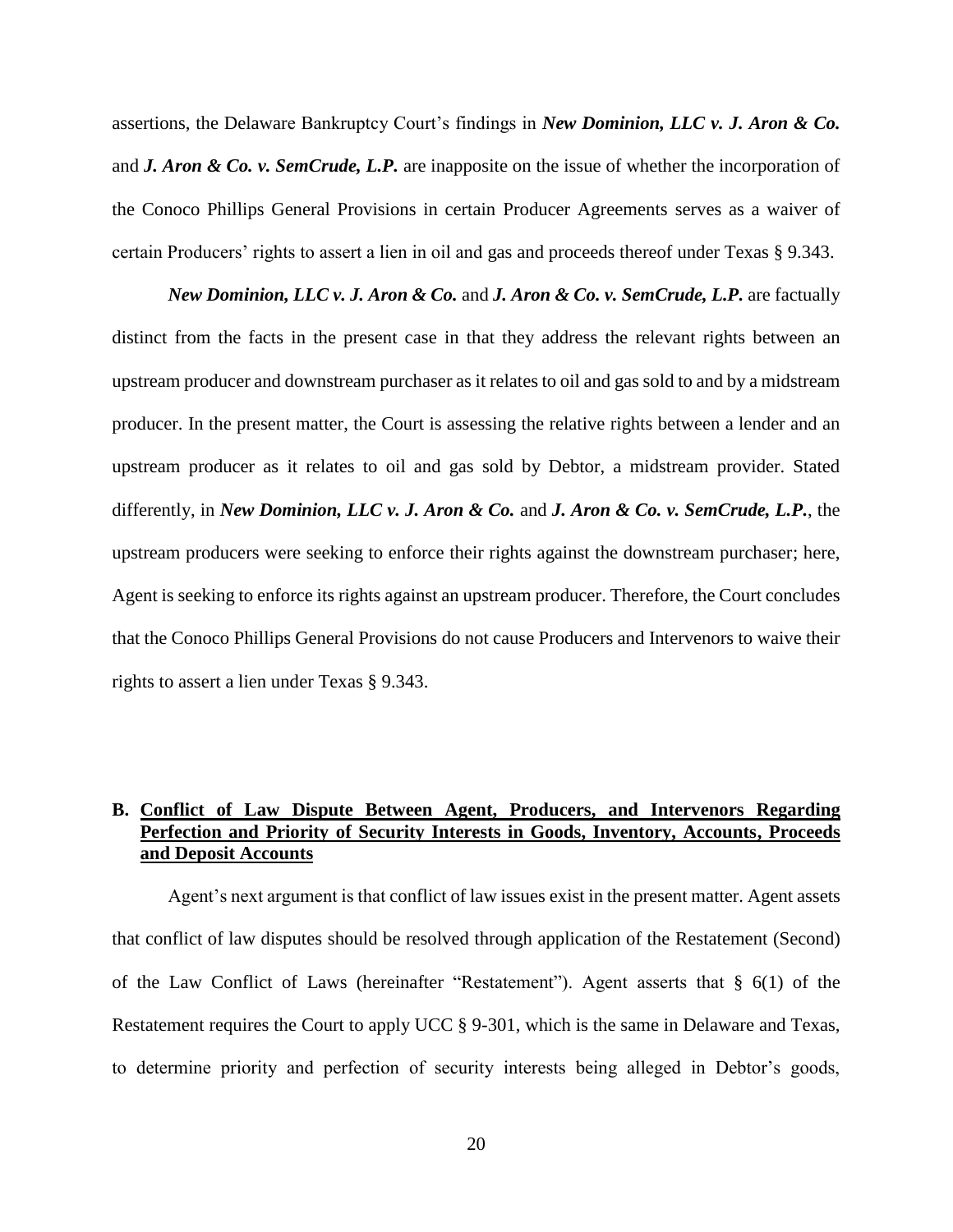assertions, the Delaware Bankruptcy Court's findings in ***New Dominion, LLC v. J. Aron & Co.*** and ***J. Aron & Co. v. SemCrude, L.P.*** are inapposite on the issue of whether the incorporation of the Conoco Phillips General Provisions in certain Producer Agreements serves as a waiver of certain Producers' rights to assert a lien in oil and gas and proceeds thereof under Texas § 9.343.

***New Dominion, LLC v. J. Aron & Co.*** and ***J. Aron & Co. v. SemCrude, L.P.*** are factually distinct from the facts in the present case in that they address the relevant rights between an upstream producer and downstream purchaser as it relates to oil and gas sold to and by a midstream producer. In the present matter, the Court is assessing the relative rights between a lender and an upstream producer as it relates to oil and gas sold by Debtor, a midstream provider. Stated differently, in ***New Dominion, LLC v. J. Aron & Co.*** and ***J. Aron & Co. v. SemCrude, L.P.***, the upstream producers were seeking to enforce their rights against the downstream purchaser; here, Agent is seeking to enforce its rights against an upstream producer. Therefore, the Court concludes that the Conoco Phillips General Provisions do not cause Producers and Intervenors to waive their rights to assert a lien under Texas § 9.343.

### **B. <u>Conflict of Law Dispute Between Agent, Producers, and Intervenors Regarding Perfection and Priority of Security Interests in Goods, Inventory, Accounts, Proceeds and Deposit Accounts</u>**

Agent's next argument is that conflict of law issues exist in the present matter. Agent assets that conflict of law disputes should be resolved through application of the Restatement (Second) of the Law Conflict of Laws (hereinafter "Restatement"). Agent asserts that § 6(1) of the Restatement requires the Court to apply UCC § 9-301, which is the same in Delaware and Texas, to determine priority and perfection of security interests being alleged in Debtor's goods,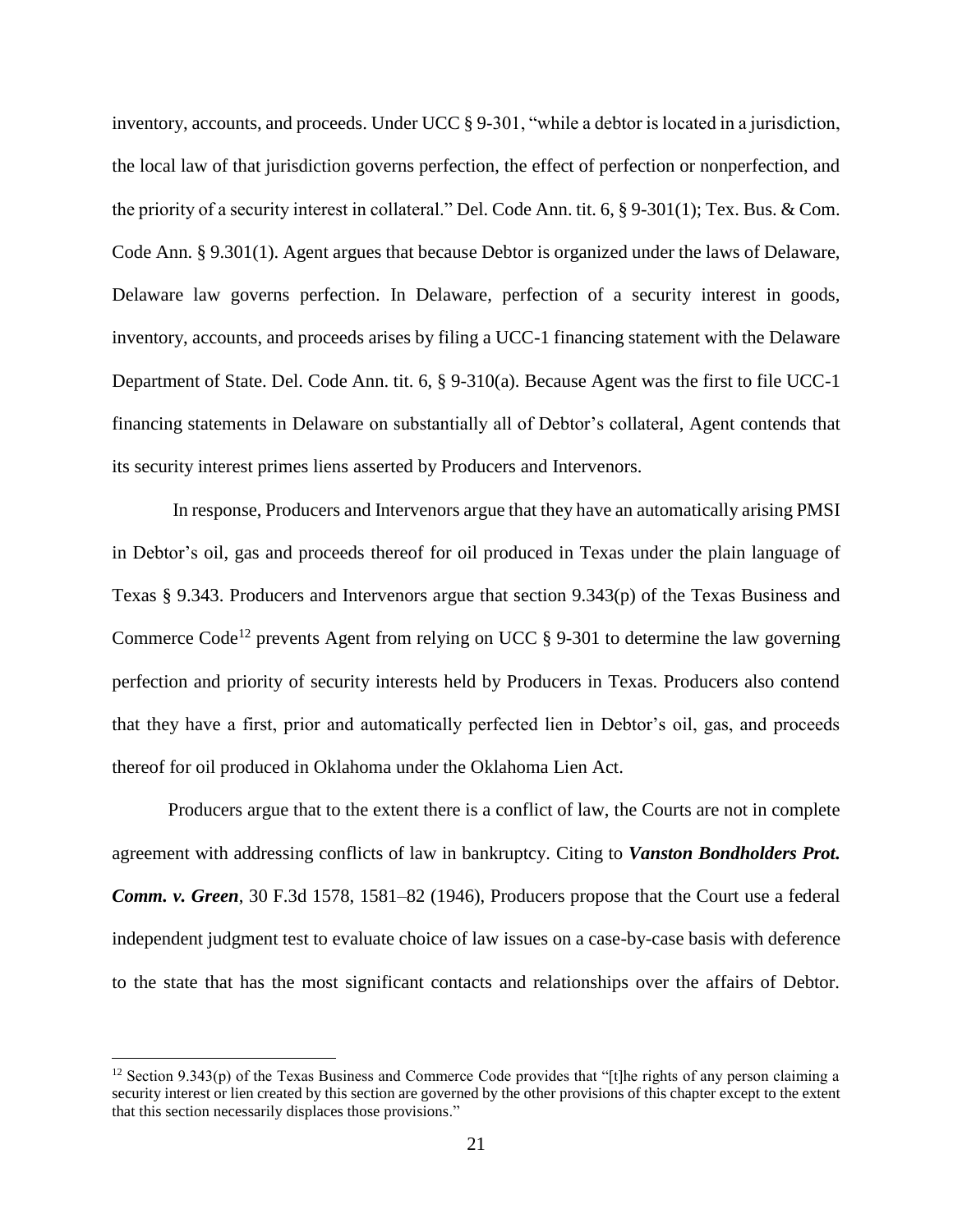inventory, accounts, and proceeds. Under UCC § 9-301, "while a debtor is located in a jurisdiction, the local law of that jurisdiction governs perfection, the effect of perfection or nonperfection, and the priority of a security interest in collateral." Del. Code Ann. tit. 6, § 9-301(1); Tex. Bus. & Com. Code Ann. § 9.301(1). Agent argues that because Debtor is organized under the laws of Delaware, Delaware law governs perfection. In Delaware, perfection of a security interest in goods, inventory, accounts, and proceeds arises by filing a UCC-1 financing statement with the Delaware Department of State. Del. Code Ann. tit. 6, § 9-310(a). Because Agent was the first to file UCC-1 financing statements in Delaware on substantially all of Debtor's collateral, Agent contends that its security interest primes liens asserted by Producers and Intervenors.

In response, Producers and Intervenors argue that they have an automatically arising PMSI in Debtor's oil, gas and proceeds thereof for oil produced in Texas under the plain language of Texas § 9.343. Producers and Intervenors argue that section 9.343(p) of the Texas Business and Commerce Code[12] prevents Agent from relying on UCC § 9-301 to determine the law governing perfection and priority of security interests held by Producers in Texas. Producers also contend that they have a first, prior and automatically perfected lien in Debtor's oil, gas, and proceeds thereof for oil produced in Oklahoma under the Oklahoma Lien Act.

Producers argue that to the extent there is a conflict of law, the Courts are not in complete agreement with addressing conflicts of law in bankruptcy. Citing to ***Vanston Bondholders Prot. Comm. v. Green***, 30 F.3d 1578, 1581–82 (1946), Producers propose that the Court use a federal independent judgment test to evaluate choice of law issues on a case-by-case basis with deference to the state that has the most significant contacts and relationships over the affairs of Debtor.

[12] Section 9.343(p) of the Texas Business and Commerce Code provides that "[t]he rights of any person claiming a security interest or lien created by this section are governed by the other provisions of this chapter except to the extent that this section necessarily displaces those provisions."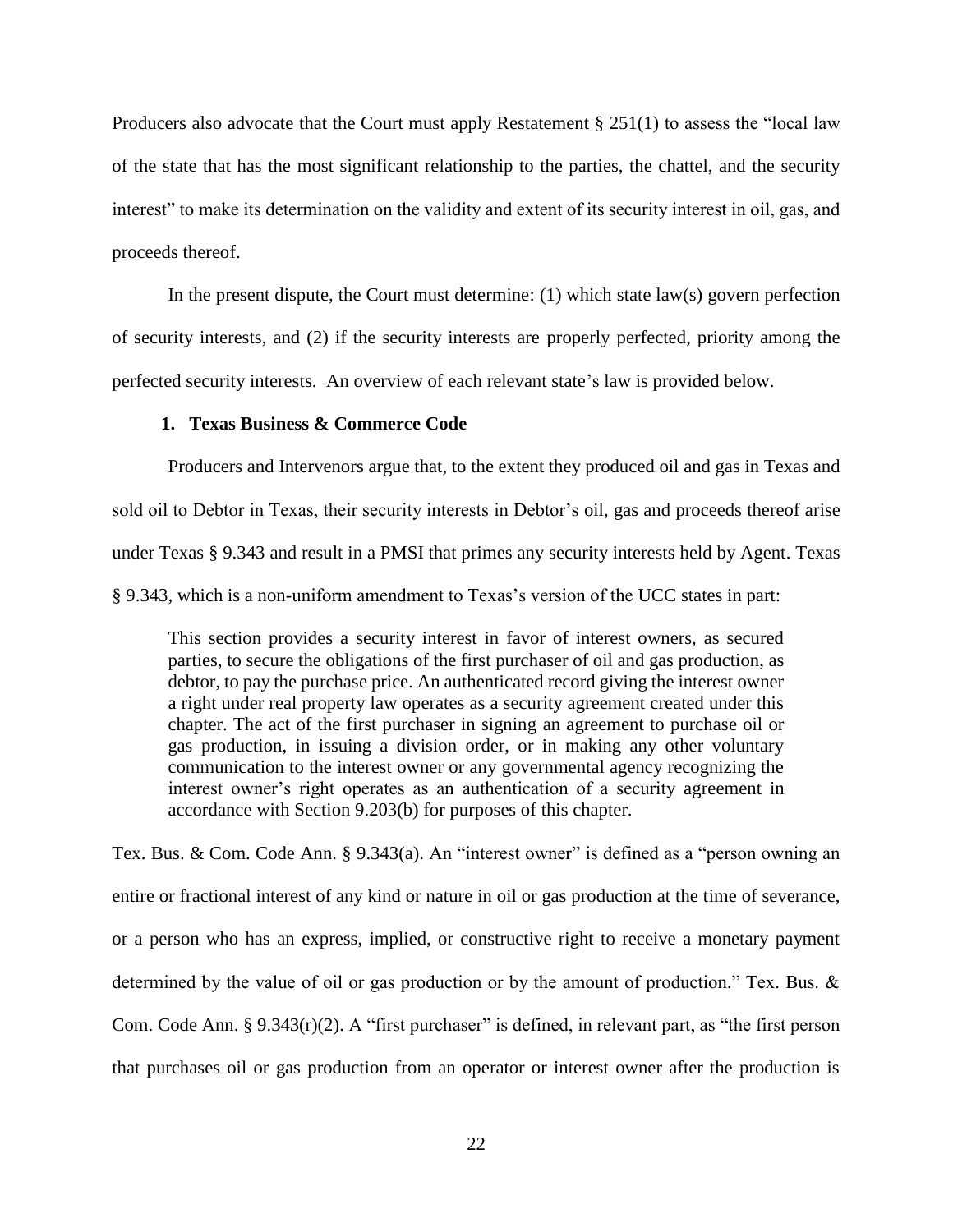Producers also advocate that the Court must apply Restatement § 251(1) to assess the "local law of the state that has the most significant relationship to the parties, the chattel, and the security interest" to make its determination on the validity and extent of its security interest in oil, gas, and proceeds thereof.

In the present dispute, the Court must determine: (1) which state law(s) govern perfection of security interests, and (2) if the security interests are properly perfected, priority among the perfected security interests. An overview of each relevant state's law is provided below.

### 1. Texas Business & Commerce Code

Producers and Intervenors argue that, to the extent they produced oil and gas in Texas and sold oil to Debtor in Texas, their security interests in Debtor's oil, gas and proceeds thereof arise under Texas § 9.343 and result in a PMSI that primes any security interests held by Agent. Texas § 9.343, which is a non-uniform amendment to Texas's version of the UCC states in part:

> This section provides a security interest in favor of interest owners, as secured parties, to secure the obligations of the first purchaser of oil and gas production, as debtor, to pay the purchase price. An authenticated record giving the interest owner a right under real property law operates as a security agreement created under this chapter. The act of the first purchaser in signing an agreement to purchase oil or gas production, in issuing a division order, or in making any other voluntary communication to the interest owner or any governmental agency recognizing the interest owner's right operates as an authentication of a security agreement in accordance with Section 9.203(b) for purposes of this chapter.

Tex. Bus. & Com. Code Ann. § 9.343(a). An "interest owner" is defined as a "person owning an entire or fractional interest of any kind or nature in oil or gas production at the time of severance, or a person who has an express, implied, or constructive right to receive a monetary payment determined by the value of oil or gas production or by the amount of production." Tex. Bus. & Com. Code Ann. § 9.343(r)(2). A "first purchaser" is defined, in relevant part, as "the first person that purchases oil or gas production from an operator or interest owner after the production is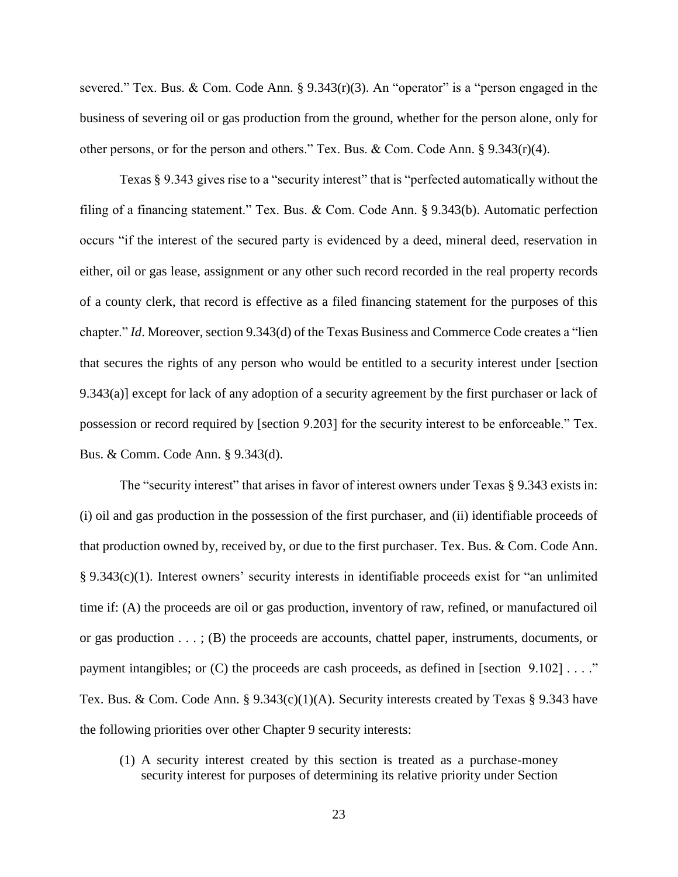severed." Tex. Bus. & Com. Code Ann. § 9.343(r)(3). An "operator" is a "person engaged in the business of severing oil or gas production from the ground, whether for the person alone, only for other persons, or for the person and others." Tex. Bus. & Com. Code Ann. § 9.343(r)(4).

Texas § 9.343 gives rise to a "security interest" that is "perfected automatically without the filing of a financing statement." Tex. Bus. & Com. Code Ann. § 9.343(b). Automatic perfection occurs "if the interest of the secured party is evidenced by a deed, mineral deed, reservation in either, oil or gas lease, assignment or any other such record recorded in the real property records of a county clerk, that record is effective as a filed financing statement for the purposes of this chapter." *Id*. Moreover, section 9.343(d) of the Texas Business and Commerce Code creates a "lien that secures the rights of any person who would be entitled to a security interest under [section 9.343(a)] except for lack of any adoption of a security agreement by the first purchaser or lack of possession or record required by [section 9.203] for the security interest to be enforceable." Tex. Bus. & Comm. Code Ann. § 9.343(d).

The "security interest" that arises in favor of interest owners under Texas § 9.343 exists in: (i) oil and gas production in the possession of the first purchaser, and (ii) identifiable proceeds of that production owned by, received by, or due to the first purchaser. Tex. Bus. & Com. Code Ann. § 9.343(c)(1). Interest owners' security interests in identifiable proceeds exist for "an unlimited time if: (A) the proceeds are oil or gas production, inventory of raw, refined, or manufactured oil or gas production . . . ; (B) the proceeds are accounts, chattel paper, instruments, documents, or payment intangibles; or (C) the proceeds are cash proceeds, as defined in [section 9.102] . . . ." Tex. Bus. & Com. Code Ann. § 9.343(c)(1)(A). Security interests created by Texas § 9.343 have the following priorities over other Chapter 9 security interests:

> (1) A security interest created by this section is treated as a purchase-money security interest for purposes of determining its relative priority under Section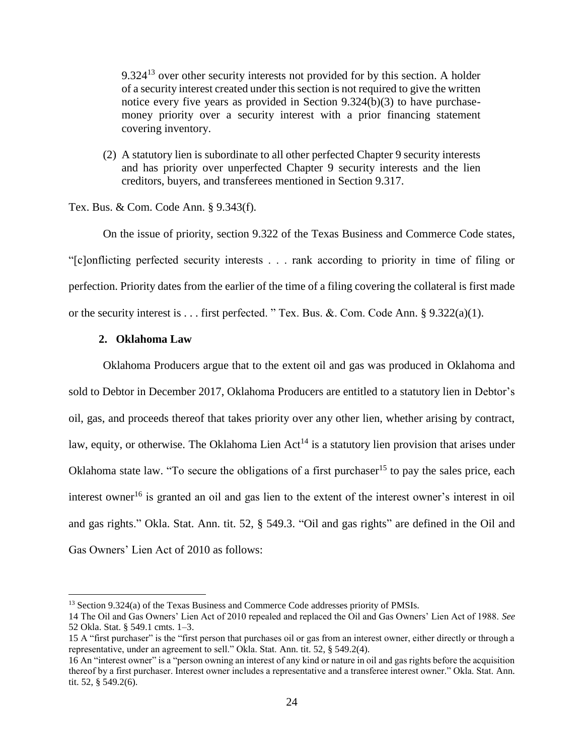9.324[13] over other security interests not provided for by this section. A holder of a security interest created under this section is not required to give the written notice every five years as provided in Section 9.324(b)(3) to have purchase-money priority over a security interest with a prior financing statement covering inventory.

(2) A statutory lien is subordinate to all other perfected Chapter 9 security interests and has priority over unperfected Chapter 9 security interests and the lien creditors, buyers, and transferees mentioned in Section 9.317.

Tex. Bus. & Com. Code Ann. § 9.343(f).

On the issue of priority, section 9.322 of the Texas Business and Commerce Code states, "[c]onflicting perfected security interests . . . rank according to priority in time of filing or perfection. Priority dates from the earlier of the time of a filing covering the collateral is first made or the security interest is . . . first perfected. " Tex. Bus. &. Com. Code Ann. § 9.322(a)(1).

### 2. Oklahoma Law

Oklahoma Producers argue that to the extent oil and gas was produced in Oklahoma and sold to Debtor in December 2017, Oklahoma Producers are entitled to a statutory lien in Debtor's oil, gas, and proceeds thereof that takes priority over any other lien, whether arising by contract, law, equity, or otherwise. The Oklahoma Lien Act[14] is a statutory lien provision that arises under Oklahoma state law. "To secure the obligations of a first purchaser[15] to pay the sales price, each interest owner[16] is granted an oil and gas lien to the extent of the interest owner's interest in oil and gas rights." Okla. Stat. Ann. tit. 52, § 549.3. "Oil and gas rights" are defined in the Oil and Gas Owners' Lien Act of 2010 as follows:

---

[13] Section 9.324(a) of the Texas Business and Commerce Code addresses priority of PMSIs.

14 The Oil and Gas Owners' Lien Act of 2010 repealed and replaced the Oil and Gas Owners' Lien Act of 1988. *See* 52 Okla. Stat. § 549.1 cmts. 1–3.

15 A "first purchaser" is the "first person that purchases oil or gas from an interest owner, either directly or through a representative, under an agreement to sell." Okla. Stat. Ann. tit. 52, § 549.2(4).

16 An "interest owner" is a "person owning an interest of any kind or nature in oil and gas rights before the acquisition thereof by a first purchaser. Interest owner includes a representative and a transferee interest owner." Okla. Stat. Ann. tit. 52, § 549.2(6).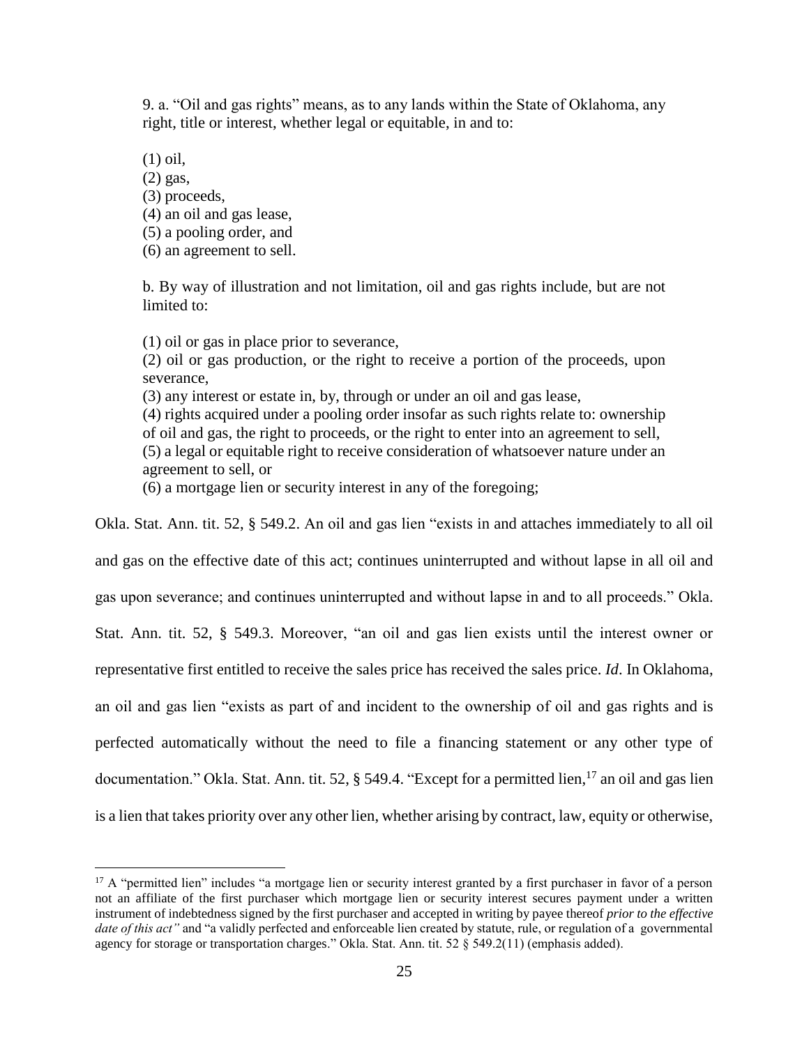9. a. "Oil and gas rights" means, as to any lands within the State of Oklahoma, any right, title or interest, whether legal or equitable, in and to:

(1) oil,
(2) gas,
(3) proceeds,
(4) an oil and gas lease,
(5) a pooling order, and
(6) an agreement to sell.

b. By way of illustration and not limitation, oil and gas rights include, but are not limited to:

(1) oil or gas in place prior to severance,
(2) oil or gas production, or the right to receive a portion of the proceeds, upon severance,
(3) any interest or estate in, by, through or under an oil and gas lease,
(4) rights acquired under a pooling order insofar as such rights relate to: ownership of oil and gas, the right to proceeds, or the right to enter into an agreement to sell,
(5) a legal or equitable right to receive consideration of whatsoever nature under an agreement to sell, or
(6) a mortgage lien or security interest in any of the foregoing;

Okla. Stat. Ann. tit. 52, § 549.2. An oil and gas lien "exists in and attaches immediately to all oil and gas on the effective date of this act; continues uninterrupted and without lapse in all oil and gas upon severance; and continues uninterrupted and without lapse in and to all proceeds." Okla. Stat. Ann. tit. 52, § 549.3. Moreover, "an oil and gas lien exists until the interest owner or representative first entitled to receive the sales price has received the sales price. *Id*. In Oklahoma, an oil and gas lien "exists as part of and incident to the ownership of oil and gas rights and is perfected automatically without the need to file a financing statement or any other type of documentation." Okla. Stat. Ann. tit. 52, § 549.4. "Except for a permitted lien,[17] an oil and gas lien is a lien that takes priority over any other lien, whether arising by contract, law, equity or otherwise,

[17] A "permitted lien" includes "a mortgage lien or security interest granted by a first purchaser in favor of a person not an affiliate of the first purchaser which mortgage lien or security interest secures payment under a written instrument of indebtedness signed by the first purchaser and accepted in writing by payee thereof *prior to the effective date of this act"* and "a validly perfected and enforceable lien created by statute, rule, or regulation of a governmental agency for storage or transportation charges." Okla. Stat. Ann. tit. 52 § 549.2(11) (emphasis added).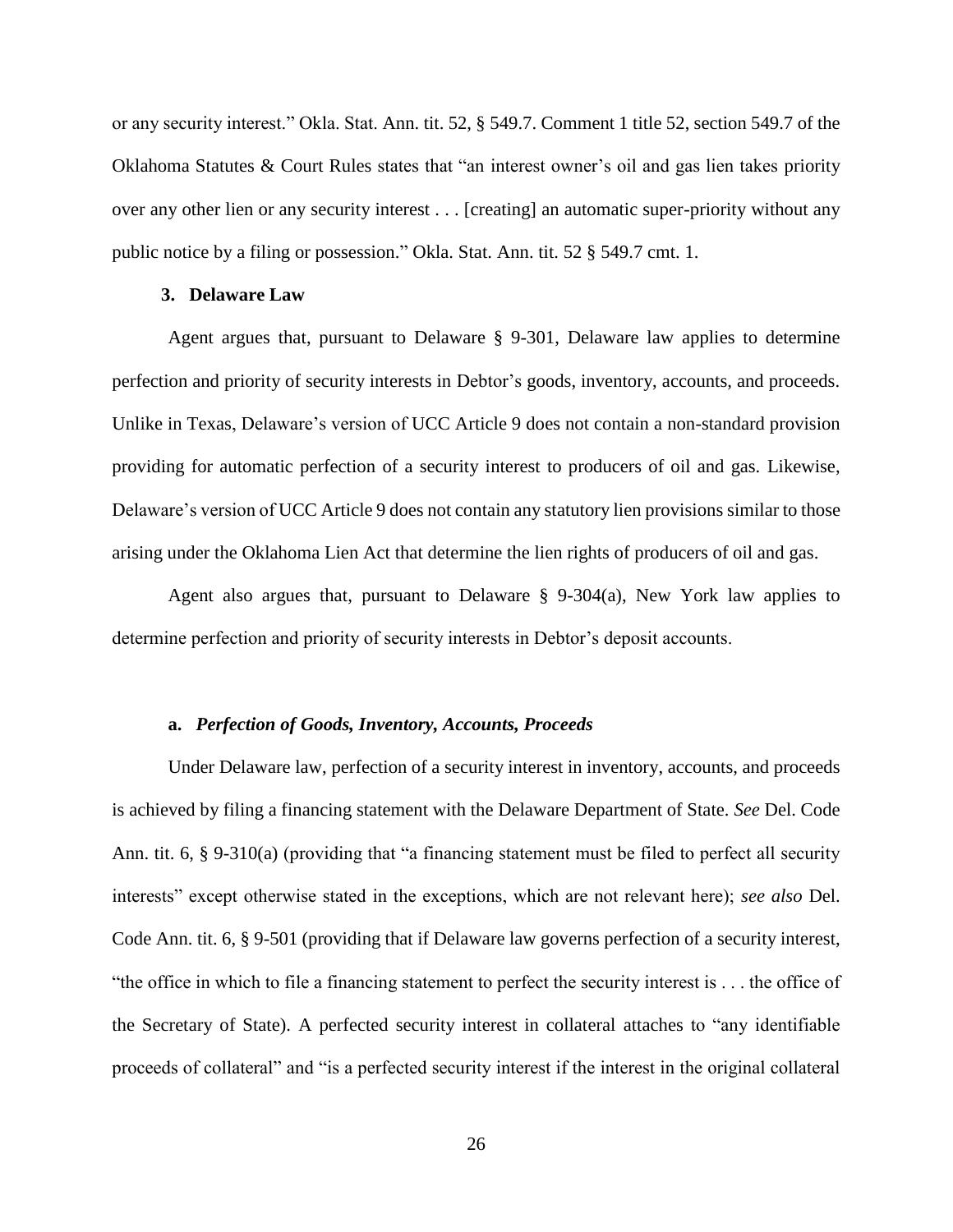or any security interest." Okla. Stat. Ann. tit. 52, § 549.7. Comment 1 title 52, section 549.7 of the Oklahoma Statutes & Court Rules states that "an interest owner's oil and gas lien takes priority over any other lien or any security interest . . . [creating] an automatic super-priority without any public notice by a filing or possession." Okla. Stat. Ann. tit. 52 § 549.7 cmt. 1.

### 3. Delaware Law

Agent argues that, pursuant to Delaware § 9-301, Delaware law applies to determine perfection and priority of security interests in Debtor's goods, inventory, accounts, and proceeds. Unlike in Texas, Delaware's version of UCC Article 9 does not contain a non-standard provision providing for automatic perfection of a security interest to producers of oil and gas. Likewise, Delaware's version of UCC Article 9 does not contain any statutory lien provisions similar to those arising under the Oklahoma Lien Act that determine the lien rights of producers of oil and gas.

Agent also argues that, pursuant to Delaware § 9-304(a), New York law applies to determine perfection and priority of security interests in Debtor's deposit accounts.

#### a. *Perfection of Goods, Inventory, Accounts, Proceeds*

Under Delaware law, perfection of a security interest in inventory, accounts, and proceeds is achieved by filing a financing statement with the Delaware Department of State. *See* Del. Code Ann. tit. 6, § 9-310(a) (providing that "a financing statement must be filed to perfect all security interests" except otherwise stated in the exceptions, which are not relevant here); *see also* Del. Code Ann. tit. 6, § 9-501 (providing that if Delaware law governs perfection of a security interest, "the office in which to file a financing statement to perfect the security interest is . . . the office of the Secretary of State). A perfected security interest in collateral attaches to "any identifiable proceeds of collateral" and "is a perfected security interest if the interest in the original collateral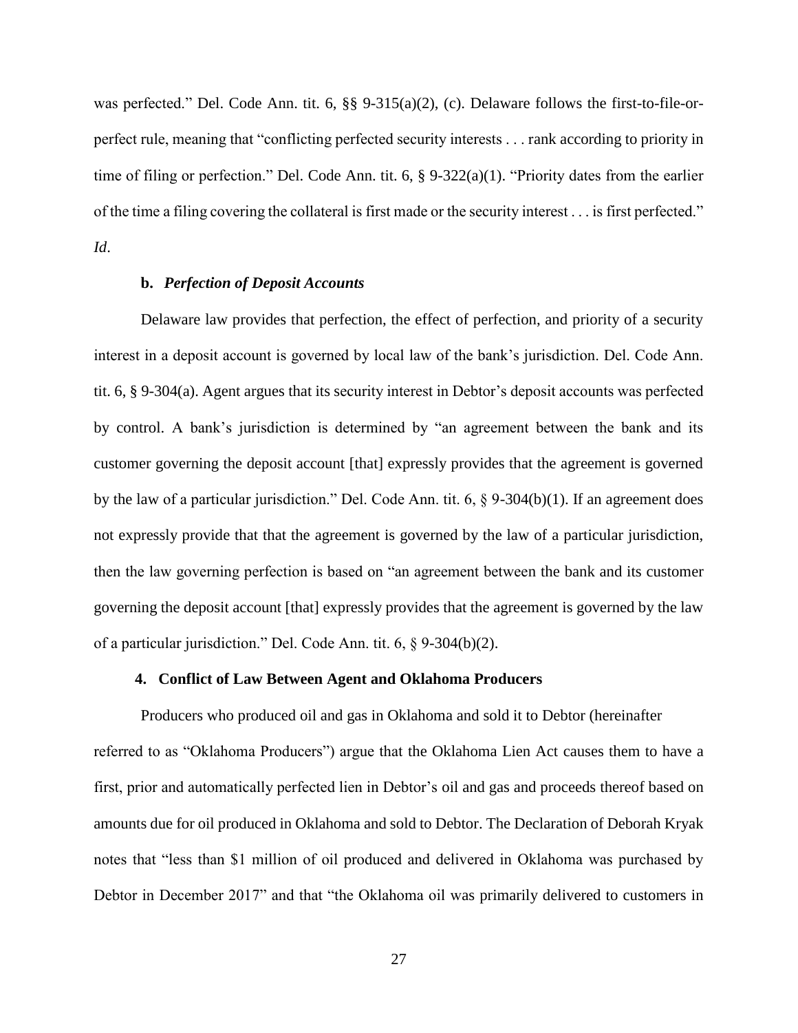was perfected." Del. Code Ann. tit. 6, §§ 9-315(a)(2), (c). Delaware follows the first-to-file-or-perfect rule, meaning that "conflicting perfected security interests . . . rank according to priority in time of filing or perfection." Del. Code Ann. tit. 6, § 9-322(a)(1). "Priority dates from the earlier of the time a filing covering the collateral is first made or the security interest . . . is first perfected." *Id*.

#### b. *Perfection of Deposit Accounts*

Delaware law provides that perfection, the effect of perfection, and priority of a security interest in a deposit account is governed by local law of the bank's jurisdiction. Del. Code Ann. tit. 6, § 9-304(a). Agent argues that its security interest in Debtor's deposit accounts was perfected by control. A bank's jurisdiction is determined by "an agreement between the bank and its customer governing the deposit account [that] expressly provides that the agreement is governed by the law of a particular jurisdiction." Del. Code Ann. tit. 6, § 9-304(b)(1). If an agreement does not expressly provide that that the agreement is governed by the law of a particular jurisdiction, then the law governing perfection is based on "an agreement between the bank and its customer governing the deposit account [that] expressly provides that the agreement is governed by the law of a particular jurisdiction." Del. Code Ann. tit. 6, § 9-304(b)(2).

### 4. Conflict of Law Between Agent and Oklahoma Producers

Producers who produced oil and gas in Oklahoma and sold it to Debtor (hereinafter referred to as "Oklahoma Producers") argue that the Oklahoma Lien Act causes them to have a first, prior and automatically perfected lien in Debtor's oil and gas and proceeds thereof based on amounts due for oil produced in Oklahoma and sold to Debtor. The Declaration of Deborah Kryak notes that "less than $1 million of oil produced and delivered in Oklahoma was purchased by Debtor in December 2017" and that "the Oklahoma oil was primarily delivered to customers in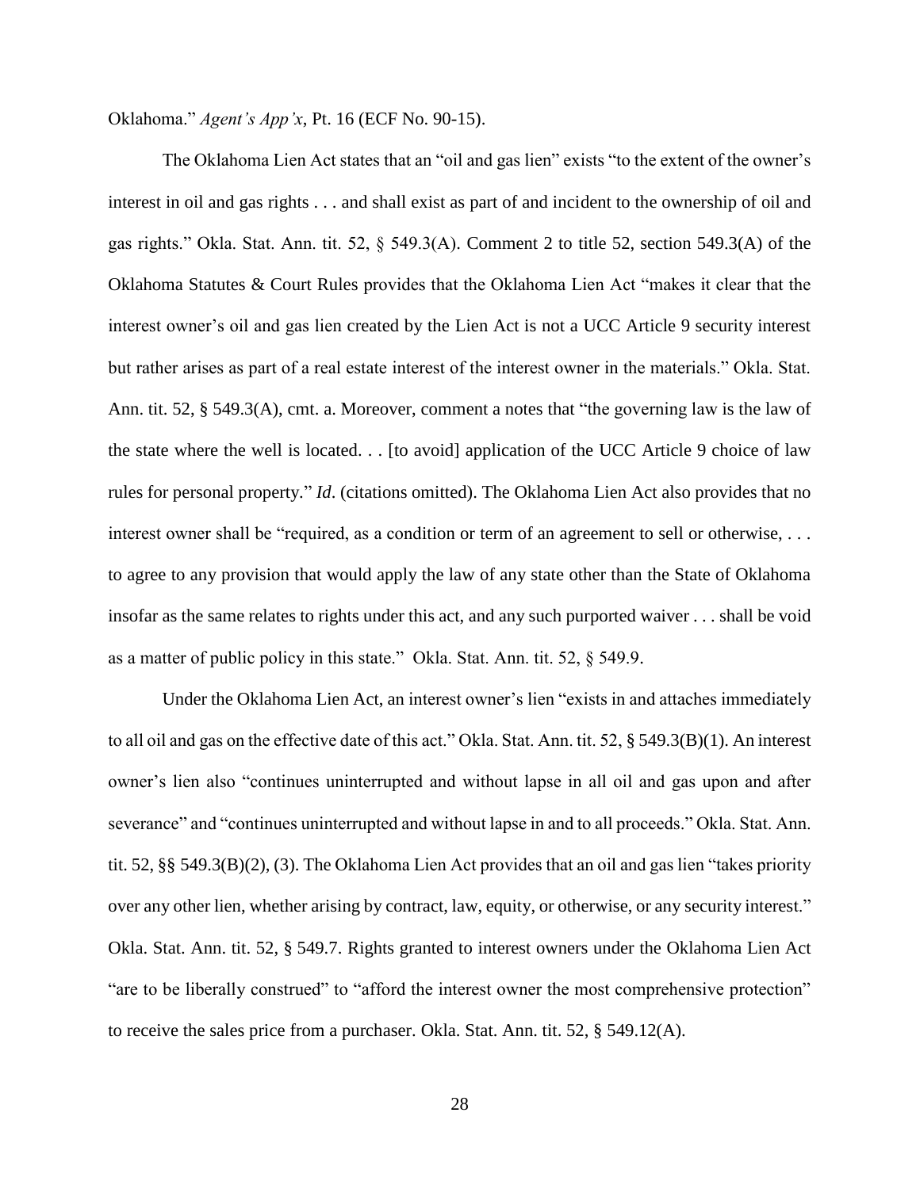Oklahoma." *Agent's App'x*, Pt. 16 (ECF No. 90-15).

The Oklahoma Lien Act states that an "oil and gas lien" exists "to the extent of the owner's interest in oil and gas rights . . . and shall exist as part of and incident to the ownership of oil and gas rights." Okla. Stat. Ann. tit. 52, § 549.3(A). Comment 2 to title 52, section 549.3(A) of the Oklahoma Statutes & Court Rules provides that the Oklahoma Lien Act "makes it clear that the interest owner's oil and gas lien created by the Lien Act is not a UCC Article 9 security interest but rather arises as part of a real estate interest of the interest owner in the materials." Okla. Stat. Ann. tit. 52, § 549.3(A), cmt. a. Moreover, comment a notes that "the governing law is the law of the state where the well is located. . . [to avoid] application of the UCC Article 9 choice of law rules for personal property." *Id*. (citations omitted). The Oklahoma Lien Act also provides that no interest owner shall be "required, as a condition or term of an agreement to sell or otherwise, . . . to agree to any provision that would apply the law of any state other than the State of Oklahoma insofar as the same relates to rights under this act, and any such purported waiver . . . shall be void as a matter of public policy in this state." Okla. Stat. Ann. tit. 52, § 549.9.

Under the Oklahoma Lien Act, an interest owner's lien "exists in and attaches immediately to all oil and gas on the effective date of this act." Okla. Stat. Ann. tit. 52, § 549.3(B)(1). An interest owner's lien also "continues uninterrupted and without lapse in all oil and gas upon and after severance" and "continues uninterrupted and without lapse in and to all proceeds." Okla. Stat. Ann. tit. 52, §§ 549.3(B)(2), (3). The Oklahoma Lien Act provides that an oil and gas lien "takes priority over any other lien, whether arising by contract, law, equity, or otherwise, or any security interest." Okla. Stat. Ann. tit. 52, § 549.7. Rights granted to interest owners under the Oklahoma Lien Act "are to be liberally construed" to "afford the interest owner the most comprehensive protection" to receive the sales price from a purchaser. Okla. Stat. Ann. tit. 52, § 549.12(A).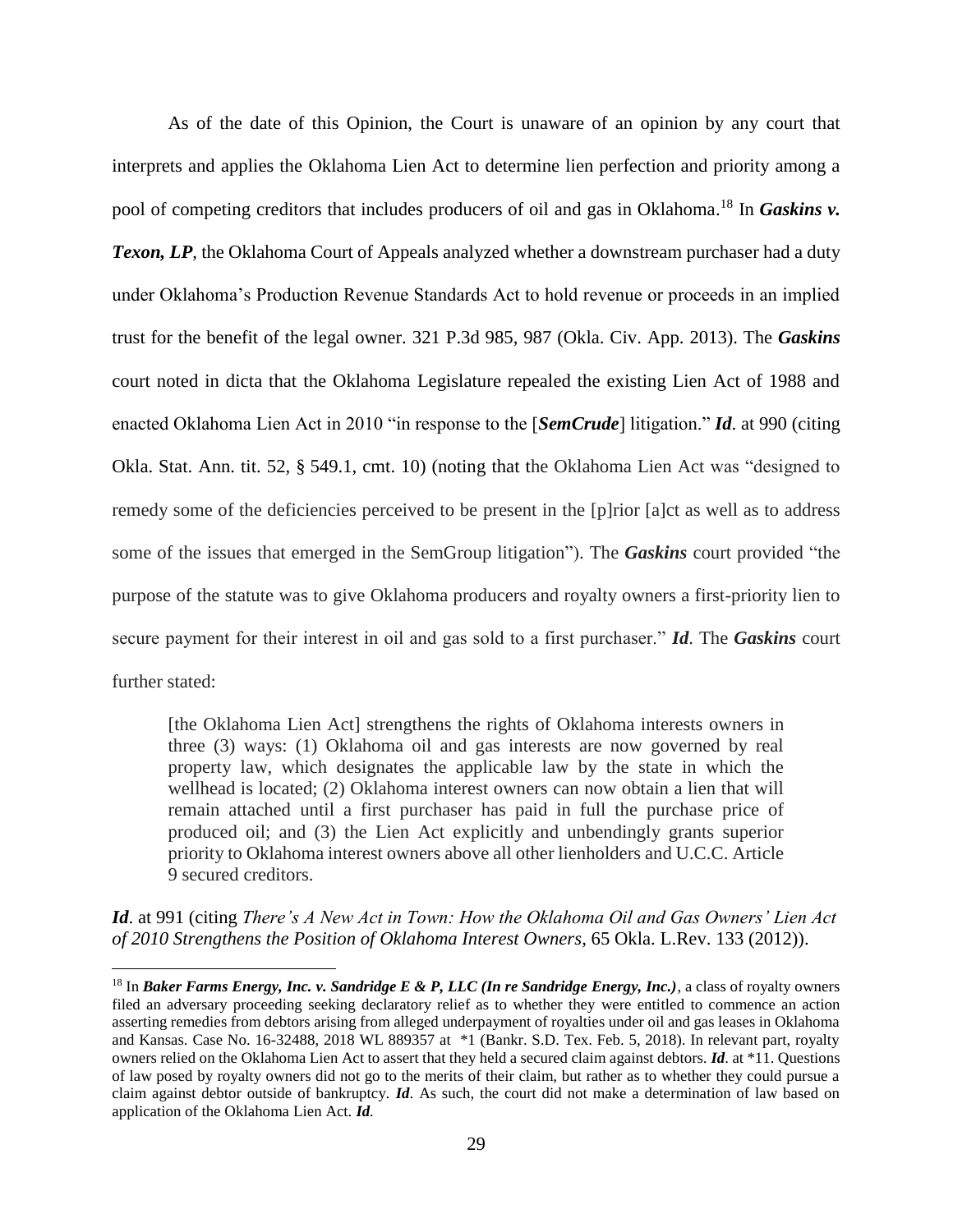As of the date of this Opinion, the Court is unaware of an opinion by any court that interprets and applies the Oklahoma Lien Act to determine lien perfection and priority among a pool of competing creditors that includes producers of oil and gas in Oklahoma.[18] In ***Gaskins v. Texon, LP***, the Oklahoma Court of Appeals analyzed whether a downstream purchaser had a duty under Oklahoma's Production Revenue Standards Act to hold revenue or proceeds in an implied trust for the benefit of the legal owner. 321 P.3d 985, 987 (Okla. Civ. App. 2013). The ***Gaskins*** court noted in dicta that the Oklahoma Legislature repealed the existing Lien Act of 1988 and enacted Oklahoma Lien Act in 2010 "in response to the [***SemCrude***] litigation." ***Id***. at 990 (citing Okla. Stat. Ann. tit. 52, § 549.1, cmt. 10) (noting that the Oklahoma Lien Act was "designed to remedy some of the deficiencies perceived to be present in the [p]rior [a]ct as well as to address some of the issues that emerged in the SemGroup litigation"). The ***Gaskins*** court provided "the purpose of the statute was to give Oklahoma producers and royalty owners a first-priority lien to secure payment for their interest in oil and gas sold to a first purchaser." ***Id***. The ***Gaskins*** court further stated:

> [the Oklahoma Lien Act] strengthens the rights of Oklahoma interests owners in three (3) ways: (1) Oklahoma oil and gas interests are now governed by real property law, which designates the applicable law by the state in which the wellhead is located; (2) Oklahoma interest owners can now obtain a lien that will remain attached until a first purchaser has paid in full the purchase price of produced oil; and (3) the Lien Act explicitly and unbendingly grants superior priority to Oklahoma interest owners above all other lienholders and U.C.C. Article 9 secured creditors.

***Id***. at 991 (citing *There's A New Act in Town: How the Oklahoma Oil and Gas Owners' Lien Act of 2010 Strengthens the Position of Oklahoma Interest Owners*, 65 Okla. L.Rev. 133 (2012)).

---

[18] In ***Baker Farms Energy, Inc. v. Sandridge E & P, LLC (In re Sandridge Energy, Inc.)***, a class of royalty owners filed an adversary proceeding seeking declaratory relief as to whether they were entitled to commence an action asserting remedies from debtors arising from alleged underpayment of royalties under oil and gas leases in Oklahoma and Kansas. Case No. 16-32488, 2018 WL 889357 at *1 (Bankr. S.D. Tex. Feb. 5, 2018). In relevant part, royalty owners relied on the Oklahoma Lien Act to assert that they held a secured claim against debtors. ***Id***. at *11. Questions of law posed by royalty owners did not go to the merits of their claim, but rather as to whether they could pursue a claim against debtor outside of bankruptcy. ***Id***. As such, the court did not make a determination of law based on application of the Oklahoma Lien Act. ***Id***.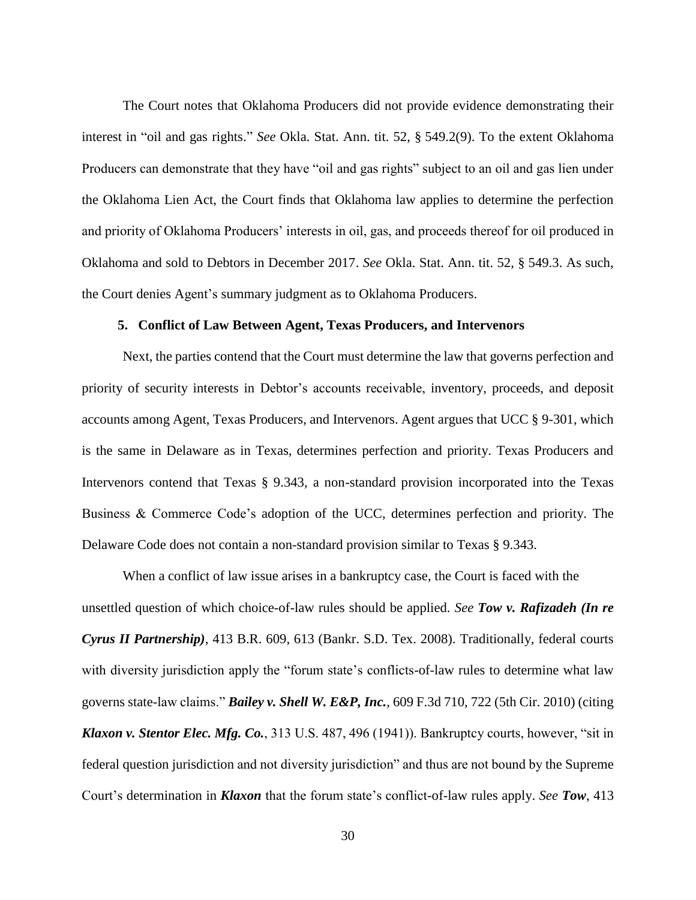The Court notes that Oklahoma Producers did not provide evidence demonstrating their interest in "oil and gas rights." *See* Okla. Stat. Ann. tit. 52, § 549.2(9). To the extent Oklahoma Producers can demonstrate that they have "oil and gas rights" subject to an oil and gas lien under the Oklahoma Lien Act, the Court finds that Oklahoma law applies to determine the perfection and priority of Oklahoma Producers' interests in oil, gas, and proceeds thereof for oil produced in Oklahoma and sold to Debtors in December 2017. *See* Okla. Stat. Ann. tit. 52, § 549.3. As such, the Court denies Agent's summary judgment as to Oklahoma Producers.

### 5. Conflict of Law Between Agent, Texas Producers, and Intervenors

Next, the parties contend that the Court must determine the law that governs perfection and priority of security interests in Debtor's accounts receivable, inventory, proceeds, and deposit accounts among Agent, Texas Producers, and Intervenors. Agent argues that UCC § 9-301, which is the same in Delaware as in Texas, determines perfection and priority. Texas Producers and Intervenors contend that Texas § 9.343, a non-standard provision incorporated into the Texas Business & Commerce Code's adoption of the UCC, determines perfection and priority. The Delaware Code does not contain a non-standard provision similar to Texas § 9.343.

When a conflict of law issue arises in a bankruptcy case, the Court is faced with the unsettled question of which choice-of-law rules should be applied. *See* ***Tow v. Rafizadeh (In re Cyrus II Partnership)***, 413 B.R. 609, 613 (Bankr. S.D. Tex. 2008). Traditionally, federal courts with diversity jurisdiction apply the "forum state's conflicts-of-law rules to determine what law governs state-law claims." ***Bailey v. Shell W. E&P, Inc.***, 609 F.3d 710, 722 (5th Cir. 2010) (citing ***Klaxon v. Stentor Elec. Mfg. Co.***, 313 U.S. 487, 496 (1941)). Bankruptcy courts, however, "sit in federal question jurisdiction and not diversity jurisdiction" and thus are not bound by the Supreme Court's determination in ***Klaxon*** that the forum state's conflict-of-law rules apply. *See* ***Tow***, 413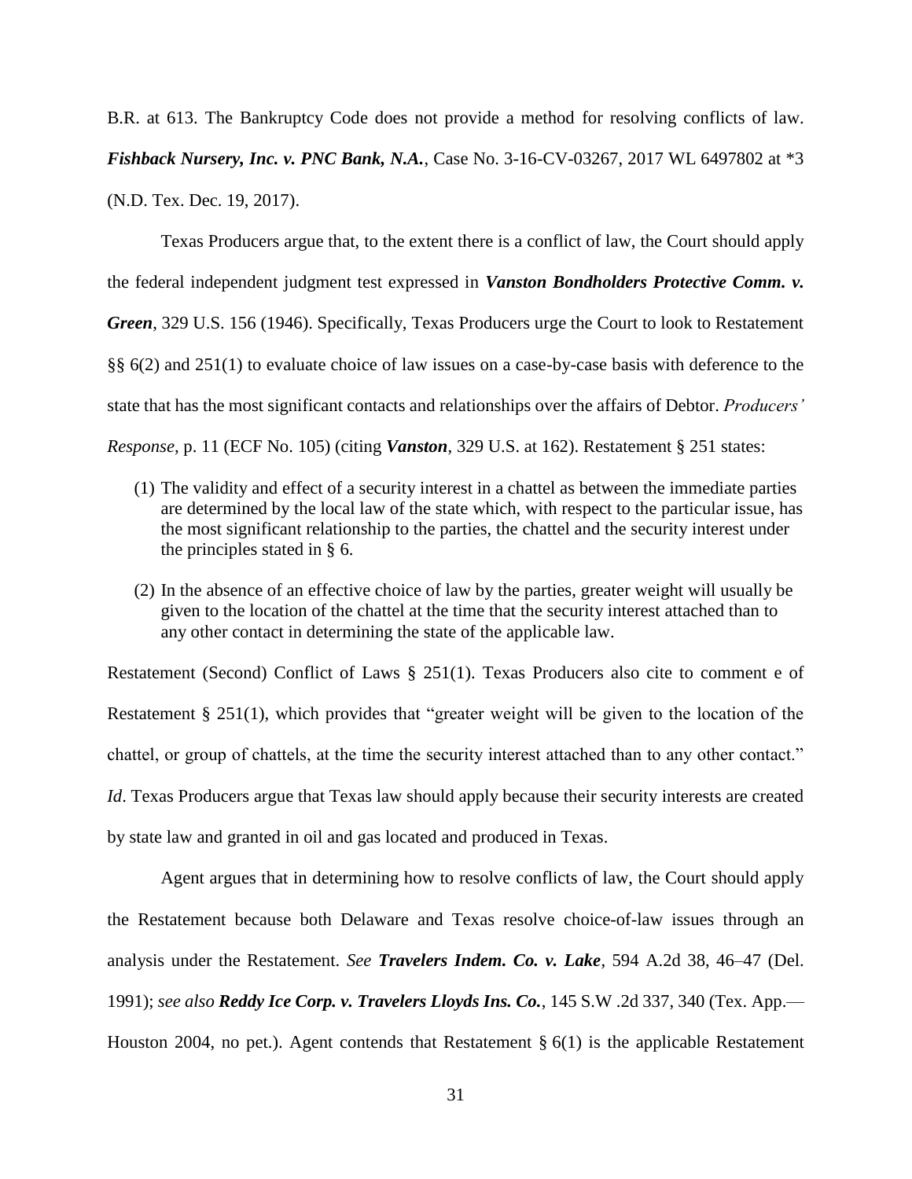B.R. at 613. The Bankruptcy Code does not provide a method for resolving conflicts of law. ***Fishback Nursery, Inc. v. PNC Bank, N.A.***, Case No. 3-16-CV-03267, 2017 WL 6497802 at *3 (N.D. Tex. Dec. 19, 2017).

Texas Producers argue that, to the extent there is a conflict of law, the Court should apply the federal independent judgment test expressed in ***Vanston Bondholders Protective Comm. v. Green***, 329 U.S. 156 (1946). Specifically, Texas Producers urge the Court to look to Restatement §§ 6(2) and 251(1) to evaluate choice of law issues on a case-by-case basis with deference to the state that has the most significant contacts and relationships over the affairs of Debtor. *Producers' Response*, p. 11 (ECF No. 105) (citing ***Vanston***, 329 U.S. at 162). Restatement § 251 states:

> (1) The validity and effect of a security interest in a chattel as between the immediate parties are determined by the local law of the state which, with respect to the particular issue, has the most significant relationship to the parties, the chattel and the security interest under the principles stated in § 6.
>
> (2) In the absence of an effective choice of law by the parties, greater weight will usually be given to the location of the chattel at the time that the security interest attached than to any other contact in determining the state of the applicable law.

Restatement (Second) Conflict of Laws § 251(1). Texas Producers also cite to comment e of Restatement § 251(1), which provides that "greater weight will be given to the location of the chattel, or group of chattels, at the time the security interest attached than to any other contact." *Id*. Texas Producers argue that Texas law should apply because their security interests are created by state law and granted in oil and gas located and produced in Texas.

Agent argues that in determining how to resolve conflicts of law, the Court should apply the Restatement because both Delaware and Texas resolve choice-of-law issues through an analysis under the Restatement. *See* ***Travelers Indem. Co. v. Lake***, 594 A.2d 38, 46–47 (Del. 1991); *see also* ***Reddy Ice Corp. v. Travelers Lloyds Ins. Co.***, 145 S.W .2d 337, 340 (Tex. App.—Houston 2004, no pet.). Agent contends that Restatement § 6(1) is the applicable Restatement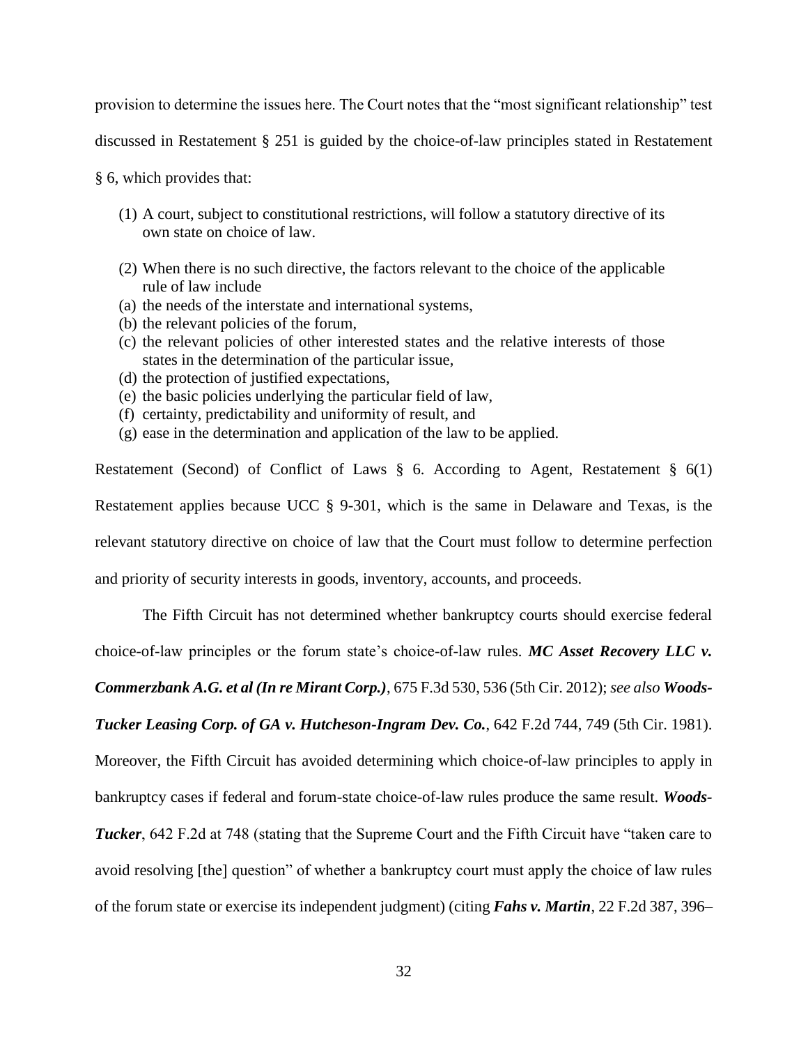provision to determine the issues here. The Court notes that the "most significant relationship" test discussed in Restatement § 251 is guided by the choice-of-law principles stated in Restatement § 6, which provides that:

> (1) A court, subject to constitutional restrictions, will follow a statutory directive of its own state on choice of law.
>
> (2) When there is no such directive, the factors relevant to the choice of the applicable rule of law include
> (a) the needs of the interstate and international systems,
> (b) the relevant policies of the forum,
> (c) the relevant policies of other interested states and the relative interests of those states in the determination of the particular issue,
> (d) the protection of justified expectations,
> (e) the basic policies underlying the particular field of law,
> (f) certainty, predictability and uniformity of result, and
> (g) ease in the determination and application of the law to be applied.

Restatement (Second) of Conflict of Laws § 6. According to Agent, Restatement § 6(1) Restatement applies because UCC § 9-301, which is the same in Delaware and Texas, is the relevant statutory directive on choice of law that the Court must follow to determine perfection and priority of security interests in goods, inventory, accounts, and proceeds.

The Fifth Circuit has not determined whether bankruptcy courts should exercise federal choice-of-law principles or the forum state's choice-of-law rules. ***MC Asset Recovery LLC v. Commerzbank A.G. et al (In re Mirant Corp.)***, 675 F.3d 530, 536 (5th Cir. 2012); *see also* ***Woods-Tucker Leasing Corp. of GA v. Hutcheson-Ingram Dev. Co.***, 642 F.2d 744, 749 (5th Cir. 1981). Moreover, the Fifth Circuit has avoided determining which choice-of-law principles to apply in bankruptcy cases if federal and forum-state choice-of-law rules produce the same result. ***Woods-Tucker***, 642 F.2d at 748 (stating that the Supreme Court and the Fifth Circuit have "taken care to avoid resolving [the] question" of whether a bankruptcy court must apply the choice of law rules of the forum state or exercise its independent judgment) (citing ***Fahs v. Martin***, 22 F.2d 387, 396–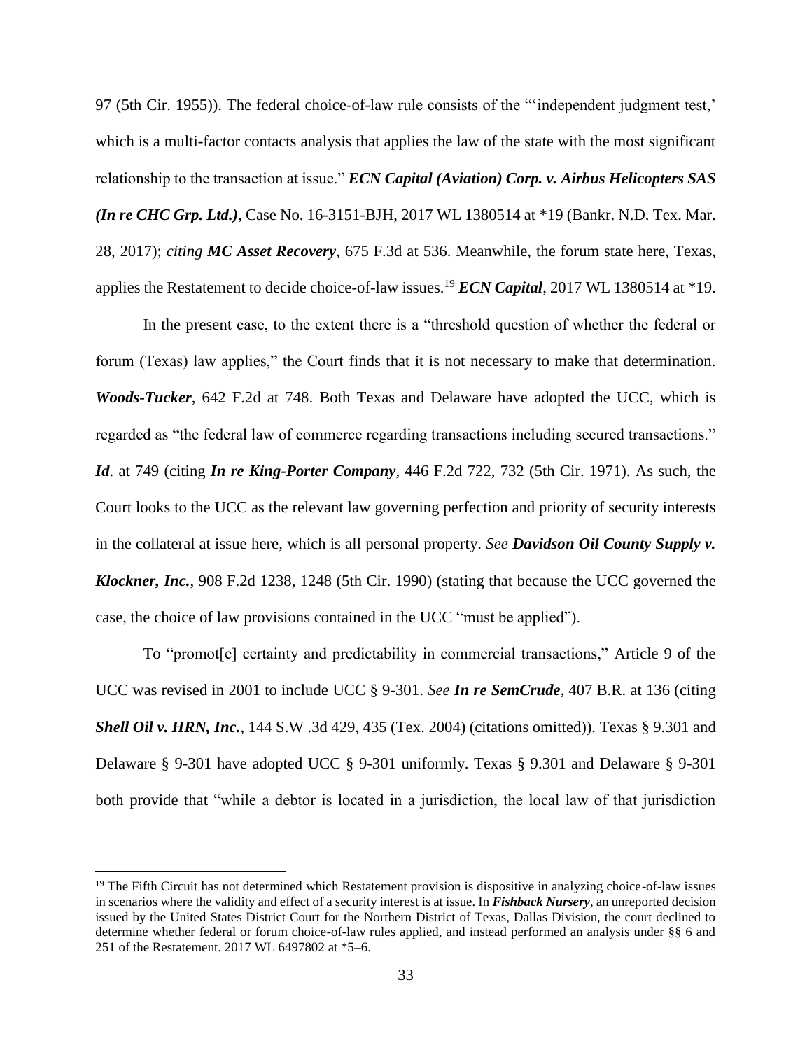97 (5th Cir. 1955)). The federal choice-of-law rule consists of the "'independent judgment test,' which is a multi-factor contacts analysis that applies the law of the state with the most significant relationship to the transaction at issue." ***ECN Capital (Aviation) Corp. v. Airbus Helicopters SAS (In re CHC Grp. Ltd.)***, Case No. 16-3151-BJH, 2017 WL 1380514 at *19 (Bankr. N.D. Tex. Mar. 28, 2017); *citing* ***MC Asset Recovery***, 675 F.3d at 536. Meanwhile, the forum state here, Texas, applies the Restatement to decide choice-of-law issues.[19] ***ECN Capital***, 2017 WL 1380514 at *19.

In the present case, to the extent there is a "threshold question of whether the federal or forum (Texas) law applies," the Court finds that it is not necessary to make that determination. ***Woods-Tucker***, 642 F.2d at 748. Both Texas and Delaware have adopted the UCC, which is regarded as "the federal law of commerce regarding transactions including secured transactions." ***Id***. at 749 (citing ***In re King-Porter Company***, 446 F.2d 722, 732 (5th Cir. 1971). As such, the Court looks to the UCC as the relevant law governing perfection and priority of security interests in the collateral at issue here, which is all personal property. *See* ***Davidson Oil County Supply v. Klockner, Inc.***, 908 F.2d 1238, 1248 (5th Cir. 1990) (stating that because the UCC governed the case, the choice of law provisions contained in the UCC "must be applied").

To "promot[e] certainty and predictability in commercial transactions," Article 9 of the UCC was revised in 2001 to include UCC § 9-301. *See* ***In re SemCrude***, 407 B.R. at 136 (citing ***Shell Oil v. HRN, Inc.***, 144 S.W .3d 429, 435 (Tex. 2004) (citations omitted)). Texas § 9.301 and Delaware § 9-301 have adopted UCC § 9-301 uniformly. Texas § 9.301 and Delaware § 9-301 both provide that "while a debtor is located in a jurisdiction, the local law of that jurisdiction

---

[19] The Fifth Circuit has not determined which Restatement provision is dispositive in analyzing choice-of-law issues in scenarios where the validity and effect of a security interest is at issue. In ***Fishback Nursery***, an unreported decision issued by the United States District Court for the Northern District of Texas, Dallas Division, the court declined to determine whether federal or forum choice-of-law rules applied, and instead performed an analysis under §§ 6 and 251 of the Restatement. 2017 WL 6497802 at *5–6.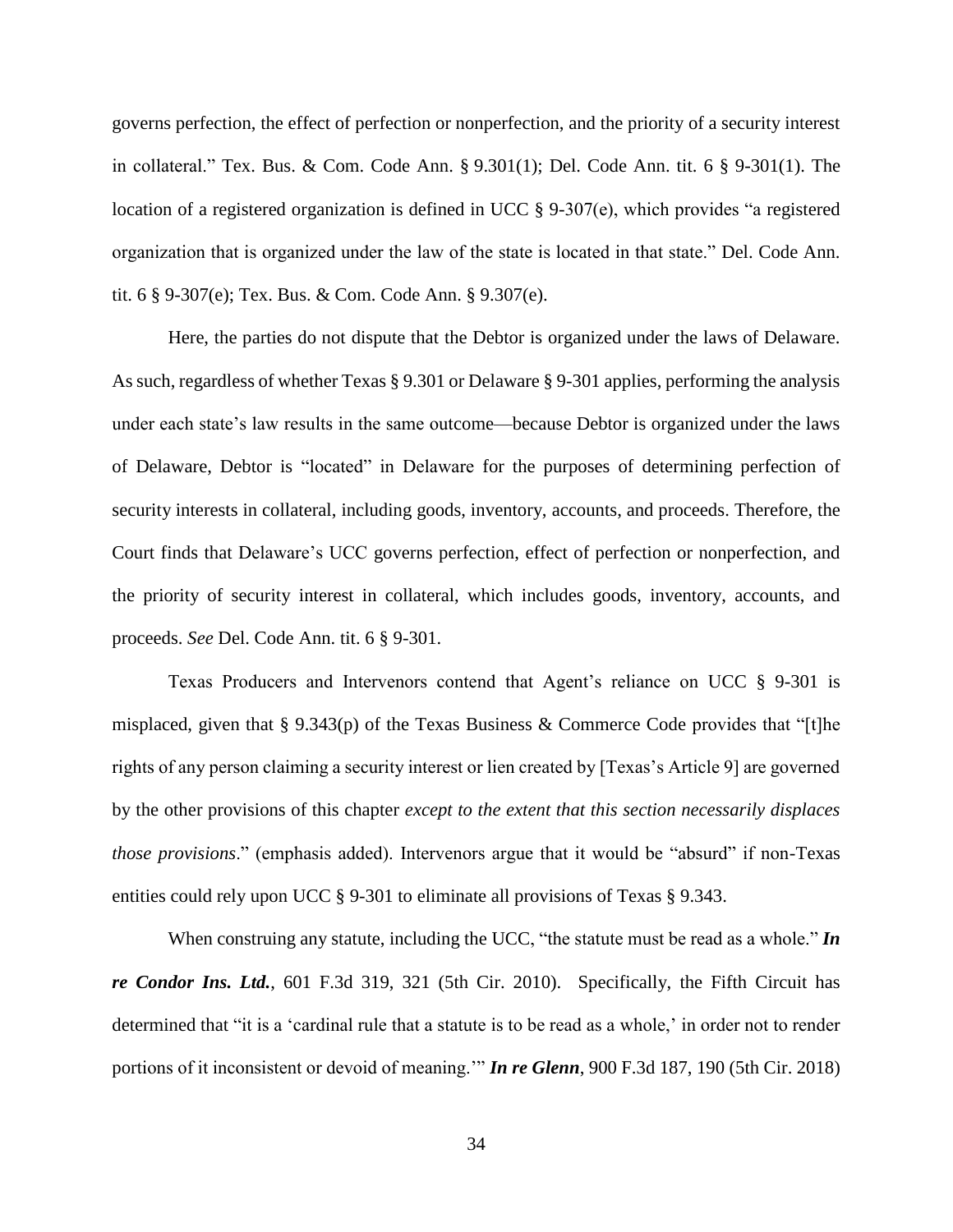governs perfection, the effect of perfection or nonperfection, and the priority of a security interest in collateral." Tex. Bus. & Com. Code Ann. § 9.301(1); Del. Code Ann. tit. 6 § 9-301(1). The location of a registered organization is defined in UCC § 9-307(e), which provides "a registered organization that is organized under the law of the state is located in that state." Del. Code Ann. tit. 6 § 9-307(e); Tex. Bus. & Com. Code Ann. § 9.307(e).

Here, the parties do not dispute that the Debtor is organized under the laws of Delaware. As such, regardless of whether Texas § 9.301 or Delaware § 9-301 applies, performing the analysis under each state's law results in the same outcome—because Debtor is organized under the laws of Delaware, Debtor is "located" in Delaware for the purposes of determining perfection of security interests in collateral, including goods, inventory, accounts, and proceeds. Therefore, the Court finds that Delaware's UCC governs perfection, effect of perfection or nonperfection, and the priority of security interest in collateral, which includes goods, inventory, accounts, and proceeds. *See* Del. Code Ann. tit. 6 § 9-301.

Texas Producers and Intervenors contend that Agent's reliance on UCC § 9-301 is misplaced, given that § 9.343(p) of the Texas Business & Commerce Code provides that "[t]he rights of any person claiming a security interest or lien created by [Texas's Article 9] are governed by the other provisions of this chapter *except to the extent that this section necessarily displaces those provisions*." (emphasis added). Intervenors argue that it would be "absurd" if non-Texas entities could rely upon UCC § 9-301 to eliminate all provisions of Texas § 9.343.

When construing any statute, including the UCC, "the statute must be read as a whole." ***In re Condor Ins. Ltd.***, 601 F.3d 319, 321 (5th Cir. 2010). Specifically, the Fifth Circuit has determined that "it is a 'cardinal rule that a statute is to be read as a whole,' in order not to render portions of it inconsistent or devoid of meaning.'" ***In re Glenn***, 900 F.3d 187, 190 (5th Cir. 2018)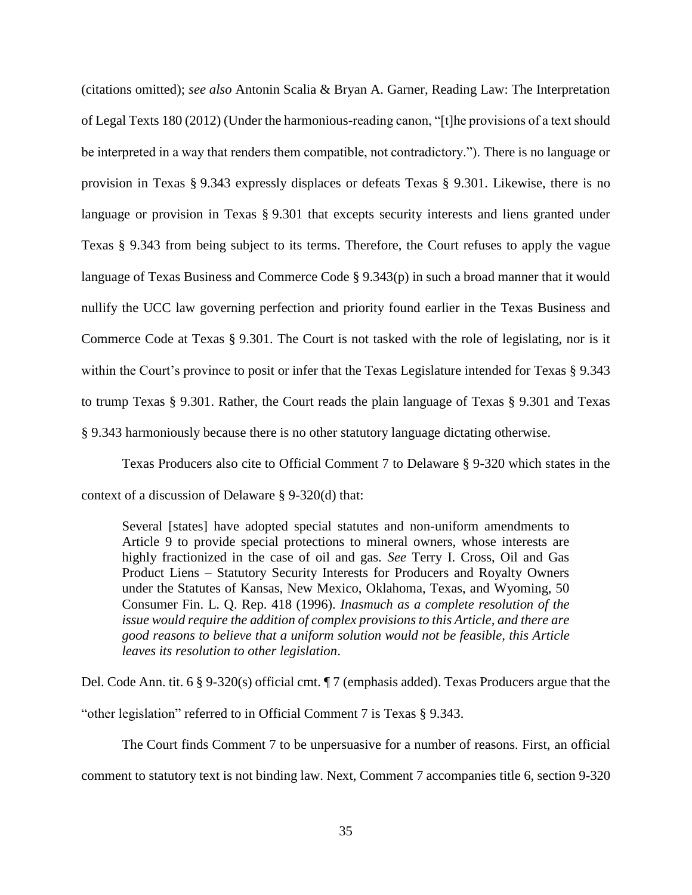(citations omitted); *see also* Antonin Scalia & Bryan A. Garner, Reading Law: The Interpretation of Legal Texts 180 (2012) (Under the harmonious-reading canon, "[t]he provisions of a text should be interpreted in a way that renders them compatible, not contradictory."). There is no language or provision in Texas § 9.343 expressly displaces or defeats Texas § 9.301. Likewise, there is no language or provision in Texas § 9.301 that excepts security interests and liens granted under Texas § 9.343 from being subject to its terms. Therefore, the Court refuses to apply the vague language of Texas Business and Commerce Code § 9.343(p) in such a broad manner that it would nullify the UCC law governing perfection and priority found earlier in the Texas Business and Commerce Code at Texas § 9.301. The Court is not tasked with the role of legislating, nor is it within the Court's province to posit or infer that the Texas Legislature intended for Texas § 9.343 to trump Texas § 9.301. Rather, the Court reads the plain language of Texas § 9.301 and Texas § 9.343 harmoniously because there is no other statutory language dictating otherwise.

Texas Producers also cite to Official Comment 7 to Delaware § 9-320 which states in the context of a discussion of Delaware § 9-320(d) that:

> Several [states] have adopted special statutes and non-uniform amendments to Article 9 to provide special protections to mineral owners, whose interests are highly fractionized in the case of oil and gas. *See* Terry I. Cross, Oil and Gas Product Liens – Statutory Security Interests for Producers and Royalty Owners under the Statutes of Kansas, New Mexico, Oklahoma, Texas, and Wyoming, 50 Consumer Fin. L. Q. Rep. 418 (1996). *Inasmuch as a complete resolution of the issue would require the addition of complex provisions to this Article, and there are good reasons to believe that a uniform solution would not be feasible, this Article leaves its resolution to other legislation*.

Del. Code Ann. tit. 6 § 9-320(s) official cmt. ¶ 7 (emphasis added). Texas Producers argue that the "other legislation" referred to in Official Comment 7 is Texas § 9.343.

The Court finds Comment 7 to be unpersuasive for a number of reasons. First, an official comment to statutory text is not binding law. Next, Comment 7 accompanies title 6, section 9-320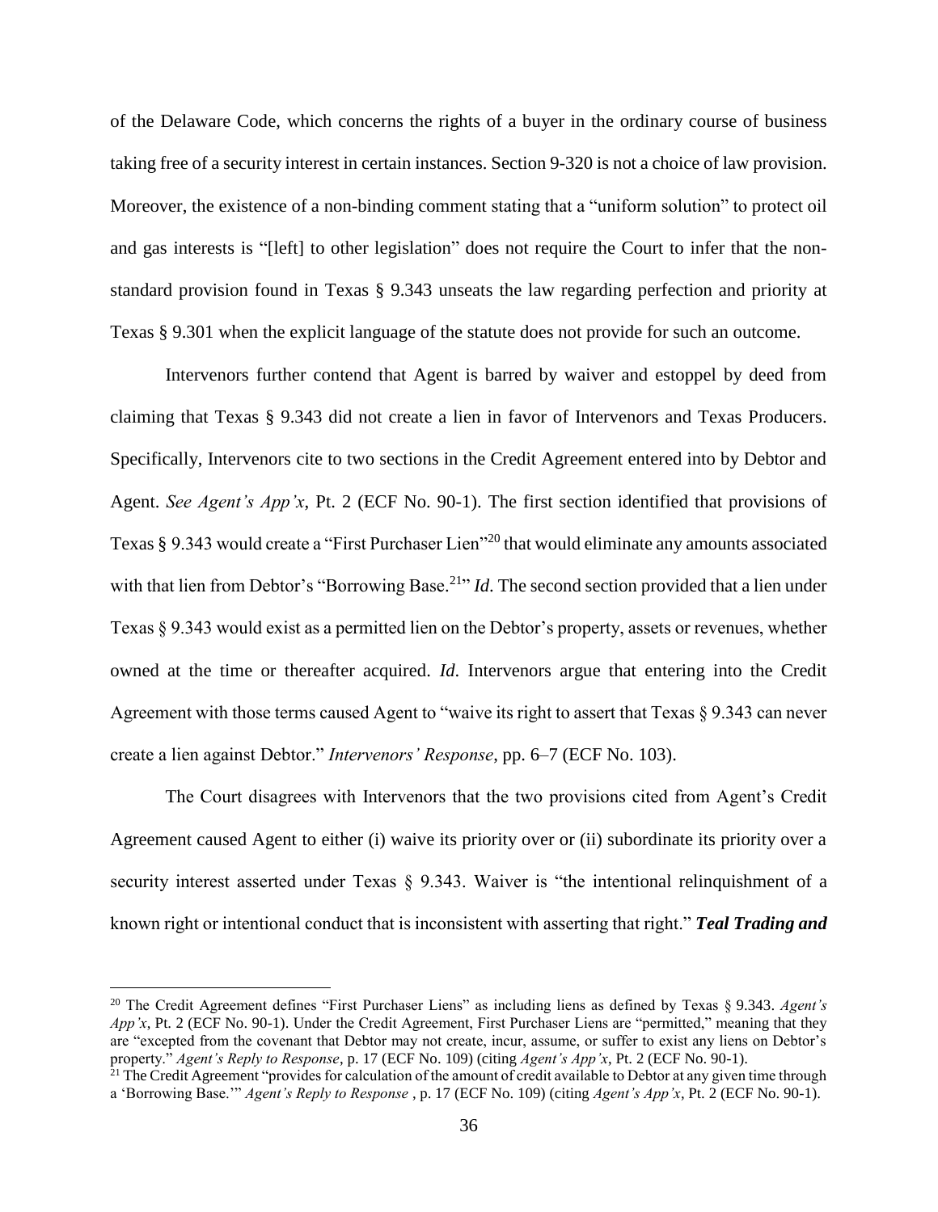of the Delaware Code, which concerns the rights of a buyer in the ordinary course of business taking free of a security interest in certain instances. Section 9-320 is not a choice of law provision. Moreover, the existence of a non-binding comment stating that a "uniform solution" to protect oil and gas interests is "[left] to other legislation" does not require the Court to infer that the non-standard provision found in Texas § 9.343 unseats the law regarding perfection and priority at Texas § 9.301 when the explicit language of the statute does not provide for such an outcome.

Intervenors further contend that Agent is barred by waiver and estoppel by deed from claiming that Texas § 9.343 did not create a lien in favor of Intervenors and Texas Producers. Specifically, Intervenors cite to two sections in the Credit Agreement entered into by Debtor and Agent. *See Agent's App'x*, Pt. 2 (ECF No. 90-1). The first section identified that provisions of Texas § 9.343 would create a "First Purchaser Lien"[20] that would eliminate any amounts associated with that lien from Debtor's "Borrowing Base.[21]" *Id*. The second section provided that a lien under Texas § 9.343 would exist as a permitted lien on the Debtor's property, assets or revenues, whether owned at the time or thereafter acquired. *Id*. Intervenors argue that entering into the Credit Agreement with those terms caused Agent to "waive its right to assert that Texas § 9.343 can never create a lien against Debtor." *Intervenors' Response*, pp. 6–7 (ECF No. 103).

The Court disagrees with Intervenors that the two provisions cited from Agent's Credit Agreement caused Agent to either (i) waive its priority over or (ii) subordinate its priority over a security interest asserted under Texas § 9.343. Waiver is "the intentional relinquishment of a known right or intentional conduct that is inconsistent with asserting that right." ***Teal Trading and***

[20] The Credit Agreement defines "First Purchaser Liens" as including liens as defined by Texas § 9.343. *Agent's App'x*, Pt. 2 (ECF No. 90-1). Under the Credit Agreement, First Purchaser Liens are "permitted," meaning that they are "excepted from the covenant that Debtor may not create, incur, assume, or suffer to exist any liens on Debtor's property." *Agent's Reply to Response*, p. 17 (ECF No. 109) (citing *Agent's App'x*, Pt. 2 (ECF No. 90-1).

[21] The Credit Agreement "provides for calculation of the amount of credit available to Debtor at any given time through a 'Borrowing Base.'" *Agent's Reply to Response* , p. 17 (ECF No. 109) (citing *Agent's App'x*, Pt. 2 (ECF No. 90-1).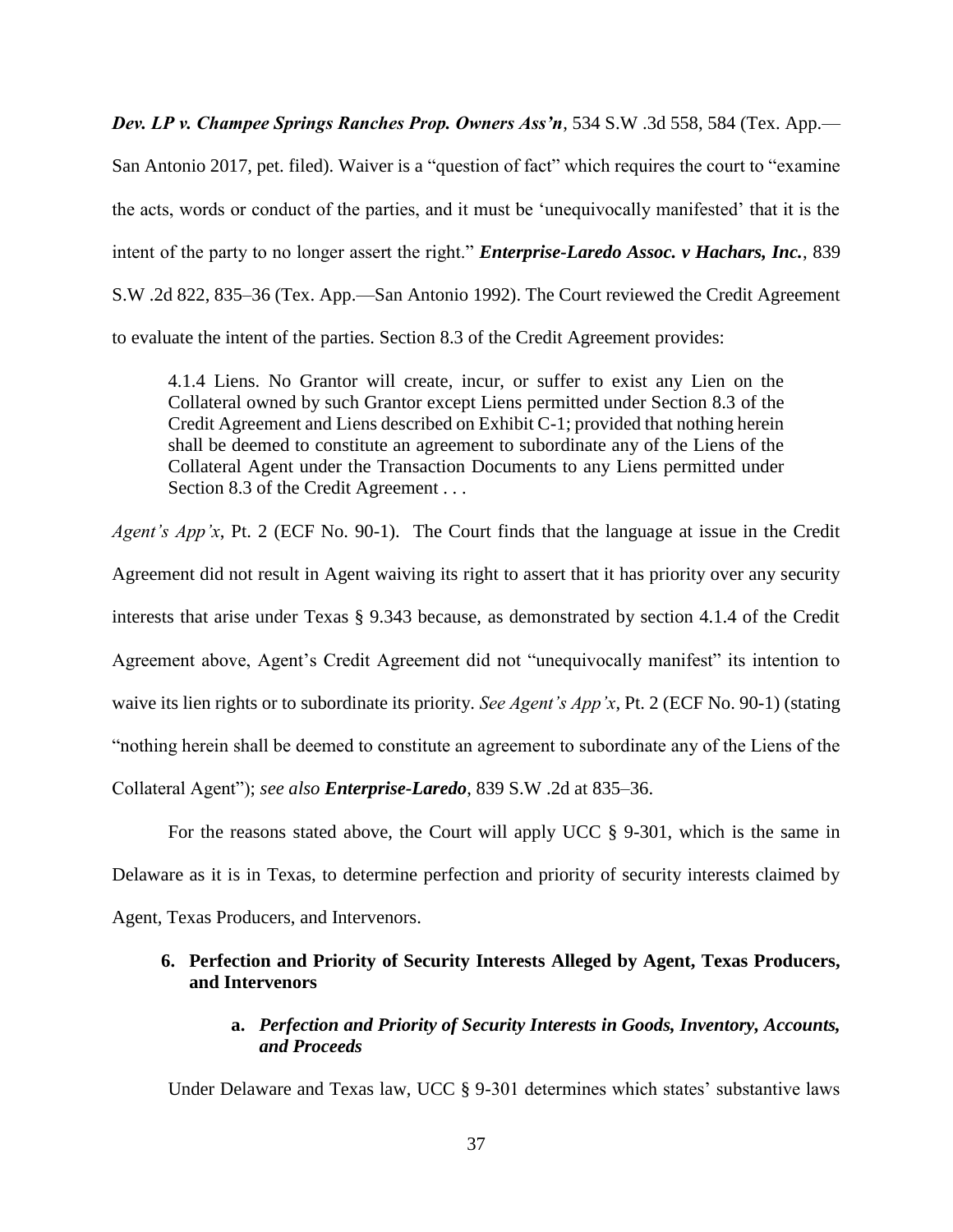***Dev. LP v. Champee Springs Ranches Prop. Owners Ass'n***, 534 S.W .3d 558, 584 (Tex. App.—San Antonio 2017, pet. filed). Waiver is a "question of fact" which requires the court to "examine the acts, words or conduct of the parties, and it must be 'unequivocally manifested' that it is the intent of the party to no longer assert the right." ***Enterprise-Laredo Assoc. v Hachars, Inc.***, 839 S.W .2d 822, 835–36 (Tex. App.—San Antonio 1992). The Court reviewed the Credit Agreement to evaluate the intent of the parties. Section 8.3 of the Credit Agreement provides:

> 4.1.4 Liens. No Grantor will create, incur, or suffer to exist any Lien on the Collateral owned by such Grantor except Liens permitted under Section 8.3 of the Credit Agreement and Liens described on Exhibit C-1; provided that nothing herein shall be deemed to constitute an agreement to subordinate any of the Liens of the Collateral Agent under the Transaction Documents to any Liens permitted under Section 8.3 of the Credit Agreement . . .

*Agent's App'x*, Pt. 2 (ECF No. 90-1). The Court finds that the language at issue in the Credit Agreement did not result in Agent waiving its right to assert that it has priority over any security interests that arise under Texas § 9.343 because, as demonstrated by section 4.1.4 of the Credit Agreement above, Agent's Credit Agreement did not "unequivocally manifest" its intention to waive its lien rights or to subordinate its priority. *See Agent's App'x*, Pt. 2 (ECF No. 90-1) (stating "nothing herein shall be deemed to constitute an agreement to subordinate any of the Liens of the Collateral Agent"); *see also* ***Enterprise-Laredo***, 839 S.W .2d at 835–36.

For the reasons stated above, the Court will apply UCC § 9-301, which is the same in Delaware as it is in Texas, to determine perfection and priority of security interests claimed by Agent, Texas Producers, and Intervenors.

### 6. Perfection and Priority of Security Interests Alleged by Agent, Texas Producers, and Intervenors

#### a. *Perfection and Priority of Security Interests in Goods, Inventory, Accounts, and Proceeds*

Under Delaware and Texas law, UCC § 9-301 determines which states' substantive laws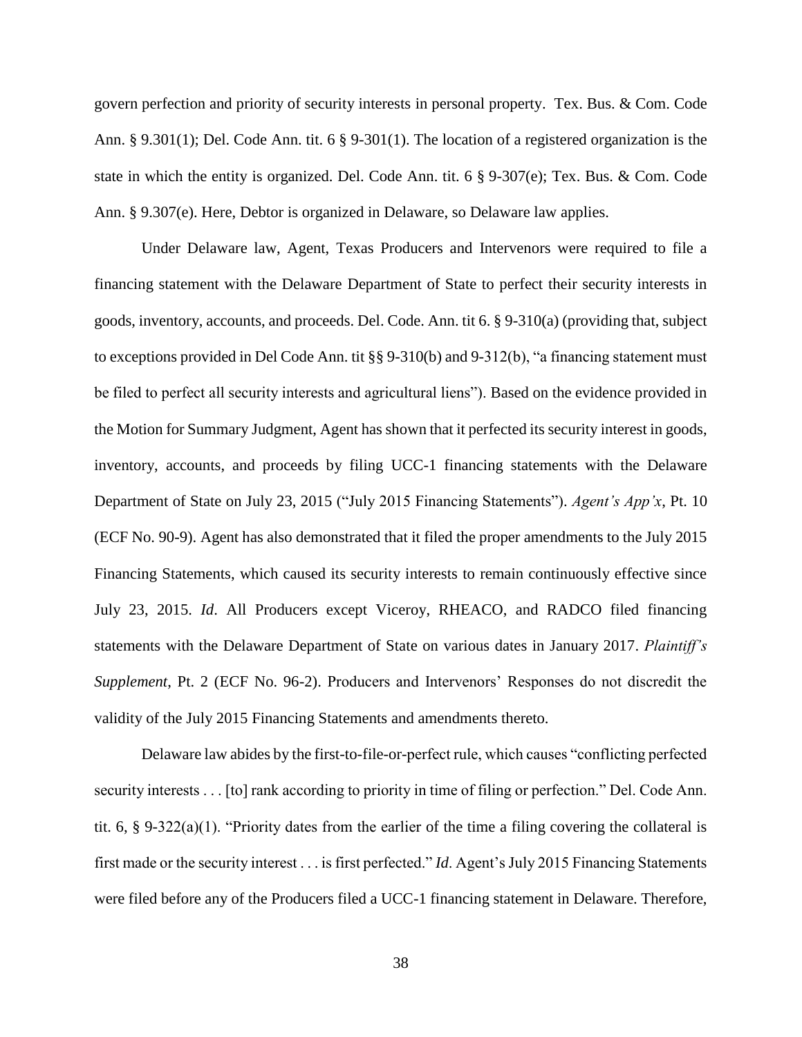govern perfection and priority of security interests in personal property. Tex. Bus. & Com. Code Ann. § 9.301(1); Del. Code Ann. tit. 6 § 9-301(1). The location of a registered organization is the state in which the entity is organized. Del. Code Ann. tit. 6 § 9-307(e); Tex. Bus. & Com. Code Ann. § 9.307(e). Here, Debtor is organized in Delaware, so Delaware law applies.

Under Delaware law, Agent, Texas Producers and Intervenors were required to file a financing statement with the Delaware Department of State to perfect their security interests in goods, inventory, accounts, and proceeds. Del. Code. Ann. tit 6. § 9-310(a) (providing that, subject to exceptions provided in Del Code Ann. tit §§ 9-310(b) and 9-312(b), "a financing statement must be filed to perfect all security interests and agricultural liens"). Based on the evidence provided in the Motion for Summary Judgment, Agent has shown that it perfected its security interest in goods, inventory, accounts, and proceeds by filing UCC-1 financing statements with the Delaware Department of State on July 23, 2015 ("July 2015 Financing Statements"). *Agent's App'x*, Pt. 10 (ECF No. 90-9). Agent has also demonstrated that it filed the proper amendments to the July 2015 Financing Statements, which caused its security interests to remain continuously effective since July 23, 2015. *Id*. All Producers except Viceroy, RHEACO, and RADCO filed financing statements with the Delaware Department of State on various dates in January 2017. *Plaintiff's Supplement*, Pt. 2 (ECF No. 96-2). Producers and Intervenors' Responses do not discredit the validity of the July 2015 Financing Statements and amendments thereto.

Delaware law abides by the first-to-file-or-perfect rule, which causes "conflicting perfected security interests . . . [to] rank according to priority in time of filing or perfection." Del. Code Ann. tit. 6, § 9-322(a)(1). "Priority dates from the earlier of the time a filing covering the collateral is first made or the security interest . . . is first perfected." *Id*. Agent's July 2015 Financing Statements were filed before any of the Producers filed a UCC-1 financing statement in Delaware. Therefore,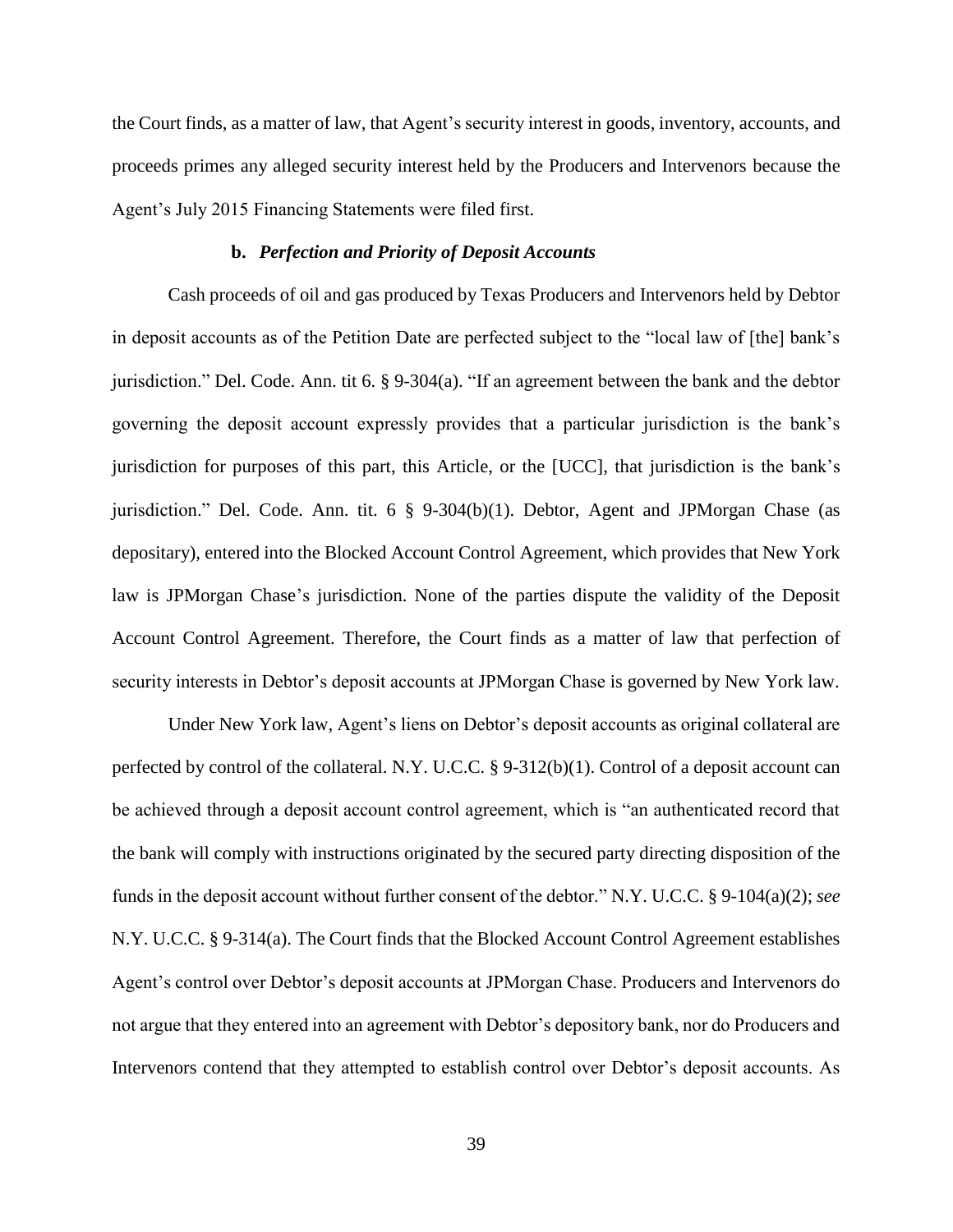the Court finds, as a matter of law, that Agent's security interest in goods, inventory, accounts, and proceeds primes any alleged security interest held by the Producers and Intervenors because the Agent's July 2015 Financing Statements were filed first.

**b.** ***Perfection and Priority of Deposit Accounts***

Cash proceeds of oil and gas produced by Texas Producers and Intervenors held by Debtor in deposit accounts as of the Petition Date are perfected subject to the "local law of [the] bank's jurisdiction." Del. Code. Ann. tit 6. § 9-304(a). "If an agreement between the bank and the debtor governing the deposit account expressly provides that a particular jurisdiction is the bank's jurisdiction for purposes of this part, this Article, or the [UCC], that jurisdiction is the bank's jurisdiction." Del. Code. Ann. tit. 6 § 9-304(b)(1). Debtor, Agent and JPMorgan Chase (as depositary), entered into the Blocked Account Control Agreement, which provides that New York law is JPMorgan Chase's jurisdiction. None of the parties dispute the validity of the Deposit Account Control Agreement. Therefore, the Court finds as a matter of law that perfection of security interests in Debtor's deposit accounts at JPMorgan Chase is governed by New York law.

Under New York law, Agent's liens on Debtor's deposit accounts as original collateral are perfected by control of the collateral. N.Y. U.C.C. § 9-312(b)(1). Control of a deposit account can be achieved through a deposit account control agreement, which is "an authenticated record that the bank will comply with instructions originated by the secured party directing disposition of the funds in the deposit account without further consent of the debtor." N.Y. U.C.C. § 9-104(a)(2); *see* N.Y. U.C.C. § 9-314(a). The Court finds that the Blocked Account Control Agreement establishes Agent's control over Debtor's deposit accounts at JPMorgan Chase. Producers and Intervenors do not argue that they entered into an agreement with Debtor's depository bank, nor do Producers and Intervenors contend that they attempted to establish control over Debtor's deposit accounts. As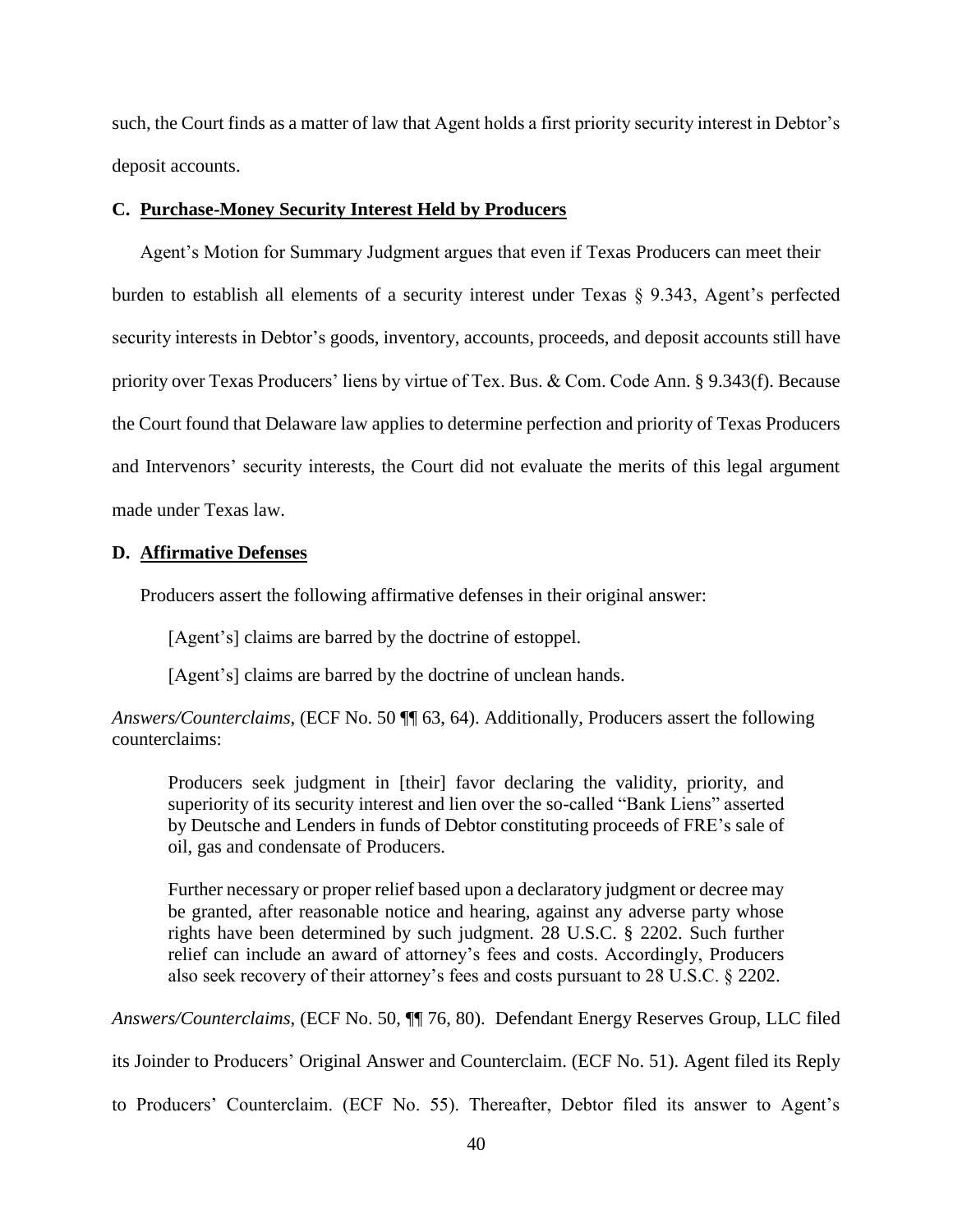such, the Court finds as a matter of law that Agent holds a first priority security interest in Debtor's deposit accounts.

### C. Purchase-Money Security Interest Held by Producers

Agent's Motion for Summary Judgment argues that even if Texas Producers can meet their burden to establish all elements of a security interest under Texas § 9.343, Agent's perfected security interests in Debtor's goods, inventory, accounts, proceeds, and deposit accounts still have priority over Texas Producers' liens by virtue of Tex. Bus. & Com. Code Ann. § 9.343(f). Because the Court found that Delaware law applies to determine perfection and priority of Texas Producers and Intervenors' security interests, the Court did not evaluate the merits of this legal argument made under Texas law.

### D. Affirmative Defenses

Producers assert the following affirmative defenses in their original answer:

> [Agent's] claims are barred by the doctrine of estoppel.
>
> [Agent's] claims are barred by the doctrine of unclean hands.

*Answers/Counterclaims*, (ECF No. 50 ¶¶ 63, 64). Additionally, Producers assert the following counterclaims:

> Producers seek judgment in [their] favor declaring the validity, priority, and superiority of its security interest and lien over the so-called "Bank Liens" asserted by Deutsche and Lenders in funds of Debtor constituting proceeds of FRE's sale of oil, gas and condensate of Producers.
>
> Further necessary or proper relief based upon a declaratory judgment or decree may be granted, after reasonable notice and hearing, against any adverse party whose rights have been determined by such judgment. 28 U.S.C. § 2202. Such further relief can include an award of attorney's fees and costs. Accordingly, Producers also seek recovery of their attorney's fees and costs pursuant to 28 U.S.C. § 2202.

*Answers/Counterclaims*, (ECF No. 50, ¶¶ 76, 80). Defendant Energy Reserves Group, LLC filed its Joinder to Producers' Original Answer and Counterclaim. (ECF No. 51). Agent filed its Reply to Producers' Counterclaim. (ECF No. 55). Thereafter, Debtor filed its answer to Agent's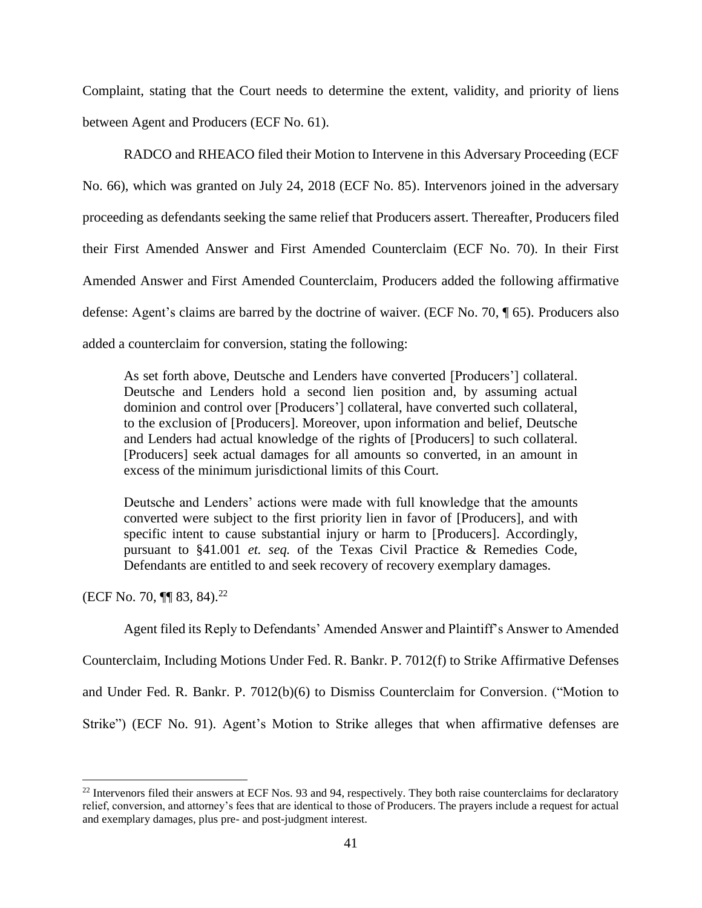Complaint, stating that the Court needs to determine the extent, validity, and priority of liens between Agent and Producers (ECF No. 61).

RADCO and RHEACO filed their Motion to Intervene in this Adversary Proceeding (ECF No. 66), which was granted on July 24, 2018 (ECF No. 85). Intervenors joined in the adversary proceeding as defendants seeking the same relief that Producers assert. Thereafter, Producers filed their First Amended Answer and First Amended Counterclaim (ECF No. 70). In their First Amended Answer and First Amended Counterclaim, Producers added the following affirmative defense: Agent's claims are barred by the doctrine of waiver. (ECF No. 70, ¶ 65). Producers also added a counterclaim for conversion, stating the following:

> As set forth above, Deutsche and Lenders have converted [Producers'] collateral. Deutsche and Lenders hold a second lien position and, by assuming actual dominion and control over [Producers'] collateral, have converted such collateral, to the exclusion of [Producers]. Moreover, upon information and belief, Deutsche and Lenders had actual knowledge of the rights of [Producers] to such collateral. [Producers] seek actual damages for all amounts so converted, in an amount in excess of the minimum jurisdictional limits of this Court.
>
> Deutsche and Lenders' actions were made with full knowledge that the amounts converted were subject to the first priority lien in favor of [Producers], and with specific intent to cause substantial injury or harm to [Producers]. Accordingly, pursuant to §41.001 *et. seq.* of the Texas Civil Practice & Remedies Code, Defendants are entitled to and seek recovery of recovery exemplary damages.

(ECF No. 70, ¶¶ 83, 84).[22]

Agent filed its Reply to Defendants' Amended Answer and Plaintiff's Answer to Amended Counterclaim, Including Motions Under Fed. R. Bankr. P. 7012(f) to Strike Affirmative Defenses and Under Fed. R. Bankr. P. 7012(b)(6) to Dismiss Counterclaim for Conversion. ("Motion to Strike") (ECF No. 91). Agent's Motion to Strike alleges that when affirmative defenses are

[22] Intervenors filed their answers at ECF Nos. 93 and 94, respectively. They both raise counterclaims for declaratory relief, conversion, and attorney's fees that are identical to those of Producers. The prayers include a request for actual and exemplary damages, plus pre- and post-judgment interest.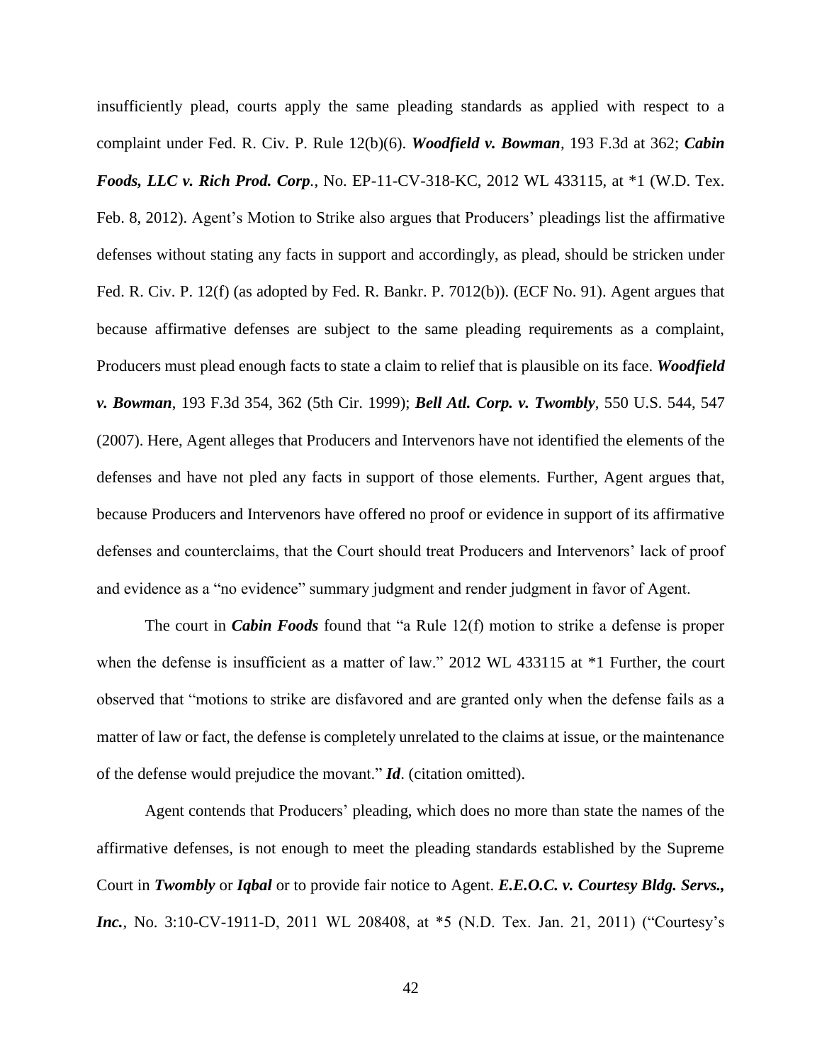insufficiently plead, courts apply the same pleading standards as applied with respect to a complaint under Fed. R. Civ. P. Rule 12(b)(6). ***Woodfield v. Bowman***, 193 F.3d at 362; ***Cabin Foods, LLC v. Rich Prod. Corp.***, No. EP-11-CV-318-KC, 2012 WL 433115, at *1 (W.D. Tex. Feb. 8, 2012). Agent's Motion to Strike also argues that Producers' pleadings list the affirmative defenses without stating any facts in support and accordingly, as plead, should be stricken under Fed. R. Civ. P. 12(f) (as adopted by Fed. R. Bankr. P. 7012(b)). (ECF No. 91). Agent argues that because affirmative defenses are subject to the same pleading requirements as a complaint, Producers must plead enough facts to state a claim to relief that is plausible on its face. ***Woodfield v. Bowman***, 193 F.3d 354, 362 (5th Cir. 1999); ***Bell Atl. Corp. v. Twombly***, 550 U.S. 544, 547 (2007). Here, Agent alleges that Producers and Intervenors have not identified the elements of the defenses and have not pled any facts in support of those elements. Further, Agent argues that, because Producers and Intervenors have offered no proof or evidence in support of its affirmative defenses and counterclaims, that the Court should treat Producers and Intervenors' lack of proof and evidence as a "no evidence" summary judgment and render judgment in favor of Agent.

The court in ***Cabin Foods*** found that "a Rule 12(f) motion to strike a defense is proper when the defense is insufficient as a matter of law." 2012 WL 433115 at *1 Further, the court observed that "motions to strike are disfavored and are granted only when the defense fails as a matter of law or fact, the defense is completely unrelated to the claims at issue, or the maintenance of the defense would prejudice the movant." ***Id***. (citation omitted).

Agent contends that Producers' pleading, which does no more than state the names of the affirmative defenses, is not enough to meet the pleading standards established by the Supreme Court in ***Twombly*** or ***Iqbal*** or to provide fair notice to Agent. ***E.E.O.C. v. Courtesy Bldg. Servs., Inc.***, No. 3:10-CV-1911-D, 2011 WL 208408, at *5 (N.D. Tex. Jan. 21, 2011) ("Courtesy's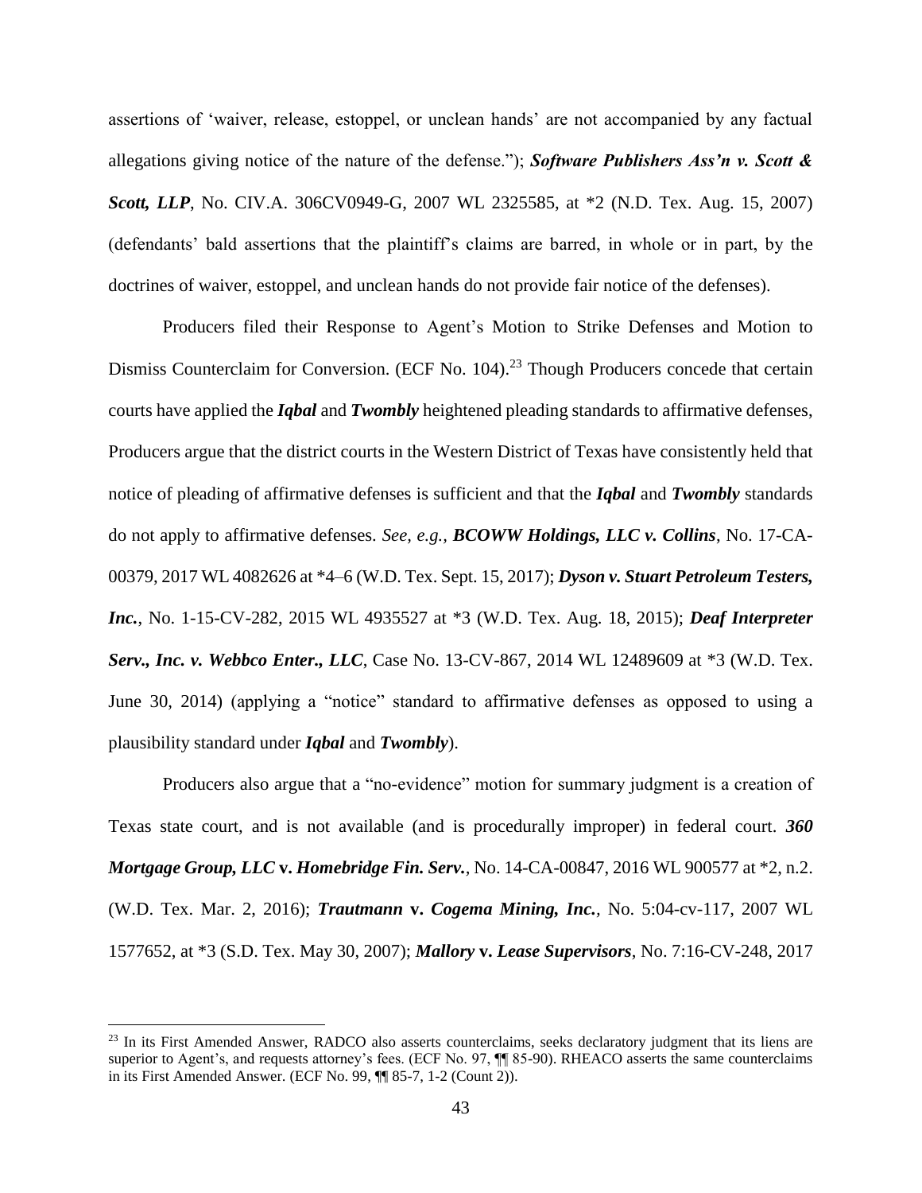assertions of 'waiver, release, estoppel, or unclean hands' are not accompanied by any factual allegations giving notice of the nature of the defense."); ***Software Publishers Ass'n v. Scott & Scott, LLP***, No. CIV.A. 306CV0949-G, 2007 WL 2325585, at *2 (N.D. Tex. Aug. 15, 2007) (defendants' bald assertions that the plaintiff's claims are barred, in whole or in part, by the doctrines of waiver, estoppel, and unclean hands do not provide fair notice of the defenses).

Producers filed their Response to Agent's Motion to Strike Defenses and Motion to Dismiss Counterclaim for Conversion. (ECF No. 104).[23] Though Producers concede that certain courts have applied the ***Iqbal*** and ***Twombly*** heightened pleading standards to affirmative defenses, Producers argue that the district courts in the Western District of Texas have consistently held that notice of pleading of affirmative defenses is sufficient and that the ***Iqbal*** and ***Twombly*** standards do not apply to affirmative defenses. *See, e.g.,* ***BCOWW Holdings, LLC v. Collins***, No. 17-CA-00379, 2017 WL 4082626 at *4–6 (W.D. Tex. Sept. 15, 2017); ***Dyson v. Stuart Petroleum Testers, Inc.***, No. 1-15-CV-282, 2015 WL 4935527 at *3 (W.D. Tex. Aug. 18, 2015); ***Deaf Interpreter Serv., Inc. v. Webbco Enter., LLC***, Case No. 13-CV-867, 2014 WL 12489609 at *3 (W.D. Tex. June 30, 2014) (applying a "notice" standard to affirmative defenses as opposed to using a plausibility standard under ***Iqbal*** and ***Twombly***).

Producers also argue that a "no-evidence" motion for summary judgment is a creation of Texas state court, and is not available (and is procedurally improper) in federal court. ***360 Mortgage Group, LLC* v. *Homebridge Fin. Serv.***, No. 14-CA-00847, 2016 WL 900577 at *2, n.2. (W.D. Tex. Mar. 2, 2016); ***Trautmann* v. *Cogema Mining, Inc.***, No. 5:04-cv-117, 2007 WL 1577652, at *3 (S.D. Tex. May 30, 2007); ***Mallory* v. *Lease Supervisors***, No. 7:16-CV-248, 2017

---

[23] In its First Amended Answer, RADCO also asserts counterclaims, seeks declaratory judgment that its liens are superior to Agent's, and requests attorney's fees. (ECF No. 97, ¶¶ 85-90). RHEACO asserts the same counterclaims in its First Amended Answer. (ECF No. 99, ¶¶ 85-7, 1-2 (Count 2)).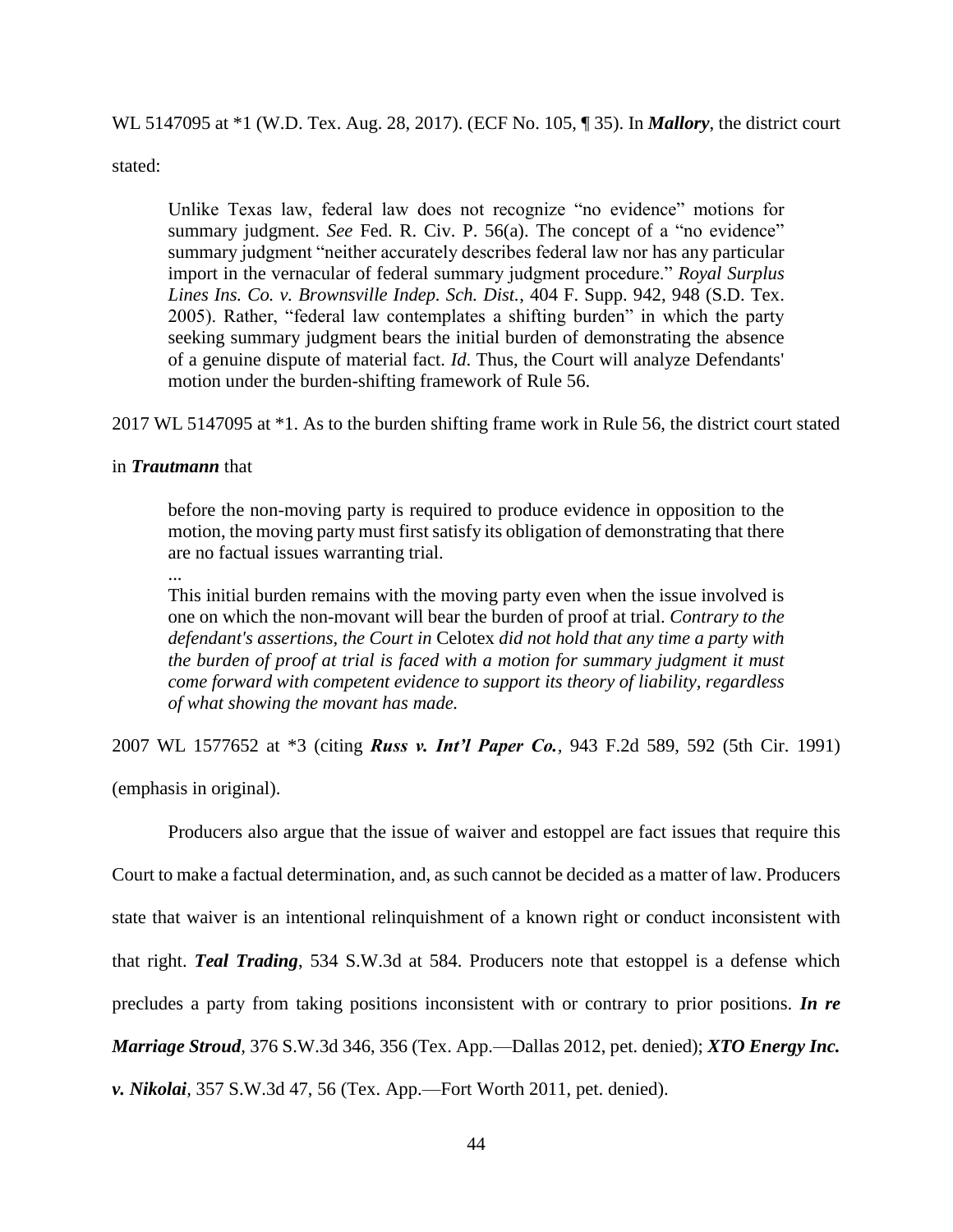WL 5147095 at *1 (W.D. Tex. Aug. 28, 2017). (ECF No. 105, ¶ 35). In ***Mallory***, the district court stated:

> Unlike Texas law, federal law does not recognize "no evidence" motions for summary judgment. *See* Fed. R. Civ. P. 56(a). The concept of a "no evidence" summary judgment "neither accurately describes federal law nor has any particular import in the vernacular of federal summary judgment procedure." *Royal Surplus Lines Ins. Co. v. Brownsville Indep. Sch. Dist.*, 404 F. Supp. 942, 948 (S.D. Tex. 2005). Rather, "federal law contemplates a shifting burden" in which the party seeking summary judgment bears the initial burden of demonstrating the absence of a genuine dispute of material fact. *Id*. Thus, the Court will analyze Defendants' motion under the burden-shifting framework of Rule 56.

2017 WL 5147095 at *1. As to the burden shifting frame work in Rule 56, the district court stated in ***Trautmann*** that

> before the non-moving party is required to produce evidence in opposition to the motion, the moving party must first satisfy its obligation of demonstrating that there are no factual issues warranting trial.
>
> ...
>
> This initial burden remains with the moving party even when the issue involved is one on which the non-movant will bear the burden of proof at trial. *Contrary to the defendant's assertions, the Court in* Celotex *did not hold that any time a party with the burden of proof at trial is faced with a motion for summary judgment it must come forward with competent evidence to support its theory of liability, regardless of what showing the movant has made.*

2007 WL 1577652 at *3 (citing ***Russ v. Int'l Paper Co.***, 943 F.2d 589, 592 (5th Cir. 1991) (emphasis in original).

Producers also argue that the issue of waiver and estoppel are fact issues that require this Court to make a factual determination, and, as such cannot be decided as a matter of law. Producers state that waiver is an intentional relinquishment of a known right or conduct inconsistent with that right. ***Teal Trading***, 534 S.W.3d at 584. Producers note that estoppel is a defense which precludes a party from taking positions inconsistent with or contrary to prior positions. ***In re Marriage Stroud***, 376 S.W.3d 346, 356 (Tex. App.—Dallas 2012, pet. denied); ***XTO Energy Inc. v. Nikolai***, 357 S.W.3d 47, 56 (Tex. App.—Fort Worth 2011, pet. denied).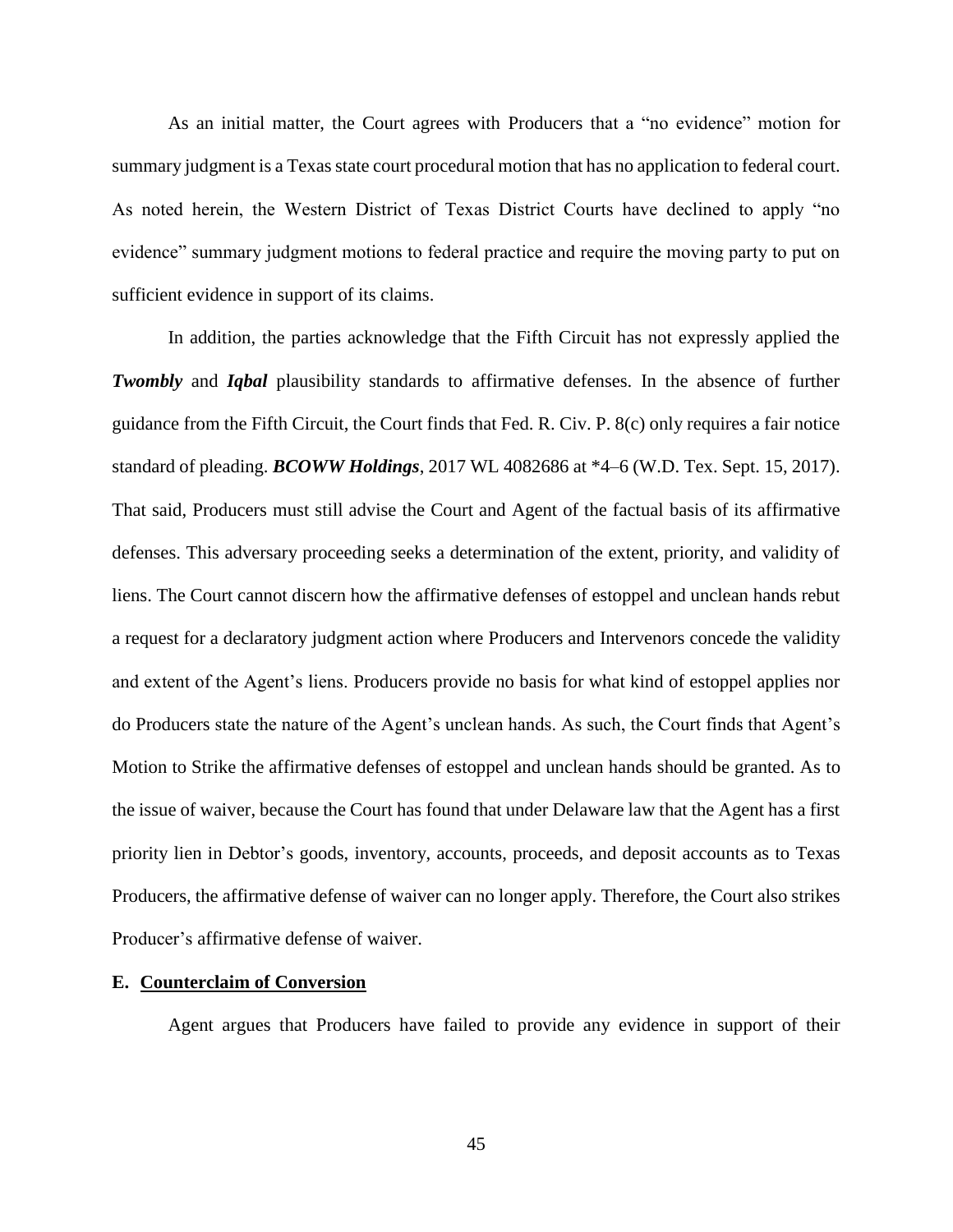As an initial matter, the Court agrees with Producers that a "no evidence" motion for summary judgment is a Texas state court procedural motion that has no application to federal court. As noted herein, the Western District of Texas District Courts have declined to apply "no evidence" summary judgment motions to federal practice and require the moving party to put on sufficient evidence in support of its claims.

In addition, the parties acknowledge that the Fifth Circuit has not expressly applied the ***Twombly*** and ***Iqbal*** plausibility standards to affirmative defenses. In the absence of further guidance from the Fifth Circuit, the Court finds that Fed. R. Civ. P. 8(c) only requires a fair notice standard of pleading. ***BCOWW Holdings***, 2017 WL 4082686 at *4–6 (W.D. Tex. Sept. 15, 2017). That said, Producers must still advise the Court and Agent of the factual basis of its affirmative defenses. This adversary proceeding seeks a determination of the extent, priority, and validity of liens. The Court cannot discern how the affirmative defenses of estoppel and unclean hands rebut a request for a declaratory judgment action where Producers and Intervenors concede the validity and extent of the Agent's liens. Producers provide no basis for what kind of estoppel applies nor do Producers state the nature of the Agent's unclean hands. As such, the Court finds that Agent's Motion to Strike the affirmative defenses of estoppel and unclean hands should be granted. As to the issue of waiver, because the Court has found that under Delaware law that the Agent has a first priority lien in Debtor's goods, inventory, accounts, proceeds, and deposit accounts as to Texas Producers, the affirmative defense of waiver can no longer apply. Therefore, the Court also strikes Producer's affirmative defense of waiver.

**E. <u>Counterclaim of Conversion</u>**

Agent argues that Producers have failed to provide any evidence in support of their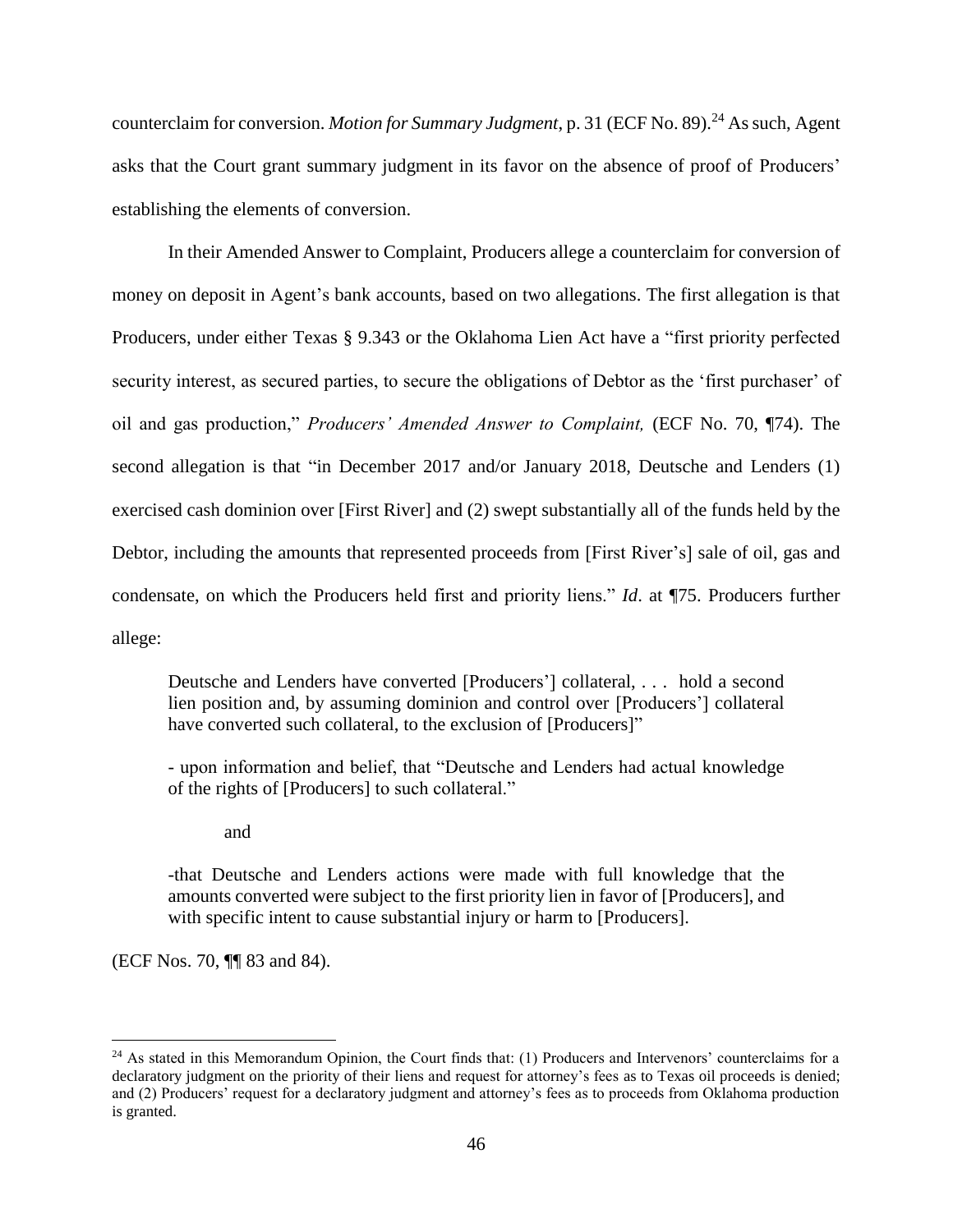counterclaim for conversion. *Motion for Summary Judgment*, p. 31 (ECF No. 89).[24] As such, Agent asks that the Court grant summary judgment in its favor on the absence of proof of Producers' establishing the elements of conversion.

In their Amended Answer to Complaint, Producers allege a counterclaim for conversion of money on deposit in Agent's bank accounts, based on two allegations. The first allegation is that Producers, under either Texas § 9.343 or the Oklahoma Lien Act have a "first priority perfected security interest, as secured parties, to secure the obligations of Debtor as the 'first purchaser' of oil and gas production," *Producers' Amended Answer to Complaint,* (ECF No. 70, ¶74). The second allegation is that "in December 2017 and/or January 2018, Deutsche and Lenders (1) exercised cash dominion over [First River] and (2) swept substantially all of the funds held by the Debtor, including the amounts that represented proceeds from [First River's] sale of oil, gas and condensate, on which the Producers held first and priority liens." *Id*. at ¶75. Producers further allege:

> Deutsche and Lenders have converted [Producers'] collateral, . . . hold a second lien position and, by assuming dominion and control over [Producers'] collateral have converted such collateral, to the exclusion of [Producers]"
>
> - upon information and belief, that "Deutsche and Lenders had actual knowledge of the rights of [Producers] to such collateral."
>
> and
>
> -that Deutsche and Lenders actions were made with full knowledge that the amounts converted were subject to the first priority lien in favor of [Producers], and with specific intent to cause substantial injury or harm to [Producers].

(ECF Nos. 70, ¶¶ 83 and 84).

[24] As stated in this Memorandum Opinion, the Court finds that: (1) Producers and Intervenors' counterclaims for a declaratory judgment on the priority of their liens and request for attorney's fees as to Texas oil proceeds is denied; and (2) Producers' request for a declaratory judgment and attorney's fees as to proceeds from Oklahoma production is granted.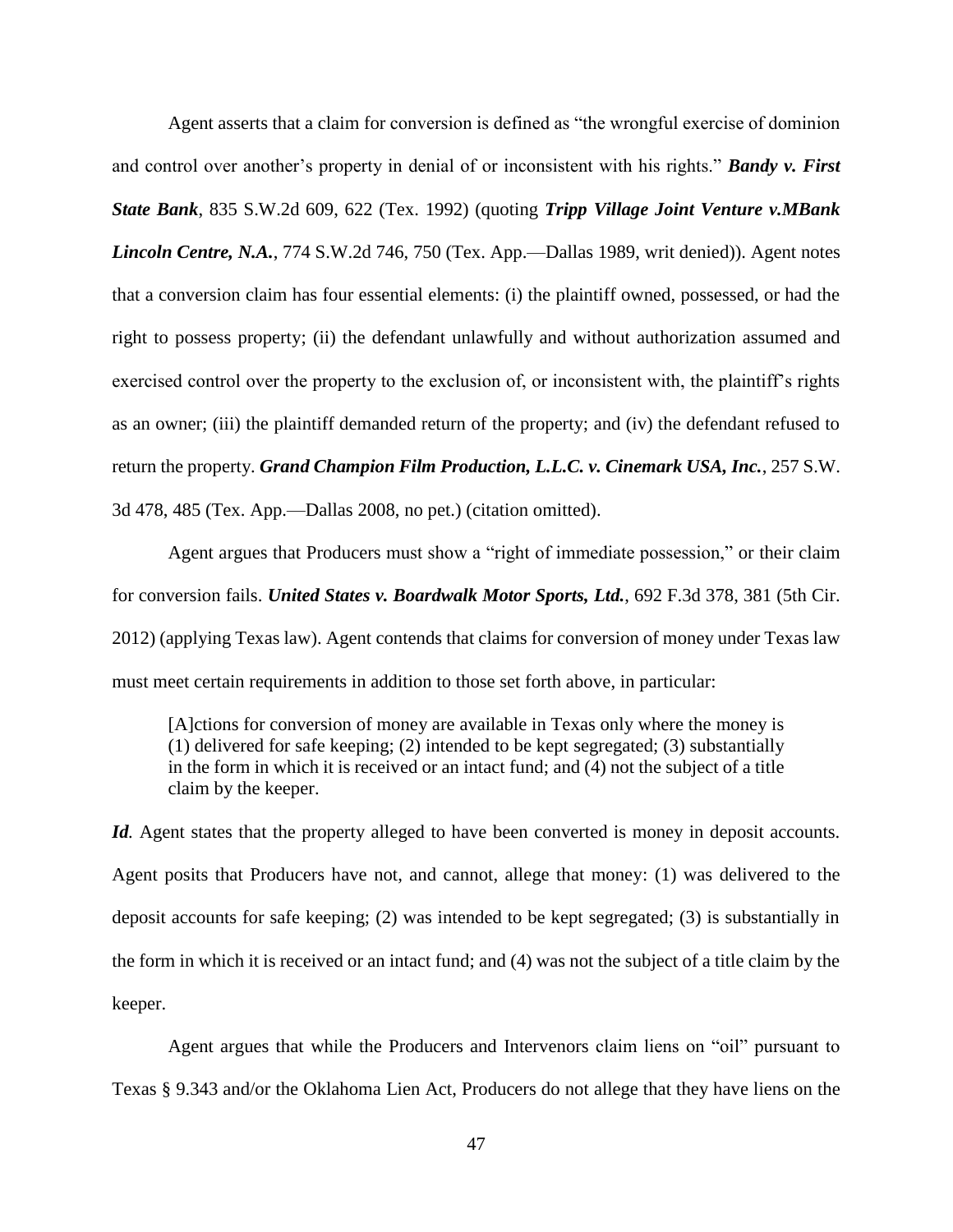Agent asserts that a claim for conversion is defined as "the wrongful exercise of dominion and control over another's property in denial of or inconsistent with his rights." ***Bandy v. First State Bank***, 835 S.W.2d 609, 622 (Tex. 1992) (quoting ***Tripp Village Joint Venture v.MBank Lincoln Centre, N.A.***, 774 S.W.2d 746, 750 (Tex. App.—Dallas 1989, writ denied)). Agent notes that a conversion claim has four essential elements: (i) the plaintiff owned, possessed, or had the right to possess property; (ii) the defendant unlawfully and without authorization assumed and exercised control over the property to the exclusion of, or inconsistent with, the plaintiff's rights as an owner; (iii) the plaintiff demanded return of the property; and (iv) the defendant refused to return the property. ***Grand Champion Film Production, L.L.C. v. Cinemark USA, Inc.***, 257 S.W. 3d 478, 485 (Tex. App.—Dallas 2008, no pet.) (citation omitted).

Agent argues that Producers must show a "right of immediate possession," or their claim for conversion fails. ***United States v. Boardwalk Motor Sports, Ltd.***, 692 F.3d 378, 381 (5th Cir. 2012) (applying Texas law). Agent contends that claims for conversion of money under Texas law must meet certain requirements in addition to those set forth above, in particular:

> [A]ctions for conversion of money are available in Texas only where the money is (1) delivered for safe keeping; (2) intended to be kept segregated; (3) substantially in the form in which it is received or an intact fund; and (4) not the subject of a title claim by the keeper.

***Id.*** Agent states that the property alleged to have been converted is money in deposit accounts. Agent posits that Producers have not, and cannot, allege that money: (1) was delivered to the deposit accounts for safe keeping; (2) was intended to be kept segregated; (3) is substantially in the form in which it is received or an intact fund; and (4) was not the subject of a title claim by the keeper.

Agent argues that while the Producers and Intervenors claim liens on "oil" pursuant to Texas § 9.343 and/or the Oklahoma Lien Act, Producers do not allege that they have liens on the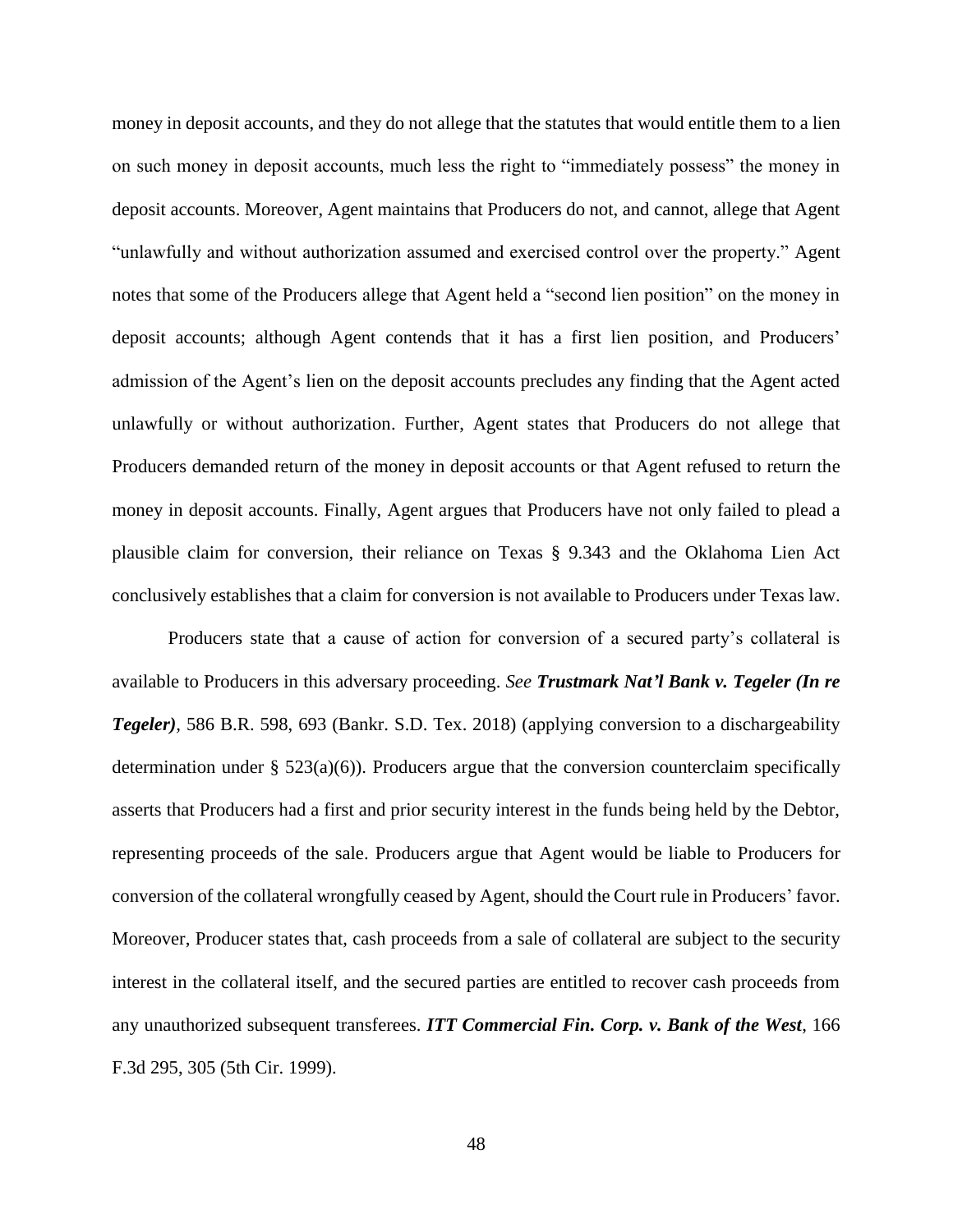money in deposit accounts, and they do not allege that the statutes that would entitle them to a lien on such money in deposit accounts, much less the right to "immediately possess" the money in deposit accounts. Moreover, Agent maintains that Producers do not, and cannot, allege that Agent "unlawfully and without authorization assumed and exercised control over the property." Agent notes that some of the Producers allege that Agent held a "second lien position" on the money in deposit accounts; although Agent contends that it has a first lien position, and Producers' admission of the Agent's lien on the deposit accounts precludes any finding that the Agent acted unlawfully or without authorization. Further, Agent states that Producers do not allege that Producers demanded return of the money in deposit accounts or that Agent refused to return the money in deposit accounts. Finally, Agent argues that Producers have not only failed to plead a plausible claim for conversion, their reliance on Texas § 9.343 and the Oklahoma Lien Act conclusively establishes that a claim for conversion is not available to Producers under Texas law.

Producers state that a cause of action for conversion of a secured party's collateral is available to Producers in this adversary proceeding. *See **Trustmark Nat'l Bank v. Tegeler (In re Tegeler)***, 586 B.R. 598, 693 (Bankr. S.D. Tex. 2018) (applying conversion to a dischargeability determination under § 523(a)(6)). Producers argue that the conversion counterclaim specifically asserts that Producers had a first and prior security interest in the funds being held by the Debtor, representing proceeds of the sale. Producers argue that Agent would be liable to Producers for conversion of the collateral wrongfully ceased by Agent, should the Court rule in Producers' favor. Moreover, Producer states that, cash proceeds from a sale of collateral are subject to the security interest in the collateral itself, and the secured parties are entitled to recover cash proceeds from any unauthorized subsequent transferees. ***ITT Commercial Fin. Corp. v. Bank of the West***, 166 F.3d 295, 305 (5th Cir. 1999).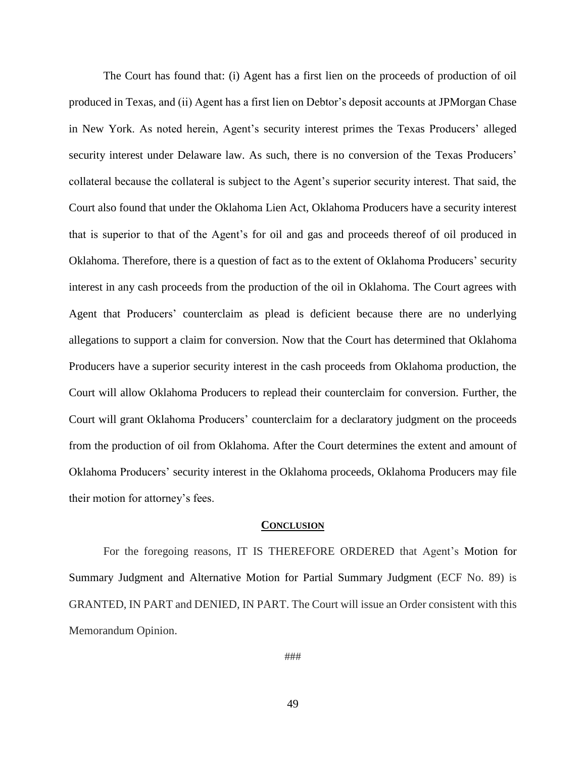The Court has found that: (i) Agent has a first lien on the proceeds of production of oil produced in Texas, and (ii) Agent has a first lien on Debtor's deposit accounts at JPMorgan Chase in New York. As noted herein, Agent's security interest primes the Texas Producers' alleged security interest under Delaware law. As such, there is no conversion of the Texas Producers' collateral because the collateral is subject to the Agent's superior security interest. That said, the Court also found that under the Oklahoma Lien Act, Oklahoma Producers have a security interest that is superior to that of the Agent's for oil and gas and proceeds thereof of oil produced in Oklahoma. Therefore, there is a question of fact as to the extent of Oklahoma Producers' security interest in any cash proceeds from the production of the oil in Oklahoma. The Court agrees with Agent that Producers' counterclaim as plead is deficient because there are no underlying allegations to support a claim for conversion. Now that the Court has determined that Oklahoma Producers have a superior security interest in the cash proceeds from Oklahoma production, the Court will allow Oklahoma Producers to replead their counterclaim for conversion. Further, the Court will grant Oklahoma Producers' counterclaim for a declaratory judgment on the proceeds from the production of oil from Oklahoma. After the Court determines the extent and amount of Oklahoma Producers' security interest in the Oklahoma proceeds, Oklahoma Producers may file their motion for attorney's fees.

## **CONCLUSION**

For the foregoing reasons, IT IS THEREFORE ORDERED that Agent's Motion for Summary Judgment and Alternative Motion for Partial Summary Judgment (ECF No. 89) is GRANTED, IN PART and DENIED, IN PART. The Court will issue an Order consistent with this Memorandum Opinion.

###